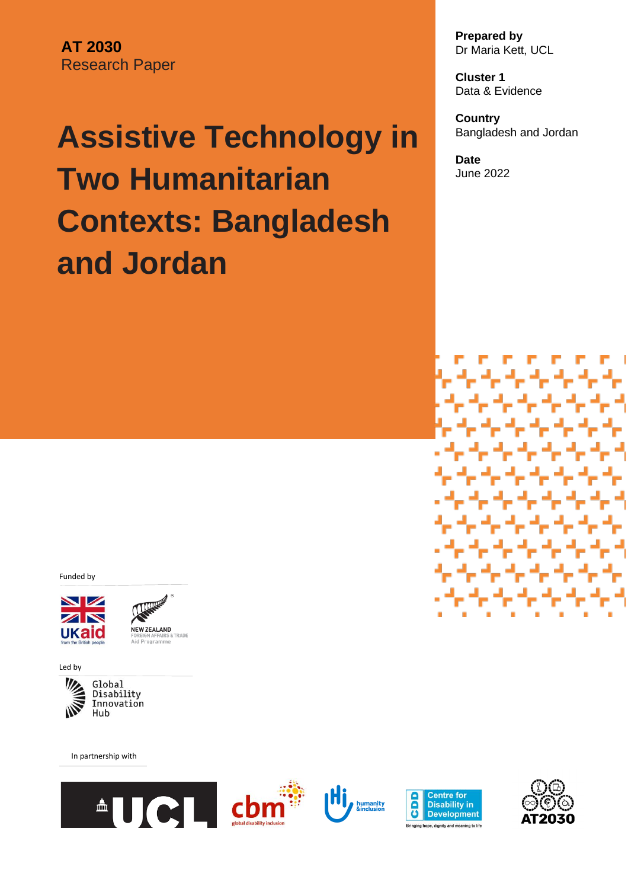**AT 2030**
Research Paper

# Assistive Technology in Two Humanitarian Contexts: Bangladesh and Jordan

**Prepared by**
Dr Maria Kett, UCL

**Cluster 1**
Data & Evidence

**Country**
Bangladesh and Jordan

**Date**
June 2022

Funded by

UKaid from the British people

NEW ZEALAND FOREIGN AFFAIRS & TRADE Aid Programme

Led by

Global Disability Innovation Hub

In partnership with

UCL

cbm global disability inclusion

humanity & inclusion

Centre for Disability in Development — Bringing hope, dignity and meaning to life

AT2030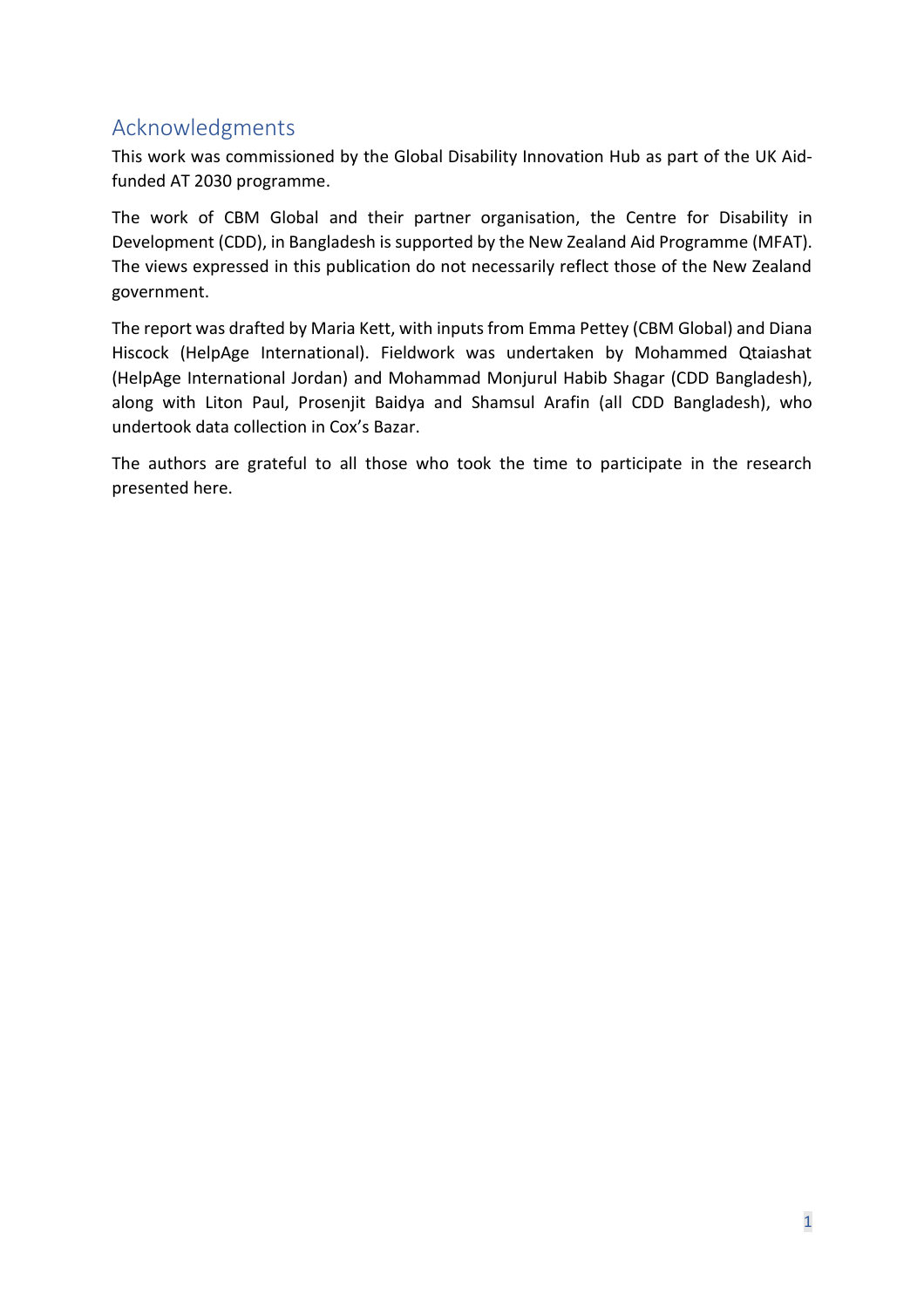## Acknowledgments

This work was commissioned by the Global Disability Innovation Hub as part of the UK Aid-funded AT 2030 programme.

The work of CBM Global and their partner organisation, the Centre for Disability in Development (CDD), in Bangladesh is supported by the New Zealand Aid Programme (MFAT). The views expressed in this publication do not necessarily reflect those of the New Zealand government.

The report was drafted by Maria Kett, with inputs from Emma Pettey (CBM Global) and Diana Hiscock (HelpAge International). Fieldwork was undertaken by Mohammed Qtaiashat (HelpAge International Jordan) and Mohammad Monjurul Habib Shagar (CDD Bangladesh), along with Liton Paul, Prosenjit Baidya and Shamsul Arafin (all CDD Bangladesh), who undertook data collection in Cox's Bazar.

The authors are grateful to all those who took the time to participate in the research presented here.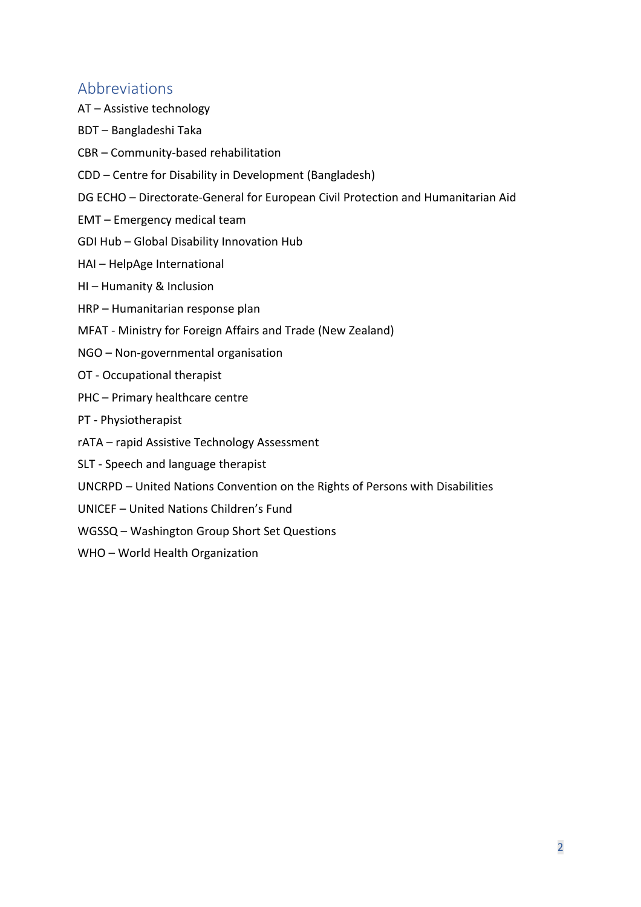## Abbreviations

AT – Assistive technology

BDT – Bangladeshi Taka

CBR – Community-based rehabilitation

CDD – Centre for Disability in Development (Bangladesh)

DG ECHO – Directorate-General for European Civil Protection and Humanitarian Aid

EMT – Emergency medical team

GDI Hub – Global Disability Innovation Hub

HAI – HelpAge International

HI – Humanity & Inclusion

HRP – Humanitarian response plan

MFAT - Ministry for Foreign Affairs and Trade (New Zealand)

NGO – Non-governmental organisation

OT - Occupational therapist

PHC – Primary healthcare centre

PT - Physiotherapist

rATA – rapid Assistive Technology Assessment

SLT - Speech and language therapist

UNCRPD – United Nations Convention on the Rights of Persons with Disabilities

UNICEF – United Nations Children's Fund

WGSSQ – Washington Group Short Set Questions

WHO – World Health Organization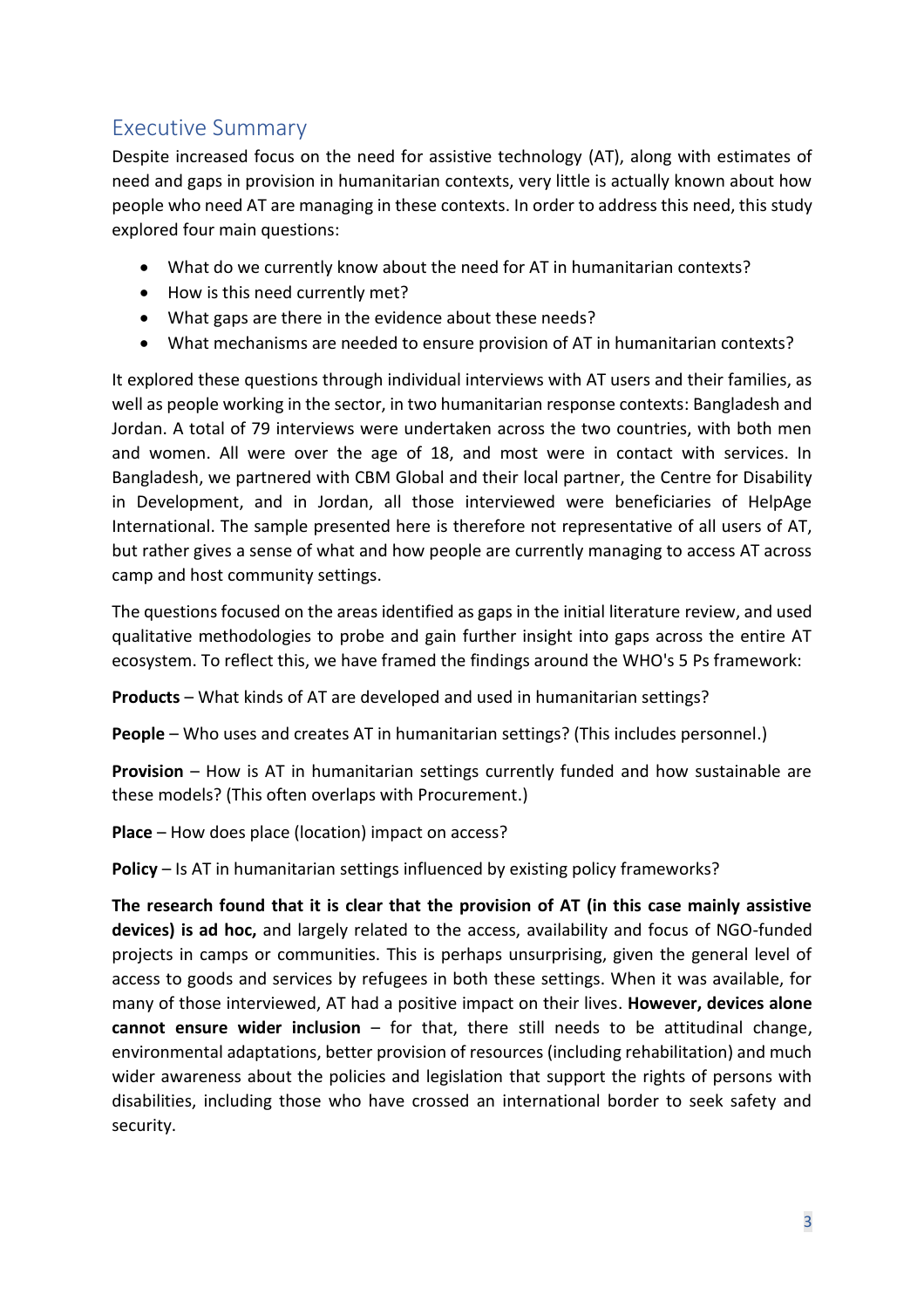## Executive Summary

Despite increased focus on the need for assistive technology (AT), along with estimates of need and gaps in provision in humanitarian contexts, very little is actually known about how people who need AT are managing in these contexts. In order to address this need, this study explored four main questions:

- What do we currently know about the need for AT in humanitarian contexts?
- How is this need currently met?
- What gaps are there in the evidence about these needs?
- What mechanisms are needed to ensure provision of AT in humanitarian contexts?

It explored these questions through individual interviews with AT users and their families, as well as people working in the sector, in two humanitarian response contexts: Bangladesh and Jordan. A total of 79 interviews were undertaken across the two countries, with both men and women. All were over the age of 18, and most were in contact with services. In Bangladesh, we partnered with CBM Global and their local partner, the Centre for Disability in Development, and in Jordan, all those interviewed were beneficiaries of HelpAge International. The sample presented here is therefore not representative of all users of AT, but rather gives a sense of what and how people are currently managing to access AT across camp and host community settings.

The questions focused on the areas identified as gaps in the initial literature review, and used qualitative methodologies to probe and gain further insight into gaps across the entire AT ecosystem. To reflect this, we have framed the findings around the WHO's 5 Ps framework:

**Products** – What kinds of AT are developed and used in humanitarian settings?

**People** – Who uses and creates AT in humanitarian settings? (This includes personnel.)

**Provision** – How is AT in humanitarian settings currently funded and how sustainable are these models? (This often overlaps with Procurement.)

**Place** – How does place (location) impact on access?

**Policy** – Is AT in humanitarian settings influenced by existing policy frameworks?

**The research found that it is clear that the provision of AT (in this case mainly assistive devices) is ad hoc,** and largely related to the access, availability and focus of NGO-funded projects in camps or communities. This is perhaps unsurprising, given the general level of access to goods and services by refugees in both these settings. When it was available, for many of those interviewed, AT had a positive impact on their lives. **However, devices alone cannot ensure wider inclusion** – for that, there still needs to be attitudinal change, environmental adaptations, better provision of resources (including rehabilitation) and much wider awareness about the policies and legislation that support the rights of persons with disabilities, including those who have crossed an international border to seek safety and security.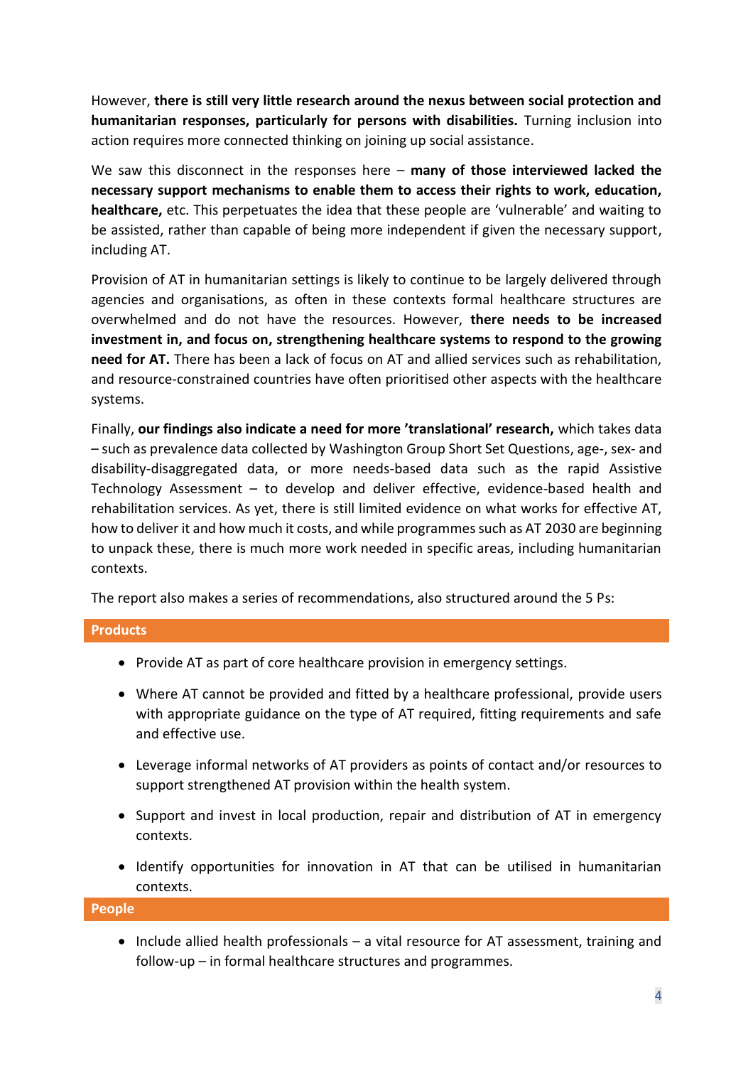However, **there is still very little research around the nexus between social protection and humanitarian responses, particularly for persons with disabilities.** Turning inclusion into action requires more connected thinking on joining up social assistance.

We saw this disconnect in the responses here – **many of those interviewed lacked the necessary support mechanisms to enable them to access their rights to work, education, healthcare,** etc. This perpetuates the idea that these people are 'vulnerable' and waiting to be assisted, rather than capable of being more independent if given the necessary support, including AT.

Provision of AT in humanitarian settings is likely to continue to be largely delivered through agencies and organisations, as often in these contexts formal healthcare structures are overwhelmed and do not have the resources. However, **there needs to be increased investment in, and focus on, strengthening healthcare systems to respond to the growing need for AT.** There has been a lack of focus on AT and allied services such as rehabilitation, and resource-constrained countries have often prioritised other aspects with the healthcare systems.

Finally, **our findings also indicate a need for more 'translational' research,** which takes data – such as prevalence data collected by Washington Group Short Set Questions, age-, sex- and disability-disaggregated data, or more needs-based data such as the rapid Assistive Technology Assessment – to develop and deliver effective, evidence-based health and rehabilitation services. As yet, there is still limited evidence on what works for effective AT, how to deliver it and how much it costs, and while programmes such as AT 2030 are beginning to unpack these, there is much more work needed in specific areas, including humanitarian contexts.

The report also makes a series of recommendations, also structured around the 5 Ps:

### Products

- Provide AT as part of core healthcare provision in emergency settings.
- Where AT cannot be provided and fitted by a healthcare professional, provide users with appropriate guidance on the type of AT required, fitting requirements and safe and effective use.
- Leverage informal networks of AT providers as points of contact and/or resources to support strengthened AT provision within the health system.
- Support and invest in local production, repair and distribution of AT in emergency contexts.
- Identify opportunities for innovation in AT that can be utilised in humanitarian contexts.

### People

- Include allied health professionals – a vital resource for AT assessment, training and follow-up – in formal healthcare structures and programmes.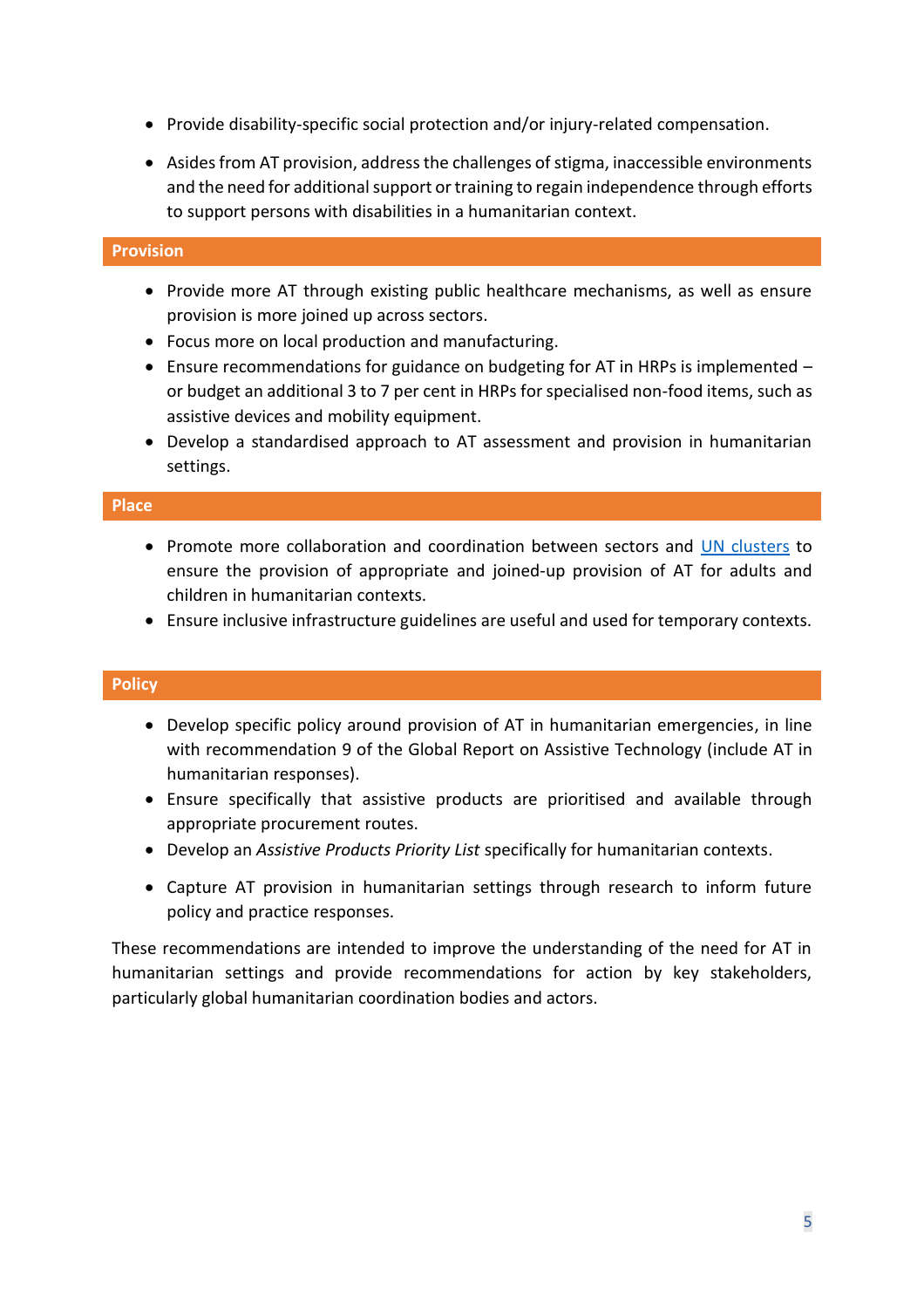- Provide disability-specific social protection and/or injury-related compensation.
- Asides from AT provision, address the challenges of stigma, inaccessible environments and the need for additional support or training to regain independence through efforts to support persons with disabilities in a humanitarian context.

### Provision

- Provide more AT through existing public healthcare mechanisms, as well as ensure provision is more joined up across sectors.
- Focus more on local production and manufacturing.
- Ensure recommendations for guidance on budgeting for AT in HRPs is implemented – or budget an additional 3 to 7 per cent in HRPs for specialised non-food items, such as assistive devices and mobility equipment.
- Develop a standardised approach to AT assessment and provision in humanitarian settings.

### Place

- Promote more collaboration and coordination between sectors and UN clusters to ensure the provision of appropriate and joined-up provision of AT for adults and children in humanitarian contexts.
- Ensure inclusive infrastructure guidelines are useful and used for temporary contexts.

### Policy

- Develop specific policy around provision of AT in humanitarian emergencies, in line with recommendation 9 of the Global Report on Assistive Technology (include AT in humanitarian responses).
- Ensure specifically that assistive products are prioritised and available through appropriate procurement routes.
- Develop an *Assistive Products Priority List* specifically for humanitarian contexts.
- Capture AT provision in humanitarian settings through research to inform future policy and practice responses.

These recommendations are intended to improve the understanding of the need for AT in humanitarian settings and provide recommendations for action by key stakeholders, particularly global humanitarian coordination bodies and actors.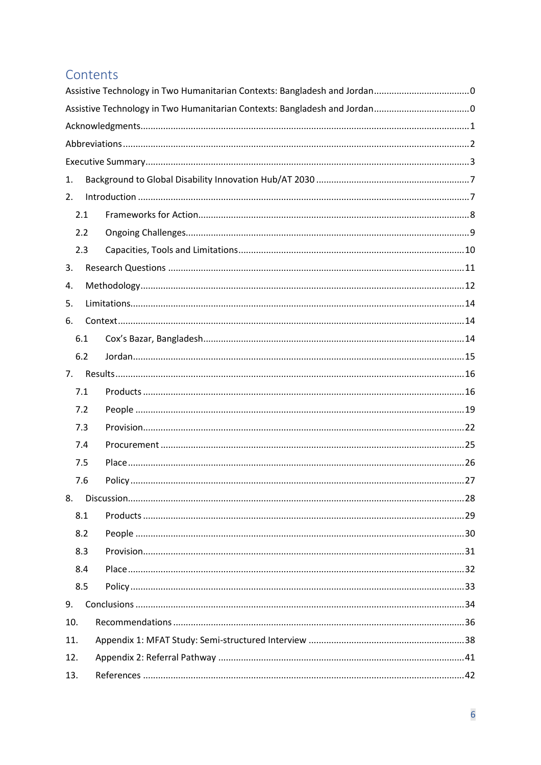# Contents

Assistive Technology in Two Humanitarian Contexts: Bangladesh and Jordan......0

Assistive Technology in Two Humanitarian Contexts: Bangladesh and Jordan......0

Acknowledgments......1

Abbreviations......2

Executive Summary......3

1. Background to Global Disability Innovation Hub/AT 2030......7
2. Introduction......7
   - 2.1 Frameworks for Action......8
   - 2.2 Ongoing Challenges......9
   - 2.3 Capacities, Tools and Limitations......10
3. Research Questions......11
4. Methodology......12
5. Limitations......14
6. Context......14
   - 6.1 Cox's Bazar, Bangladesh......14
   - 6.2 Jordan......15
7. Results......16
   - 7.1 Products......16
   - 7.2 People......19
   - 7.3 Provision......22
   - 7.4 Procurement......25
   - 7.5 Place......26
   - 7.6 Policy......27
8. Discussion......28
   - 8.1 Products......29
   - 8.2 People......30
   - 8.3 Provision......31
   - 8.4 Place......32
   - 8.5 Policy......33
9. Conclusions......34
10. Recommendations......36
11. Appendix 1: MFAT Study: Semi-structured Interview......38
12. Appendix 2: Referral Pathway......41
13. References......42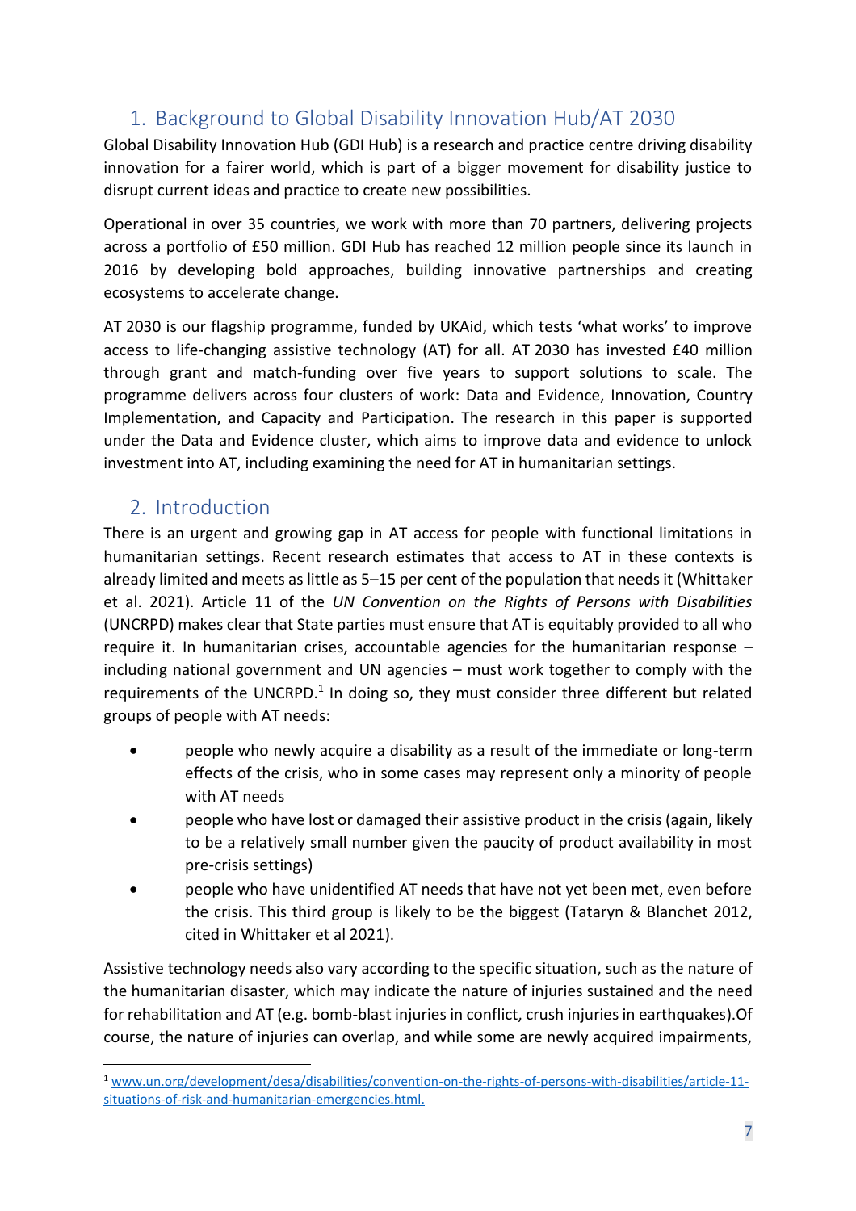## 1. Background to Global Disability Innovation Hub/AT 2030

Global Disability Innovation Hub (GDI Hub) is a research and practice centre driving disability innovation for a fairer world, which is part of a bigger movement for disability justice to disrupt current ideas and practice to create new possibilities.

Operational in over 35 countries, we work with more than 70 partners, delivering projects across a portfolio of £50 million. GDI Hub has reached 12 million people since its launch in 2016 by developing bold approaches, building innovative partnerships and creating ecosystems to accelerate change.

AT 2030 is our flagship programme, funded by UKAid, which tests 'what works' to improve access to life-changing assistive technology (AT) for all. AT 2030 has invested £40 million through grant and match-funding over five years to support solutions to scale. The programme delivers across four clusters of work: Data and Evidence, Innovation, Country Implementation, and Capacity and Participation. The research in this paper is supported under the Data and Evidence cluster, which aims to improve data and evidence to unlock investment into AT, including examining the need for AT in humanitarian settings.

## 2. Introduction

There is an urgent and growing gap in AT access for people with functional limitations in humanitarian settings. Recent research estimates that access to AT in these contexts is already limited and meets as little as 5–15 per cent of the population that needs it (Whittaker et al. 2021). Article 11 of the *UN Convention on the Rights of Persons with Disabilities* (UNCRPD) makes clear that State parties must ensure that AT is equitably provided to all who require it. In humanitarian crises, accountable agencies for the humanitarian response – including national government and UN agencies – must work together to comply with the requirements of the UNCRPD.[1] In doing so, they must consider three different but related groups of people with AT needs:

- people who newly acquire a disability as a result of the immediate or long-term effects of the crisis, who in some cases may represent only a minority of people with AT needs
- people who have lost or damaged their assistive product in the crisis (again, likely to be a relatively small number given the paucity of product availability in most pre-crisis settings)
- people who have unidentified AT needs that have not yet been met, even before the crisis. This third group is likely to be the biggest (Tataryn & Blanchet 2012, cited in Whittaker et al 2021).

Assistive technology needs also vary according to the specific situation, such as the nature of the humanitarian disaster, which may indicate the nature of injuries sustained and the need for rehabilitation and AT (e.g. bomb-blast injuries in conflict, crush injuries in earthquakes).Of course, the nature of injuries can overlap, and while some are newly acquired impairments,

[1] www.un.org/development/desa/disabilities/convention-on-the-rights-of-persons-with-disabilities/article-11-situations-of-risk-and-humanitarian-emergencies.html.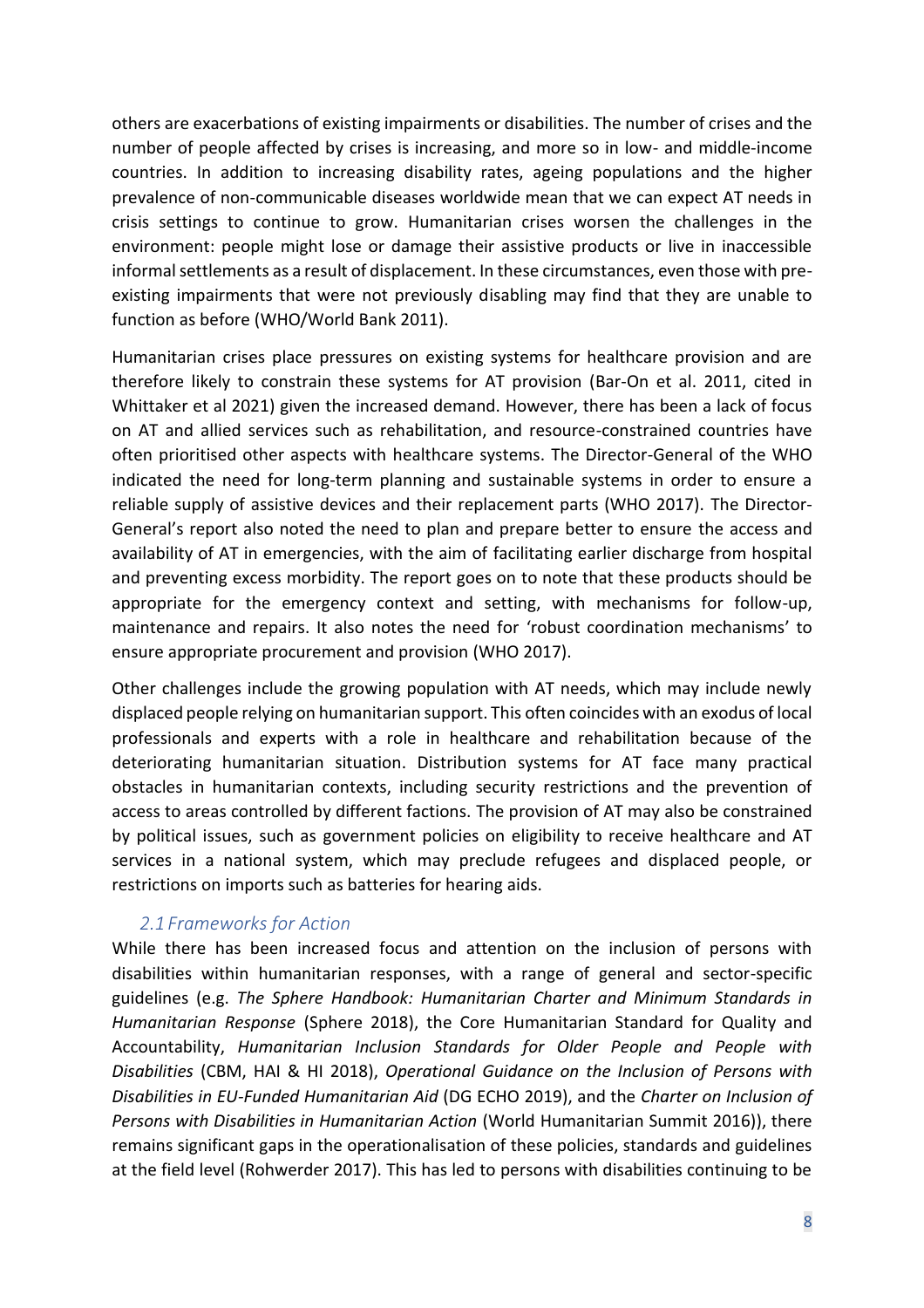others are exacerbations of existing impairments or disabilities. The number of crises and the number of people affected by crises is increasing, and more so in low- and middle-income countries. In addition to increasing disability rates, ageing populations and the higher prevalence of non-communicable diseases worldwide mean that we can expect AT needs in crisis settings to continue to grow. Humanitarian crises worsen the challenges in the environment: people might lose or damage their assistive products or live in inaccessible informal settlements as a result of displacement. In these circumstances, even those with pre-existing impairments that were not previously disabling may find that they are unable to function as before (WHO/World Bank 2011).

Humanitarian crises place pressures on existing systems for healthcare provision and are therefore likely to constrain these systems for AT provision (Bar-On et al. 2011, cited in Whittaker et al 2021) given the increased demand. However, there has been a lack of focus on AT and allied services such as rehabilitation, and resource-constrained countries have often prioritised other aspects with healthcare systems. The Director-General of the WHO indicated the need for long-term planning and sustainable systems in order to ensure a reliable supply of assistive devices and their replacement parts (WHO 2017). The Director-General's report also noted the need to plan and prepare better to ensure the access and availability of AT in emergencies, with the aim of facilitating earlier discharge from hospital and preventing excess morbidity. The report goes on to note that these products should be appropriate for the emergency context and setting, with mechanisms for follow-up, maintenance and repairs. It also notes the need for 'robust coordination mechanisms' to ensure appropriate procurement and provision (WHO 2017).

Other challenges include the growing population with AT needs, which may include newly displaced people relying on humanitarian support. This often coincides with an exodus of local professionals and experts with a role in healthcare and rehabilitation because of the deteriorating humanitarian situation. Distribution systems for AT face many practical obstacles in humanitarian contexts, including security restrictions and the prevention of access to areas controlled by different factions. The provision of AT may also be constrained by political issues, such as government policies on eligibility to receive healthcare and AT services in a national system, which may preclude refugees and displaced people, or restrictions on imports such as batteries for hearing aids.

### 2.1 Frameworks for Action

While there has been increased focus and attention on the inclusion of persons with disabilities within humanitarian responses, with a range of general and sector-specific guidelines (e.g. *The Sphere Handbook: Humanitarian Charter and Minimum Standards in Humanitarian Response* (Sphere 2018), the Core Humanitarian Standard for Quality and Accountability, *Humanitarian Inclusion Standards for Older People and People with Disabilities* (CBM, HAI & HI 2018), *Operational Guidance on the Inclusion of Persons with Disabilities in EU-Funded Humanitarian Aid* (DG ECHO 2019), and the *Charter on Inclusion of Persons with Disabilities in Humanitarian Action* (World Humanitarian Summit 2016)), there remains significant gaps in the operationalisation of these policies, standards and guidelines at the field level (Rohwerder 2017). This has led to persons with disabilities continuing to be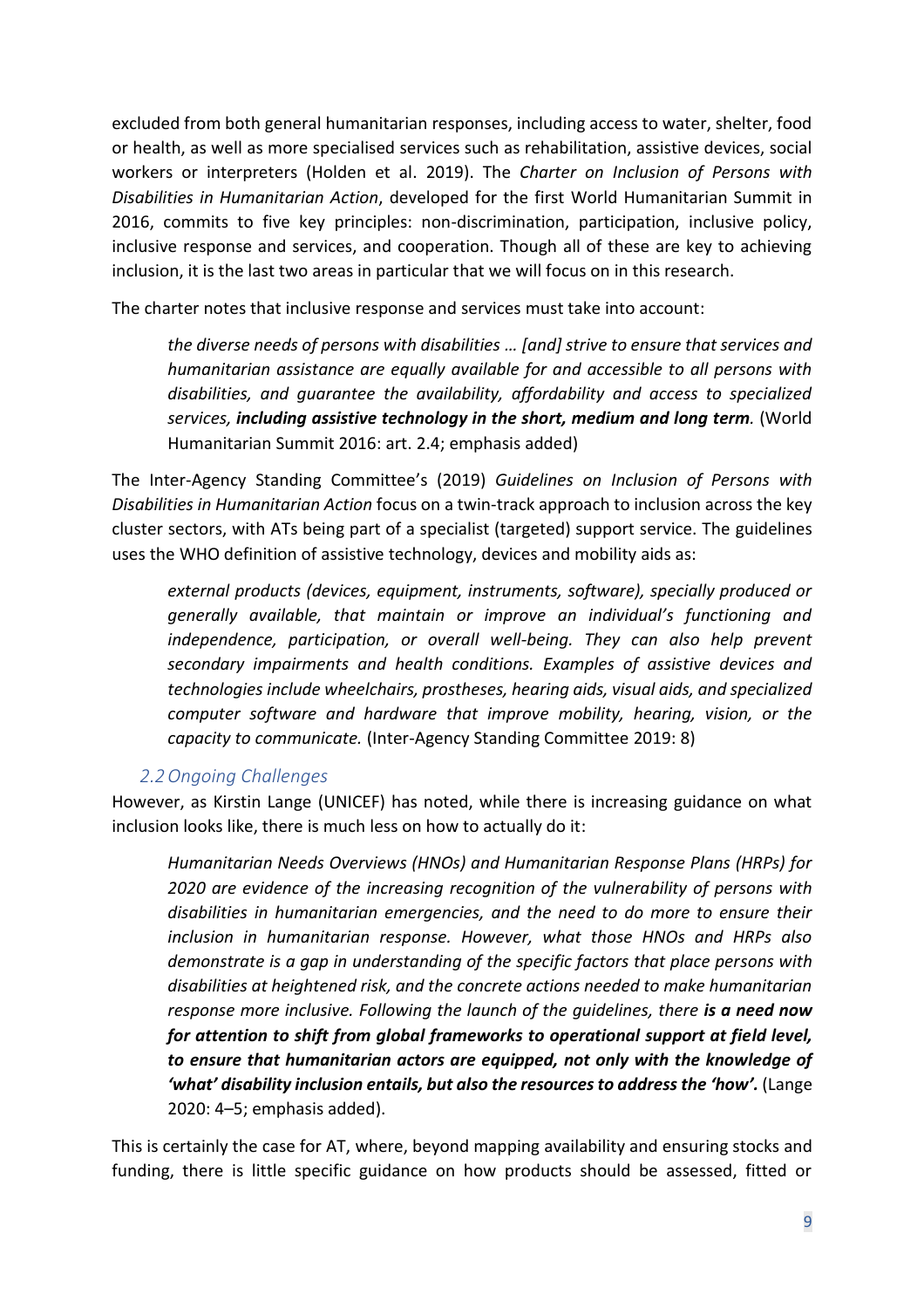excluded from both general humanitarian responses, including access to water, shelter, food or health, as well as more specialised services such as rehabilitation, assistive devices, social workers or interpreters (Holden et al. 2019). The *Charter on Inclusion of Persons with Disabilities in Humanitarian Action*, developed for the first World Humanitarian Summit in 2016, commits to five key principles: non-discrimination, participation, inclusive policy, inclusive response and services, and cooperation. Though all of these are key to achieving inclusion, it is the last two areas in particular that we will focus on in this research.

The charter notes that inclusive response and services must take into account:

> *the diverse needs of persons with disabilities … [and] strive to ensure that services and humanitarian assistance are equally available for and accessible to all persons with disabilities, and guarantee the availability, affordability and access to specialized services,* ***including assistive technology in the short, medium and long term****.* (World Humanitarian Summit 2016: art. 2.4; emphasis added)

The Inter-Agency Standing Committee's (2019) *Guidelines on Inclusion of Persons with Disabilities in Humanitarian Action* focus on a twin-track approach to inclusion across the key cluster sectors, with ATs being part of a specialist (targeted) support service. The guidelines uses the WHO definition of assistive technology, devices and mobility aids as:

> *external products (devices, equipment, instruments, software), specially produced or generally available, that maintain or improve an individual's functioning and independence, participation, or overall well-being. They can also help prevent secondary impairments and health conditions. Examples of assistive devices and technologies include wheelchairs, prostheses, hearing aids, visual aids, and specialized computer software and hardware that improve mobility, hearing, vision, or the capacity to communicate.* (Inter-Agency Standing Committee 2019: 8)

### *2.2 Ongoing Challenges*

However, as Kirstin Lange (UNICEF) has noted, while there is increasing guidance on what inclusion looks like, there is much less on how to actually do it:

> *Humanitarian Needs Overviews (HNOs) and Humanitarian Response Plans (HRPs) for 2020 are evidence of the increasing recognition of the vulnerability of persons with disabilities in humanitarian emergencies, and the need to do more to ensure their inclusion in humanitarian response. However, what those HNOs and HRPs also demonstrate is a gap in understanding of the specific factors that place persons with disabilities at heightened risk, and the concrete actions needed to make humanitarian response more inclusive. Following the launch of the guidelines, there* ***is a need now for attention to shift from global frameworks to operational support at field level, to ensure that humanitarian actors are equipped, not only with the knowledge of 'what' disability inclusion entails, but also the resources to address the 'how'.*** (Lange 2020: 4–5; emphasis added).

This is certainly the case for AT, where, beyond mapping availability and ensuring stocks and funding, there is little specific guidance on how products should be assessed, fitted or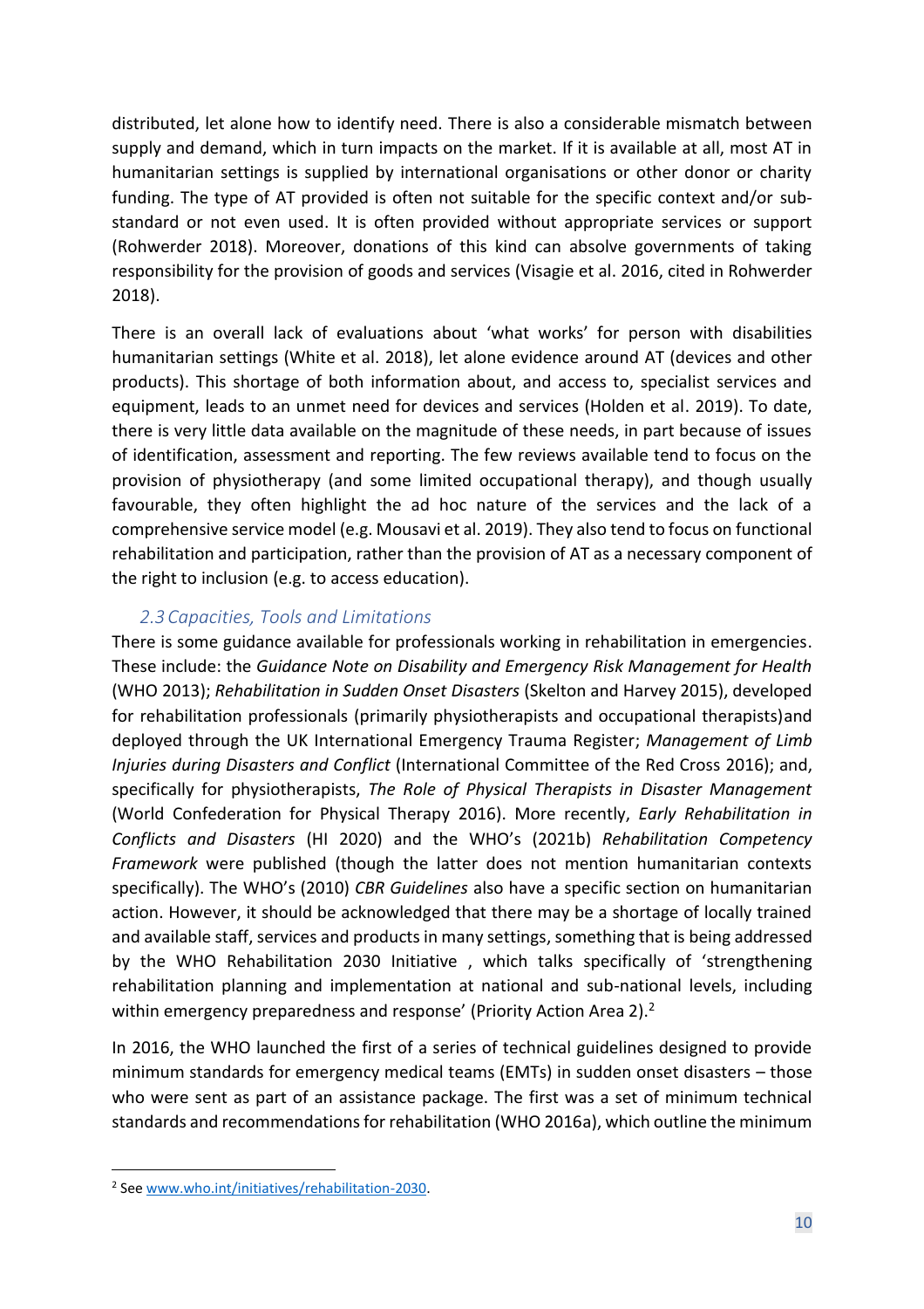distributed, let alone how to identify need. There is also a considerable mismatch between supply and demand, which in turn impacts on the market. If it is available at all, most AT in humanitarian settings is supplied by international organisations or other donor or charity funding. The type of AT provided is often not suitable for the specific context and/or sub-standard or not even used. It is often provided without appropriate services or support (Rohwerder 2018). Moreover, donations of this kind can absolve governments of taking responsibility for the provision of goods and services (Visagie et al. 2016, cited in Rohwerder 2018).

There is an overall lack of evaluations about 'what works' for person with disabilities humanitarian settings (White et al. 2018), let alone evidence around AT (devices and other products). This shortage of both information about, and access to, specialist services and equipment, leads to an unmet need for devices and services (Holden et al. 2019). To date, there is very little data available on the magnitude of these needs, in part because of issues of identification, assessment and reporting. The few reviews available tend to focus on the provision of physiotherapy (and some limited occupational therapy), and though usually favourable, they often highlight the ad hoc nature of the services and the lack of a comprehensive service model (e.g. Mousavi et al. 2019). They also tend to focus on functional rehabilitation and participation, rather than the provision of AT as a necessary component of the right to inclusion (e.g. to access education).

### *2.3 Capacities, Tools and Limitations*

There is some guidance available for professionals working in rehabilitation in emergencies. These include: the *Guidance Note on Disability and Emergency Risk Management for Health* (WHO 2013); *Rehabilitation in Sudden Onset Disasters* (Skelton and Harvey 2015), developed for rehabilitation professionals (primarily physiotherapists and occupational therapists)and deployed through the UK International Emergency Trauma Register; *Management of Limb Injuries during Disasters and Conflict* (International Committee of the Red Cross 2016); and, specifically for physiotherapists, *The Role of Physical Therapists in Disaster Management* (World Confederation for Physical Therapy 2016). More recently, *Early Rehabilitation in Conflicts and Disasters* (HI 2020) and the WHO's (2021b) *Rehabilitation Competency Framework* were published (though the latter does not mention humanitarian contexts specifically). The WHO's (2010) *CBR Guidelines* also have a specific section on humanitarian action. However, it should be acknowledged that there may be a shortage of locally trained and available staff, services and products in many settings, something that is being addressed by the WHO Rehabilitation 2030 Initiative , which talks specifically of 'strengthening rehabilitation planning and implementation at national and sub-national levels, including within emergency preparedness and response' (Priority Action Area 2).[2]

In 2016, the WHO launched the first of a series of technical guidelines designed to provide minimum standards for emergency medical teams (EMTs) in sudden onset disasters – those who were sent as part of an assistance package. The first was a set of minimum technical standards and recommendations for rehabilitation (WHO 2016a), which outline the minimum

[2] See www.who.int/initiatives/rehabilitation-2030.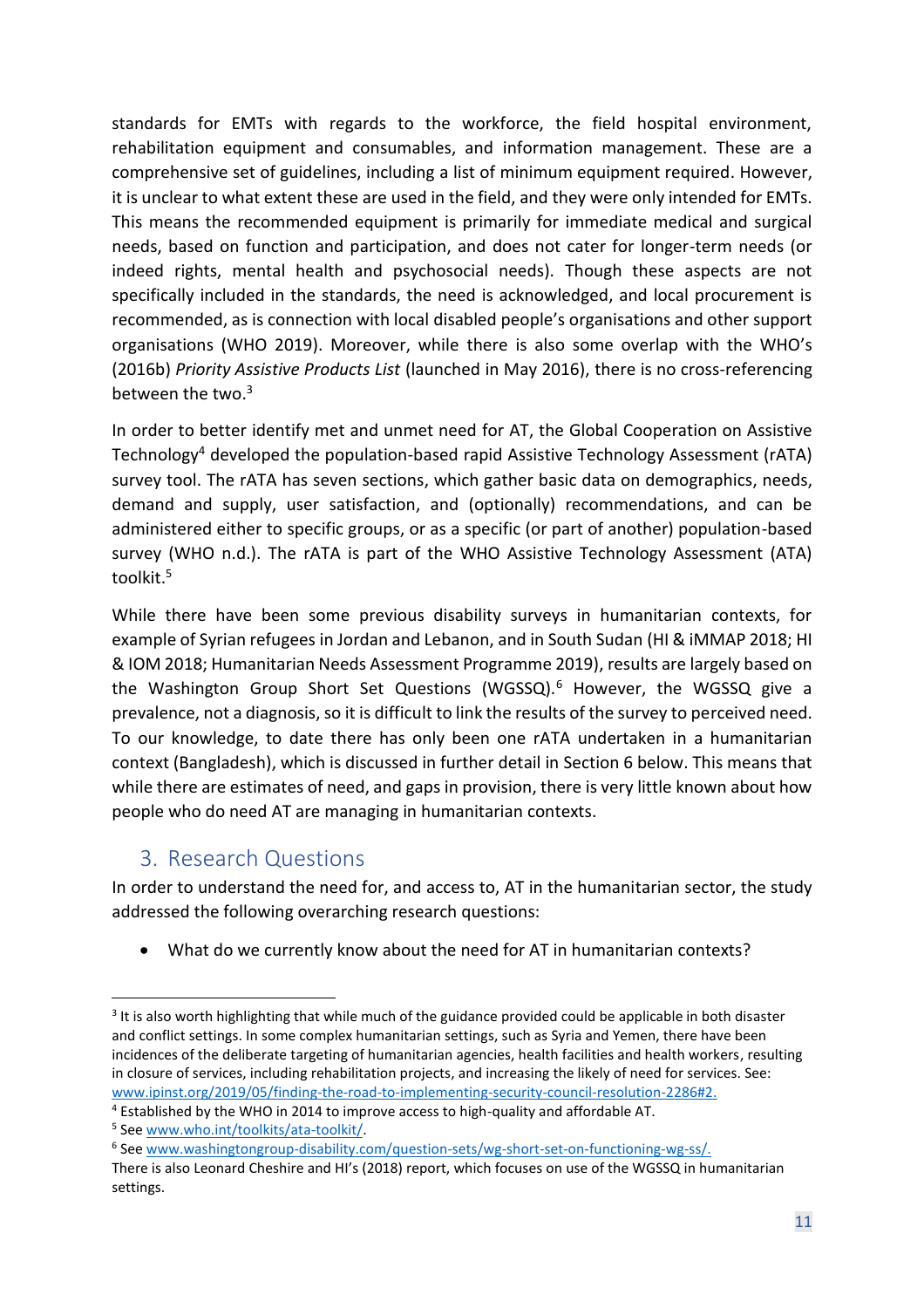standards for EMTs with regards to the workforce, the field hospital environment, rehabilitation equipment and consumables, and information management. These are a comprehensive set of guidelines, including a list of minimum equipment required. However, it is unclear to what extent these are used in the field, and they were only intended for EMTs. This means the recommended equipment is primarily for immediate medical and surgical needs, based on function and participation, and does not cater for longer-term needs (or indeed rights, mental health and psychosocial needs). Though these aspects are not specifically included in the standards, the need is acknowledged, and local procurement is recommended, as is connection with local disabled people's organisations and other support organisations (WHO 2019). Moreover, while there is also some overlap with the WHO's (2016b) *Priority Assistive Products List* (launched in May 2016), there is no cross-referencing between the two.[3]

In order to better identify met and unmet need for AT, the Global Cooperation on Assistive Technology[4] developed the population-based rapid Assistive Technology Assessment (rATA) survey tool. The rATA has seven sections, which gather basic data on demographics, needs, demand and supply, user satisfaction, and (optionally) recommendations, and can be administered either to specific groups, or as a specific (or part of another) population-based survey (WHO n.d.). The rATA is part of the WHO Assistive Technology Assessment (ATA) toolkit.[5]

While there have been some previous disability surveys in humanitarian contexts, for example of Syrian refugees in Jordan and Lebanon, and in South Sudan (HI & iMMAP 2018; HI & IOM 2018; Humanitarian Needs Assessment Programme 2019), results are largely based on the Washington Group Short Set Questions (WGSSQ).[6] However, the WGSSQ give a prevalence, not a diagnosis, so it is difficult to link the results of the survey to perceived need. To our knowledge, to date there has only been one rATA undertaken in a humanitarian context (Bangladesh), which is discussed in further detail in Section 6 below. This means that while there are estimates of need, and gaps in provision, there is very little known about how people who do need AT are managing in humanitarian contexts.

## 3. Research Questions

In order to understand the need for, and access to, AT in the humanitarian sector, the study addressed the following overarching research questions:

- What do we currently know about the need for AT in humanitarian contexts?

---

[3] It is also worth highlighting that while much of the guidance provided could be applicable in both disaster and conflict settings. In some complex humanitarian settings, such as Syria and Yemen, there have been incidences of the deliberate targeting of humanitarian agencies, health facilities and health workers, resulting in closure of services, including rehabilitation projects, and increasing the likely of need for services. See: www.ipinst.org/2019/05/finding-the-road-to-implementing-security-council-resolution-2286#2.

[4] Established by the WHO in 2014 to improve access to high-quality and affordable AT.

[5] See www.who.int/toolkits/ata-toolkit/.

[6] See www.washingtongroup-disability.com/question-sets/wg-short-set-on-functioning-wg-ss/.
There is also Leonard Cheshire and HI's (2018) report, which focuses on use of the WGSSQ in humanitarian settings.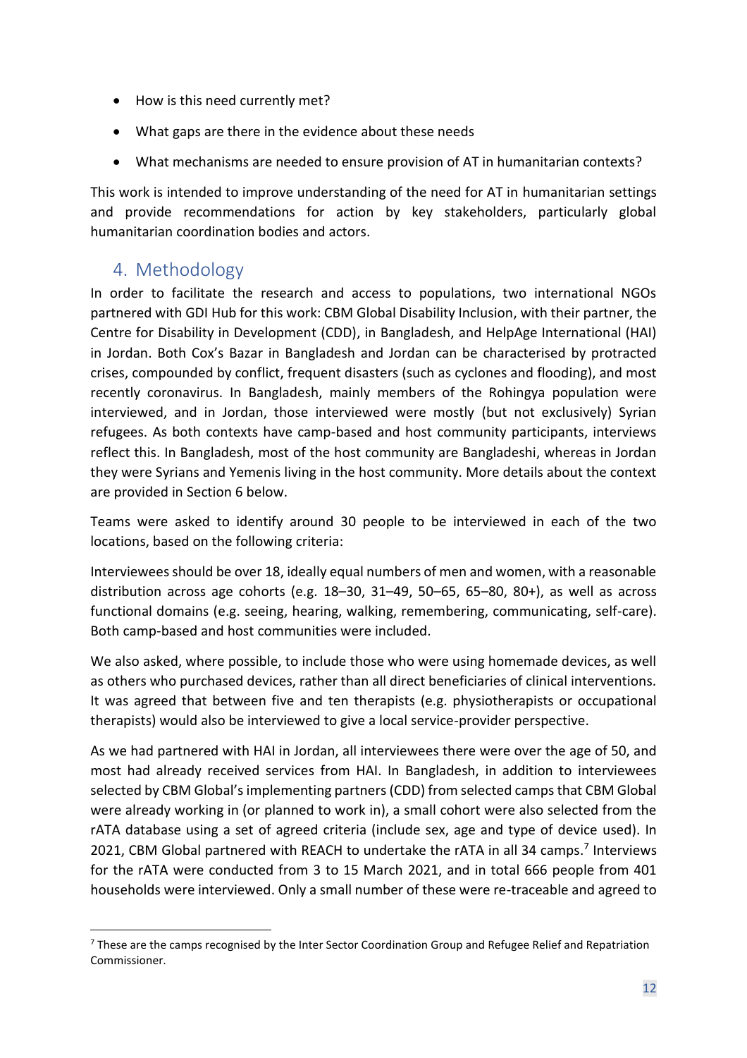- How is this need currently met?
- What gaps are there in the evidence about these needs
- What mechanisms are needed to ensure provision of AT in humanitarian contexts?

This work is intended to improve understanding of the need for AT in humanitarian settings and provide recommendations for action by key stakeholders, particularly global humanitarian coordination bodies and actors.

## 4. Methodology

In order to facilitate the research and access to populations, two international NGOs partnered with GDI Hub for this work: CBM Global Disability Inclusion, with their partner, the Centre for Disability in Development (CDD), in Bangladesh, and HelpAge International (HAI) in Jordan. Both Cox's Bazar in Bangladesh and Jordan can be characterised by protracted crises, compounded by conflict, frequent disasters (such as cyclones and flooding), and most recently coronavirus. In Bangladesh, mainly members of the Rohingya population were interviewed, and in Jordan, those interviewed were mostly (but not exclusively) Syrian refugees. As both contexts have camp-based and host community participants, interviews reflect this. In Bangladesh, most of the host community are Bangladeshi, whereas in Jordan they were Syrians and Yemenis living in the host community. More details about the context are provided in Section 6 below.

Teams were asked to identify around 30 people to be interviewed in each of the two locations, based on the following criteria:

Interviewees should be over 18, ideally equal numbers of men and women, with a reasonable distribution across age cohorts (e.g. 18–30, 31–49, 50–65, 65–80, 80+), as well as across functional domains (e.g. seeing, hearing, walking, remembering, communicating, self-care). Both camp-based and host communities were included.

We also asked, where possible, to include those who were using homemade devices, as well as others who purchased devices, rather than all direct beneficiaries of clinical interventions. It was agreed that between five and ten therapists (e.g. physiotherapists or occupational therapists) would also be interviewed to give a local service-provider perspective.

As we had partnered with HAI in Jordan, all interviewees there were over the age of 50, and most had already received services from HAI. In Bangladesh, in addition to interviewees selected by CBM Global's implementing partners (CDD) from selected camps that CBM Global were already working in (or planned to work in), a small cohort were also selected from the rATA database using a set of agreed criteria (include sex, age and type of device used). In 2021, CBM Global partnered with REACH to undertake the rATA in all 34 camps.[7] Interviews for the rATA were conducted from 3 to 15 March 2021, and in total 666 people from 401 households were interviewed. Only a small number of these were re-traceable and agreed to

[7] These are the camps recognised by the Inter Sector Coordination Group and Refugee Relief and Repatriation Commissioner.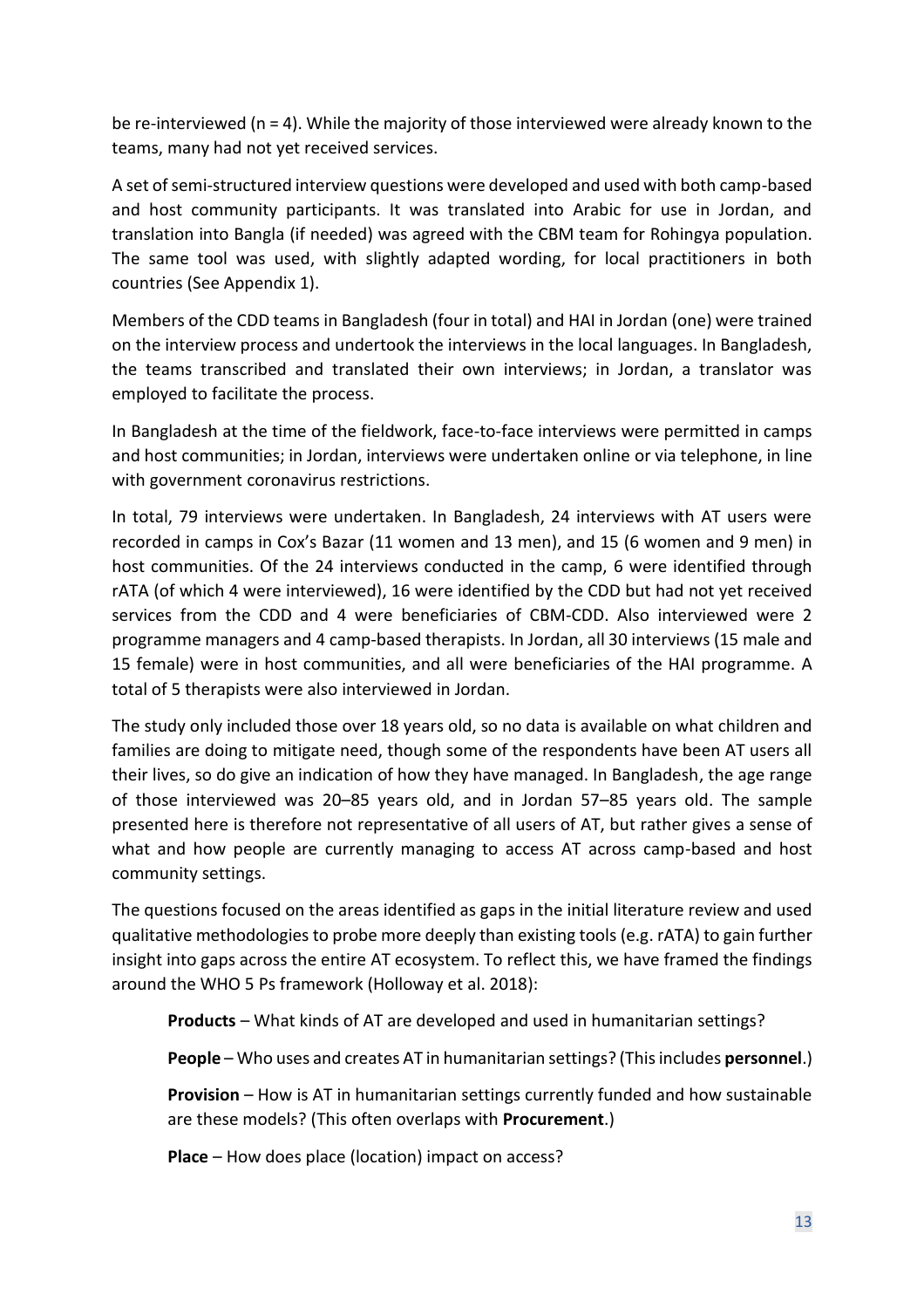be re-interviewed (n = 4). While the majority of those interviewed were already known to the teams, many had not yet received services.

A set of semi-structured interview questions were developed and used with both camp-based and host community participants. It was translated into Arabic for use in Jordan, and translation into Bangla (if needed) was agreed with the CBM team for Rohingya population. The same tool was used, with slightly adapted wording, for local practitioners in both countries (See Appendix 1).

Members of the CDD teams in Bangladesh (four in total) and HAI in Jordan (one) were trained on the interview process and undertook the interviews in the local languages. In Bangladesh, the teams transcribed and translated their own interviews; in Jordan, a translator was employed to facilitate the process.

In Bangladesh at the time of the fieldwork, face-to-face interviews were permitted in camps and host communities; in Jordan, interviews were undertaken online or via telephone, in line with government coronavirus restrictions.

In total, 79 interviews were undertaken. In Bangladesh, 24 interviews with AT users were recorded in camps in Cox's Bazar (11 women and 13 men), and 15 (6 women and 9 men) in host communities. Of the 24 interviews conducted in the camp, 6 were identified through rATA (of which 4 were interviewed), 16 were identified by the CDD but had not yet received services from the CDD and 4 were beneficiaries of CBM-CDD. Also interviewed were 2 programme managers and 4 camp-based therapists. In Jordan, all 30 interviews (15 male and 15 female) were in host communities, and all were beneficiaries of the HAI programme. A total of 5 therapists were also interviewed in Jordan.

The study only included those over 18 years old, so no data is available on what children and families are doing to mitigate need, though some of the respondents have been AT users all their lives, so do give an indication of how they have managed. In Bangladesh, the age range of those interviewed was 20–85 years old, and in Jordan 57–85 years old. The sample presented here is therefore not representative of all users of AT, but rather gives a sense of what and how people are currently managing to access AT across camp-based and host community settings.

The questions focused on the areas identified as gaps in the initial literature review and used qualitative methodologies to probe more deeply than existing tools (e.g. rATA) to gain further insight into gaps across the entire AT ecosystem. To reflect this, we have framed the findings around the WHO 5 Ps framework (Holloway et al. 2018):

**Products** – What kinds of AT are developed and used in humanitarian settings?

**People** – Who uses and creates AT in humanitarian settings? (This includes **personnel**.)

**Provision** – How is AT in humanitarian settings currently funded and how sustainable are these models? (This often overlaps with **Procurement**.)

**Place** – How does place (location) impact on access?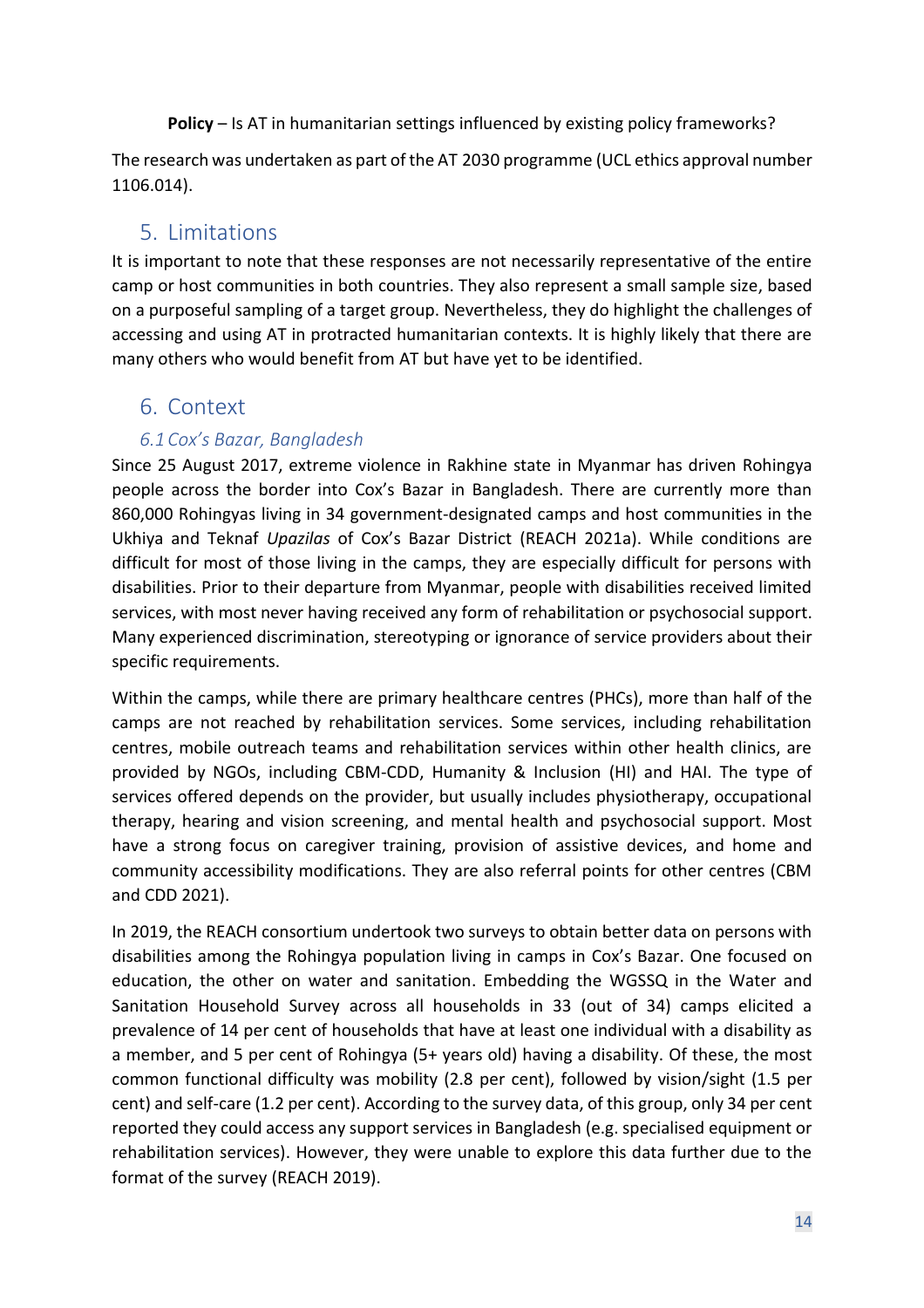**Policy** – Is AT in humanitarian settings influenced by existing policy frameworks?

The research was undertaken as part of the AT 2030 programme (UCL ethics approval number 1106.014).

## 5. Limitations

It is important to note that these responses are not necessarily representative of the entire camp or host communities in both countries. They also represent a small sample size, based on a purposeful sampling of a target group. Nevertheless, they do highlight the challenges of accessing and using AT in protracted humanitarian contexts. It is highly likely that there are many others who would benefit from AT but have yet to be identified.

## 6. Context

### *6.1 Cox's Bazar, Bangladesh*

Since 25 August 2017, extreme violence in Rakhine state in Myanmar has driven Rohingya people across the border into Cox's Bazar in Bangladesh. There are currently more than 860,000 Rohingyas living in 34 government-designated camps and host communities in the Ukhiya and Teknaf *Upazilas* of Cox's Bazar District (REACH 2021a). While conditions are difficult for most of those living in the camps, they are especially difficult for persons with disabilities. Prior to their departure from Myanmar, people with disabilities received limited services, with most never having received any form of rehabilitation or psychosocial support. Many experienced discrimination, stereotyping or ignorance of service providers about their specific requirements.

Within the camps, while there are primary healthcare centres (PHCs), more than half of the camps are not reached by rehabilitation services. Some services, including rehabilitation centres, mobile outreach teams and rehabilitation services within other health clinics, are provided by NGOs, including CBM-CDD, Humanity & Inclusion (HI) and HAI. The type of services offered depends on the provider, but usually includes physiotherapy, occupational therapy, hearing and vision screening, and mental health and psychosocial support. Most have a strong focus on caregiver training, provision of assistive devices, and home and community accessibility modifications. They are also referral points for other centres (CBM and CDD 2021).

In 2019, the REACH consortium undertook two surveys to obtain better data on persons with disabilities among the Rohingya population living in camps in Cox's Bazar. One focused on education, the other on water and sanitation. Embedding the WGSSQ in the Water and Sanitation Household Survey across all households in 33 (out of 34) camps elicited a prevalence of 14 per cent of households that have at least one individual with a disability as a member, and 5 per cent of Rohingya (5+ years old) having a disability. Of these, the most common functional difficulty was mobility (2.8 per cent), followed by vision/sight (1.5 per cent) and self-care (1.2 per cent). According to the survey data, of this group, only 34 per cent reported they could access any support services in Bangladesh (e.g. specialised equipment or rehabilitation services). However, they were unable to explore this data further due to the format of the survey (REACH 2019).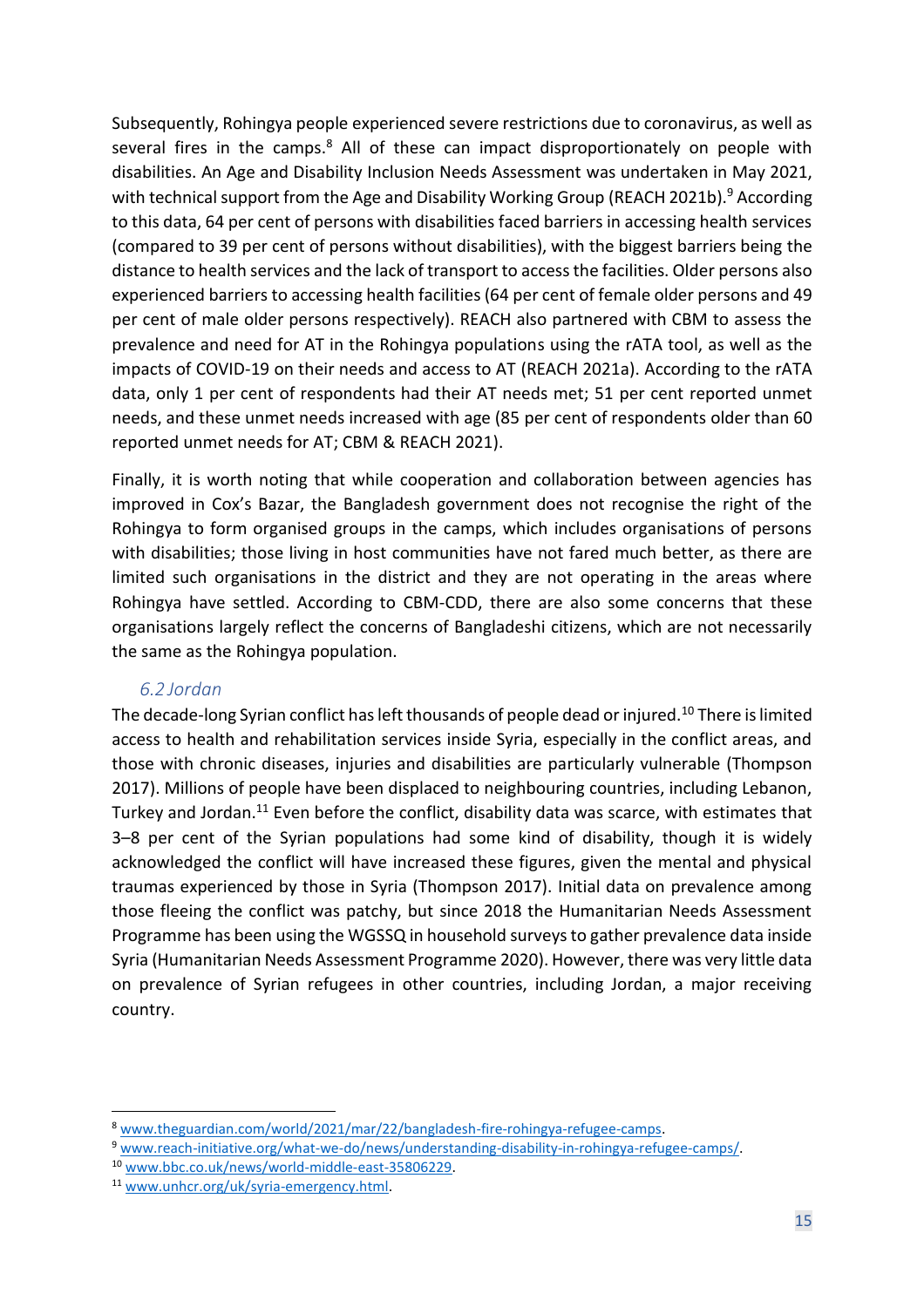Subsequently, Rohingya people experienced severe restrictions due to coronavirus, as well as several fires in the camps.[8] All of these can impact disproportionately on people with disabilities. An Age and Disability Inclusion Needs Assessment was undertaken in May 2021, with technical support from the Age and Disability Working Group (REACH 2021b).[9] According to this data, 64 per cent of persons with disabilities faced barriers in accessing health services (compared to 39 per cent of persons without disabilities), with the biggest barriers being the distance to health services and the lack of transport to access the facilities. Older persons also experienced barriers to accessing health facilities (64 per cent of female older persons and 49 per cent of male older persons respectively). REACH also partnered with CBM to assess the prevalence and need for AT in the Rohingya populations using the rATA tool, as well as the impacts of COVID-19 on their needs and access to AT (REACH 2021a). According to the rATA data, only 1 per cent of respondents had their AT needs met; 51 per cent reported unmet needs, and these unmet needs increased with age (85 per cent of respondents older than 60 reported unmet needs for AT; CBM & REACH 2021).

Finally, it is worth noting that while cooperation and collaboration between agencies has improved in Cox's Bazar, the Bangladesh government does not recognise the right of the Rohingya to form organised groups in the camps, which includes organisations of persons with disabilities; those living in host communities have not fared much better, as there are limited such organisations in the district and they are not operating in the areas where Rohingya have settled. According to CBM-CDD, there are also some concerns that these organisations largely reflect the concerns of Bangladeshi citizens, which are not necessarily the same as the Rohingya population.

### *6.2 Jordan*

The decade-long Syrian conflict has left thousands of people dead or injured.[10] There is limited access to health and rehabilitation services inside Syria, especially in the conflict areas, and those with chronic diseases, injuries and disabilities are particularly vulnerable (Thompson 2017). Millions of people have been displaced to neighbouring countries, including Lebanon, Turkey and Jordan.[11] Even before the conflict, disability data was scarce, with estimates that 3–8 per cent of the Syrian populations had some kind of disability, though it is widely acknowledged the conflict will have increased these figures, given the mental and physical traumas experienced by those in Syria (Thompson 2017). Initial data on prevalence among those fleeing the conflict was patchy, but since 2018 the Humanitarian Needs Assessment Programme has been using the WGSSQ in household surveys to gather prevalence data inside Syria (Humanitarian Needs Assessment Programme 2020). However, there was very little data on prevalence of Syrian refugees in other countries, including Jordan, a major receiving country.

---

[8] www.theguardian.com/world/2021/mar/22/bangladesh-fire-rohingya-refugee-camps.

[9] www.reach-initiative.org/what-we-do/news/understanding-disability-in-rohingya-refugee-camps/.

[10] www.bbc.co.uk/news/world-middle-east-35806229.

[11] www.unhcr.org/uk/syria-emergency.html.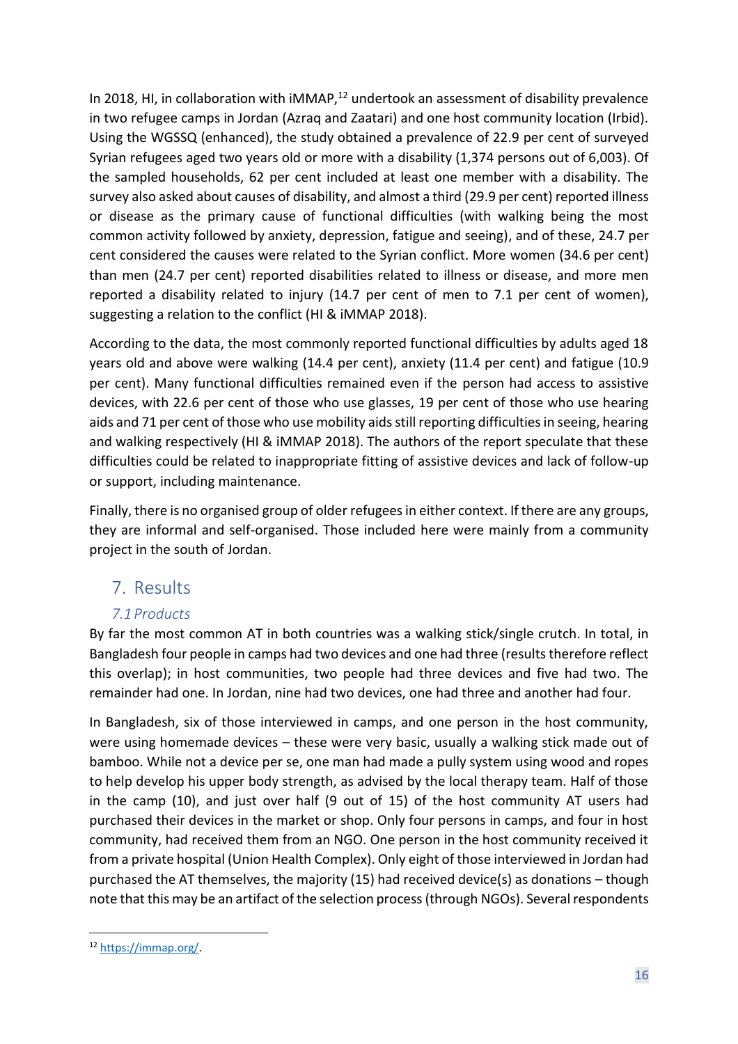In 2018, HI, in collaboration with iMMAP,[12] undertook an assessment of disability prevalence in two refugee camps in Jordan (Azraq and Zaatari) and one host community location (Irbid). Using the WGSSQ (enhanced), the study obtained a prevalence of 22.9 per cent of surveyed Syrian refugees aged two years old or more with a disability (1,374 persons out of 6,003). Of the sampled households, 62 per cent included at least one member with a disability. The survey also asked about causes of disability, and almost a third (29.9 per cent) reported illness or disease as the primary cause of functional difficulties (with walking being the most common activity followed by anxiety, depression, fatigue and seeing), and of these, 24.7 per cent considered the causes were related to the Syrian conflict. More women (34.6 per cent) than men (24.7 per cent) reported disabilities related to illness or disease, and more men reported a disability related to injury (14.7 per cent of men to 7.1 per cent of women), suggesting a relation to the conflict (HI & iMMAP 2018).

According to the data, the most commonly reported functional difficulties by adults aged 18 years old and above were walking (14.4 per cent), anxiety (11.4 per cent) and fatigue (10.9 per cent). Many functional difficulties remained even if the person had access to assistive devices, with 22.6 per cent of those who use glasses, 19 per cent of those who use hearing aids and 71 per cent of those who use mobility aids still reporting difficulties in seeing, hearing and walking respectively (HI & iMMAP 2018). The authors of the report speculate that these difficulties could be related to inappropriate fitting of assistive devices and lack of follow-up or support, including maintenance.

Finally, there is no organised group of older refugees in either context. If there are any groups, they are informal and self-organised. Those included here were mainly from a community project in the south of Jordan.

## 7. Results

### *7.1 Products*

By far the most common AT in both countries was a walking stick/single crutch. In total, in Bangladesh four people in camps had two devices and one had three (results therefore reflect this overlap); in host communities, two people had three devices and five had two. The remainder had one. In Jordan, nine had two devices, one had three and another had four.

In Bangladesh, six of those interviewed in camps, and one person in the host community, were using homemade devices – these were very basic, usually a walking stick made out of bamboo. While not a device per se, one man had made a pully system using wood and ropes to help develop his upper body strength, as advised by the local therapy team. Half of those in the camp (10), and just over half (9 out of 15) of the host community AT users had purchased their devices in the market or shop. Only four persons in camps, and four in host community, had received them from an NGO. One person in the host community received it from a private hospital (Union Health Complex). Only eight of those interviewed in Jordan had purchased the AT themselves, the majority (15) had received device(s) as donations – though note that this may be an artifact of the selection process (through NGOs). Several respondents

[12] https://immap.org/.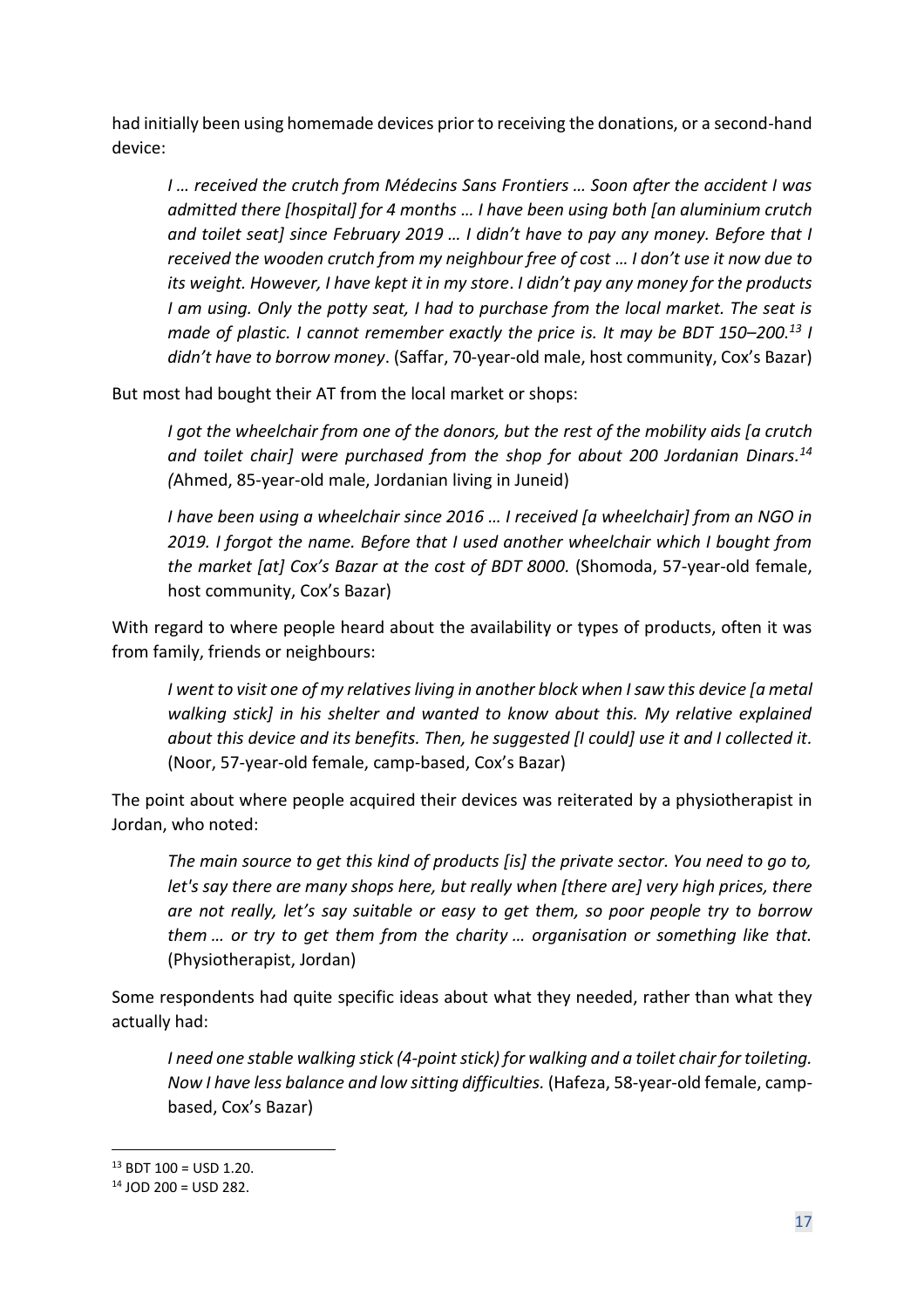had initially been using homemade devices prior to receiving the donations, or a second-hand device:

> *I … received the crutch from Médecins Sans Frontiers … Soon after the accident I was admitted there [hospital] for 4 months … I have been using both [an aluminium crutch and toilet seat] since February 2019 … I didn't have to pay any money. Before that I received the wooden crutch from my neighbour free of cost … I don't use it now due to its weight. However, I have kept it in my store. I didn't pay any money for the products I am using. Only the potty seat, I had to purchase from the local market. The seat is made of plastic. I cannot remember exactly the price is. It may be BDT 150–200.*[13] *I didn't have to borrow money*. (Saffar, 70-year-old male, host community, Cox's Bazar)

But most had bought their AT from the local market or shops:

> *I got the wheelchair from one of the donors, but the rest of the mobility aids [a crutch and toilet chair] were purchased from the shop for about 200 Jordanian Dinars.*[14] *(*Ahmed, 85-year-old male, Jordanian living in Juneid)

> *I have been using a wheelchair since 2016 … I received [a wheelchair] from an NGO in 2019. I forgot the name. Before that I used another wheelchair which I bought from the market [at] Cox's Bazar at the cost of BDT 8000.* (Shomoda, 57-year-old female, host community, Cox's Bazar)

With regard to where people heard about the availability or types of products, often it was from family, friends or neighbours:

> *I went to visit one of my relatives living in another block when I saw this device [a metal walking stick] in his shelter and wanted to know about this. My relative explained about this device and its benefits. Then, he suggested [I could] use it and I collected it.* (Noor, 57-year-old female, camp-based, Cox's Bazar)

The point about where people acquired their devices was reiterated by a physiotherapist in Jordan, who noted:

> *The main source to get this kind of products [is] the private sector. You need to go to, let's say there are many shops here, but really when [there are] very high prices, there are not really, let's say suitable or easy to get them, so poor people try to borrow them … or try to get them from the charity … organisation or something like that.* (Physiotherapist, Jordan)

Some respondents had quite specific ideas about what they needed, rather than what they actually had:

> *I need one stable walking stick (4-point stick) for walking and a toilet chair for toileting. Now I have less balance and low sitting difficulties.* (Hafeza, 58-year-old female, camp-based, Cox's Bazar)

---

[13] BDT 100 = USD 1.20.

[14] JOD 200 = USD 282.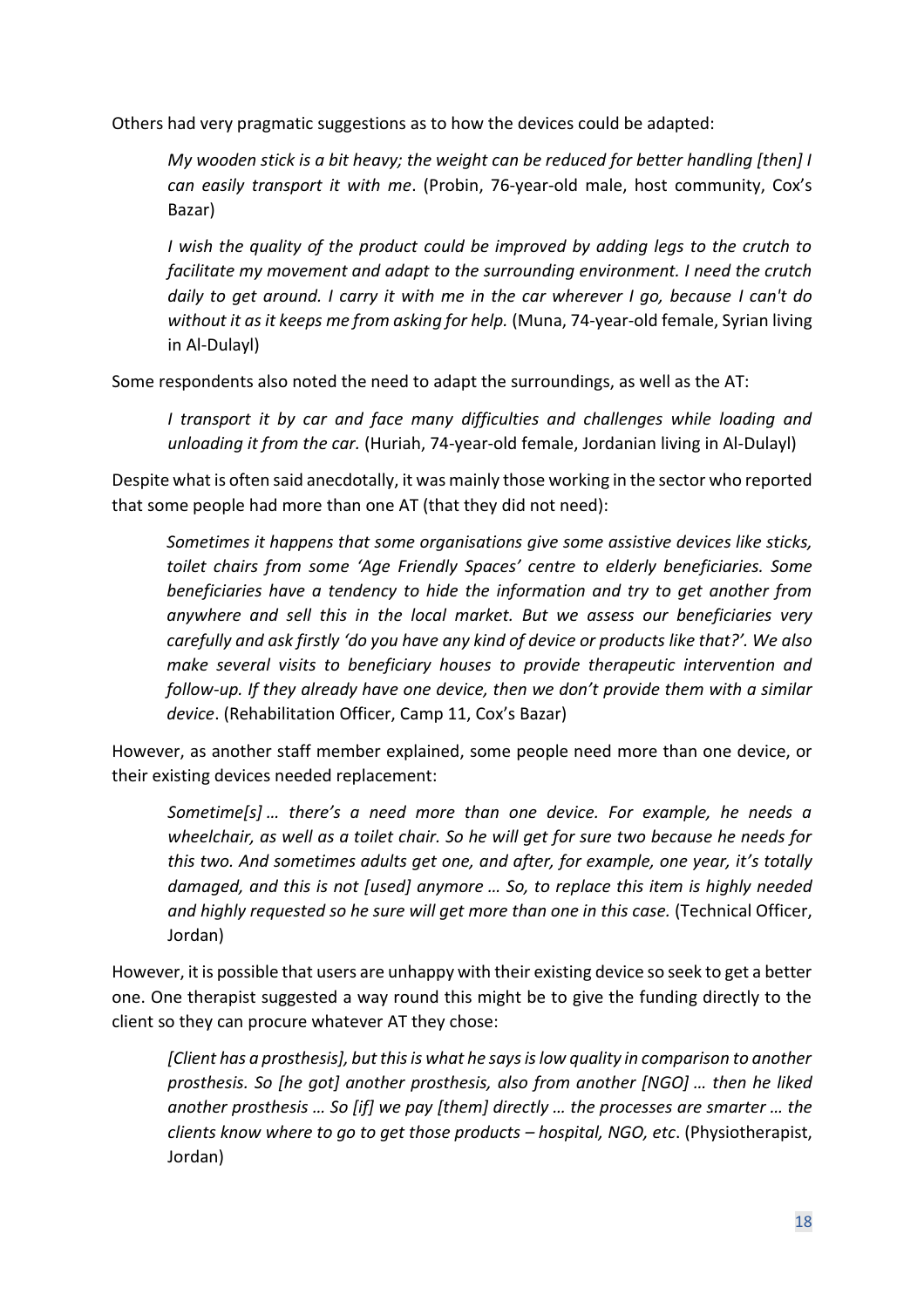Others had very pragmatic suggestions as to how the devices could be adapted:

> *My wooden stick is a bit heavy; the weight can be reduced for better handling [then] I can easily transport it with me*. (Probin, 76-year-old male, host community, Cox's Bazar)

> *I wish the quality of the product could be improved by adding legs to the crutch to facilitate my movement and adapt to the surrounding environment. I need the crutch daily to get around. I carry it with me in the car wherever I go, because I can't do without it as it keeps me from asking for help.* (Muna, 74-year-old female, Syrian living in Al-Dulayl)

Some respondents also noted the need to adapt the surroundings, as well as the AT:

> *I transport it by car and face many difficulties and challenges while loading and unloading it from the car.* (Huriah, 74-year-old female, Jordanian living in Al-Dulayl)

Despite what is often said anecdotally, it was mainly those working in the sector who reported that some people had more than one AT (that they did not need):

> *Sometimes it happens that some organisations give some assistive devices like sticks, toilet chairs from some 'Age Friendly Spaces' centre to elderly beneficiaries. Some beneficiaries have a tendency to hide the information and try to get another from anywhere and sell this in the local market. But we assess our beneficiaries very carefully and ask firstly 'do you have any kind of device or products like that?'. We also make several visits to beneficiary houses to provide therapeutic intervention and follow-up. If they already have one device, then we don't provide them with a similar device*. (Rehabilitation Officer, Camp 11, Cox's Bazar)

However, as another staff member explained, some people need more than one device, or their existing devices needed replacement:

> *Sometime[s] … there's a need more than one device. For example, he needs a wheelchair, as well as a toilet chair. So he will get for sure two because he needs for this two. And sometimes adults get one, and after, for example, one year, it's totally damaged, and this is not [used] anymore … So, to replace this item is highly needed and highly requested so he sure will get more than one in this case.* (Technical Officer, Jordan)

However, it is possible that users are unhappy with their existing device so seek to get a better one. One therapist suggested a way round this might be to give the funding directly to the client so they can procure whatever AT they chose:

> *[Client has a prosthesis], but this is what he says is low quality in comparison to another prosthesis. So [he got] another prosthesis, also from another [NGO] … then he liked another prosthesis … So [if] we pay [them] directly … the processes are smarter … the clients know where to go to get those products – hospital, NGO, etc*. (Physiotherapist, Jordan)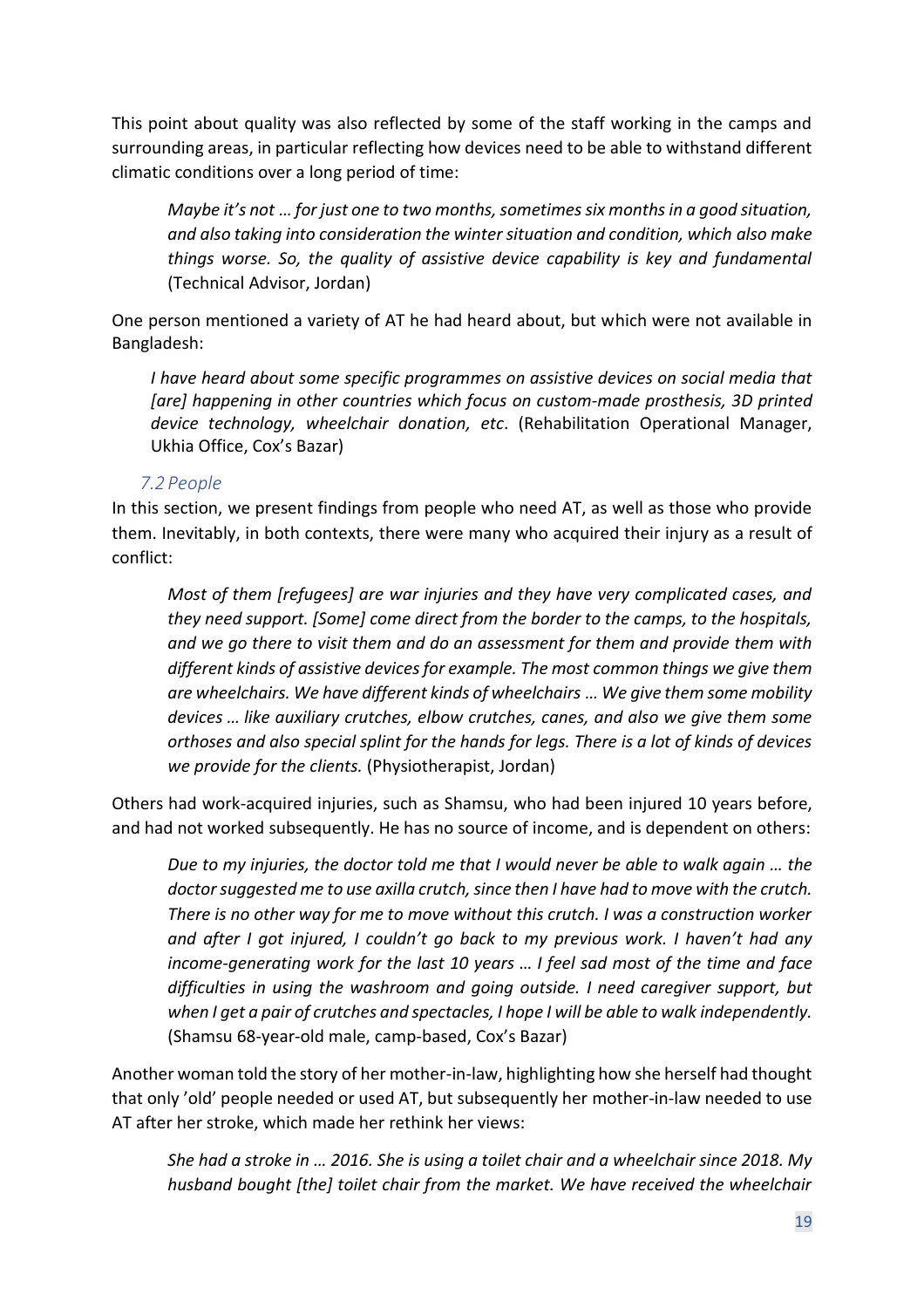This point about quality was also reflected by some of the staff working in the camps and surrounding areas, in particular reflecting how devices need to be able to withstand different climatic conditions over a long period of time:

> *Maybe it's not … for just one to two months, sometimes six months in a good situation, and also taking into consideration the winter situation and condition, which also make things worse. So, the quality of assistive device capability is key and fundamental* (Technical Advisor, Jordan)

One person mentioned a variety of AT he had heard about, but which were not available in Bangladesh:

> *I have heard about some specific programmes on assistive devices on social media that [are] happening in other countries which focus on custom-made prosthesis, 3D printed device technology, wheelchair donation, etc.* (Rehabilitation Operational Manager, Ukhia Office, Cox's Bazar)

### 7.2 People

In this section, we present findings from people who need AT, as well as those who provide them. Inevitably, in both contexts, there were many who acquired their injury as a result of conflict:

> *Most of them [refugees] are war injuries and they have very complicated cases, and they need support. [Some] come direct from the border to the camps, to the hospitals, and we go there to visit them and do an assessment for them and provide them with different kinds of assistive devices for example. The most common things we give them are wheelchairs. We have different kinds of wheelchairs … We give them some mobility devices … like auxiliary crutches, elbow crutches, canes, and also we give them some orthoses and also special splint for the hands for legs. There is a lot of kinds of devices we provide for the clients.* (Physiotherapist, Jordan)

Others had work-acquired injuries, such as Shamsu, who had been injured 10 years before, and had not worked subsequently. He has no source of income, and is dependent on others:

> *Due to my injuries, the doctor told me that I would never be able to walk again … the doctor suggested me to use axilla crutch, since then I have had to move with the crutch. There is no other way for me to move without this crutch. I was a construction worker and after I got injured, I couldn't go back to my previous work. I haven't had any income-generating work for the last 10 years … I feel sad most of the time and face difficulties in using the washroom and going outside. I need caregiver support, but when I get a pair of crutches and spectacles, I hope I will be able to walk independently.* (Shamsu 68-year-old male, camp-based, Cox's Bazar)

Another woman told the story of her mother-in-law, highlighting how she herself had thought that only 'old' people needed or used AT, but subsequently her mother-in-law needed to use AT after her stroke, which made her rethink her views:

> *She had a stroke in … 2016. She is using a toilet chair and a wheelchair since 2018. My husband bought [the] toilet chair from the market. We have received the wheelchair*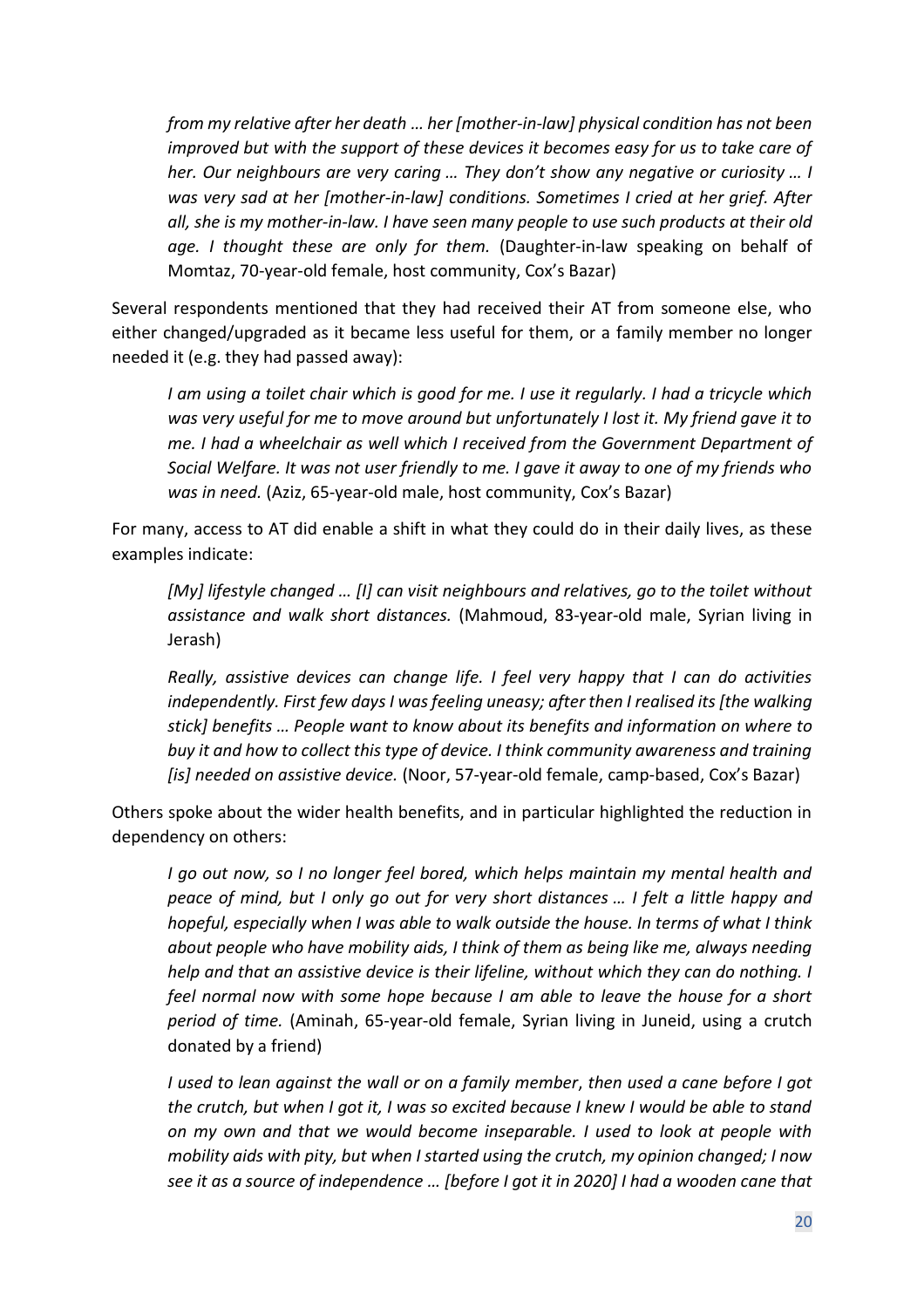> *from my relative after her death … her [mother-in-law] physical condition has not been improved but with the support of these devices it becomes easy for us to take care of her. Our neighbours are very caring … They don't show any negative or curiosity … I was very sad at her [mother-in-law] conditions. Sometimes I cried at her grief. After all, she is my mother-in-law. I have seen many people to use such products at their old age. I thought these are only for them.* (Daughter-in-law speaking on behalf of Momtaz, 70-year-old female, host community, Cox's Bazar)

Several respondents mentioned that they had received their AT from someone else, who either changed/upgraded as it became less useful for them, or a family member no longer needed it (e.g. they had passed away):

> *I am using a toilet chair which is good for me. I use it regularly. I had a tricycle which was very useful for me to move around but unfortunately I lost it. My friend gave it to me. I had a wheelchair as well which I received from the Government Department of Social Welfare. It was not user friendly to me. I gave it away to one of my friends who was in need.* (Aziz, 65-year-old male, host community, Cox's Bazar)

For many, access to AT did enable a shift in what they could do in their daily lives, as these examples indicate:

> *[My] lifestyle changed … [I] can visit neighbours and relatives, go to the toilet without assistance and walk short distances.* (Mahmoud, 83-year-old male, Syrian living in Jerash)

> *Really, assistive devices can change life. I feel very happy that I can do activities independently. First few days I was feeling uneasy; after then I realised its [the walking stick] benefits … People want to know about its benefits and information on where to buy it and how to collect this type of device. I think community awareness and training [is] needed on assistive device.* (Noor, 57-year-old female, camp-based, Cox's Bazar)

Others spoke about the wider health benefits, and in particular highlighted the reduction in dependency on others:

> *I go out now, so I no longer feel bored, which helps maintain my mental health and peace of mind, but I only go out for very short distances … I felt a little happy and hopeful, especially when I was able to walk outside the house. In terms of what I think about people who have mobility aids, I think of them as being like me, always needing help and that an assistive device is their lifeline, without which they can do nothing. I feel normal now with some hope because I am able to leave the house for a short period of time.* (Aminah, 65-year-old female, Syrian living in Juneid, using a crutch donated by a friend)

> *I used to lean against the wall or on a family member, then used a cane before I got the crutch, but when I got it, I was so excited because I knew I would be able to stand on my own and that we would become inseparable. I used to look at people with mobility aids with pity, but when I started using the crutch, my opinion changed; I now see it as a source of independence … [before I got it in 2020] I had a wooden cane that*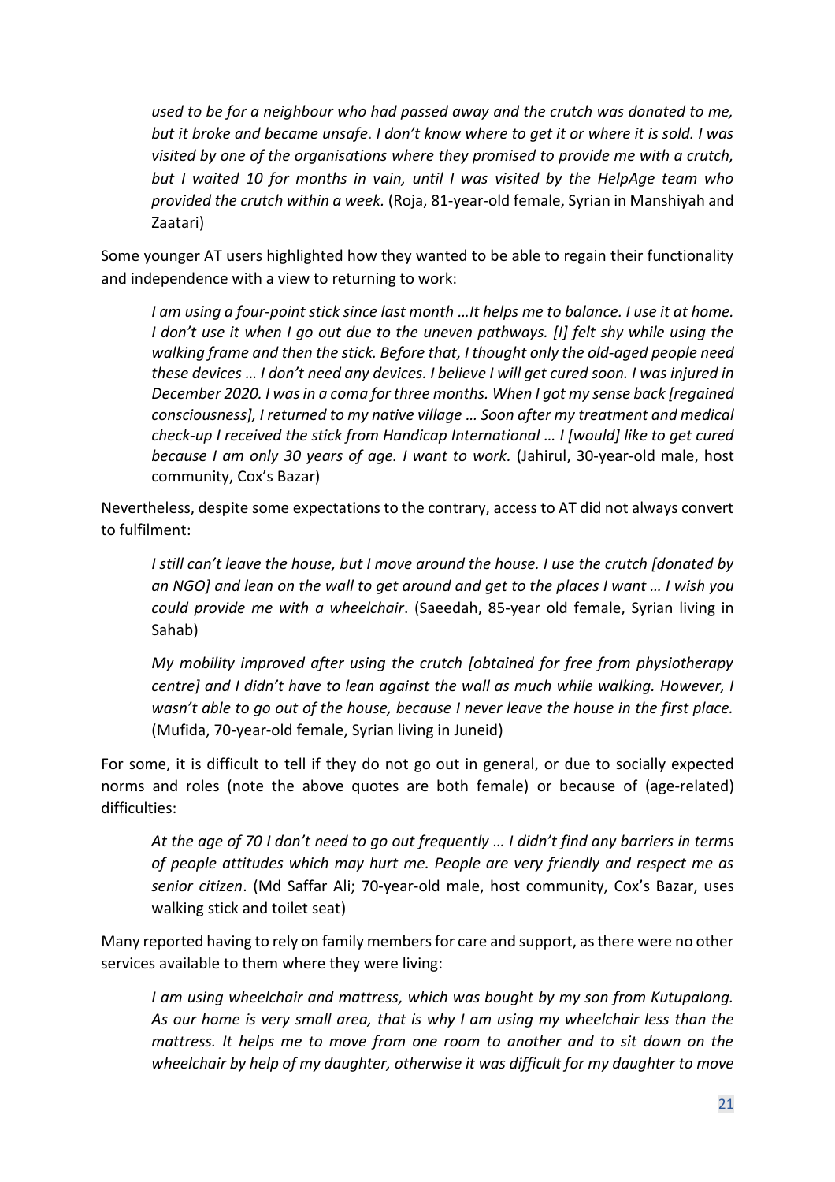*used to be for a neighbour who had passed away and the crutch was donated to me, but it broke and became unsafe. I don't know where to get it or where it is sold. I was visited by one of the organisations where they promised to provide me with a crutch, but I waited 10 for months in vain, until I was visited by the HelpAge team who provided the crutch within a week.* (Roja, 81-year-old female, Syrian in Manshiyah and Zaatari)

Some younger AT users highlighted how they wanted to be able to regain their functionality and independence with a view to returning to work:

> *I am using a four-point stick since last month …It helps me to balance. I use it at home. I don't use it when I go out due to the uneven pathways. [I] felt shy while using the walking frame and then the stick. Before that, I thought only the old-aged people need these devices … I don't need any devices. I believe I will get cured soon. I was injured in December 2020. I was in a coma for three months. When I got my sense back [regained consciousness], I returned to my native village … Soon after my treatment and medical check-up I received the stick from Handicap International … I [would] like to get cured because I am only 30 years of age. I want to work.* (Jahirul, 30-year-old male, host community, Cox's Bazar)

Nevertheless, despite some expectations to the contrary, access to AT did not always convert to fulfilment:

> *I still can't leave the house, but I move around the house. I use the crutch [donated by an NGO] and lean on the wall to get around and get to the places I want … I wish you could provide me with a wheelchair*. (Saeedah, 85-year old female, Syrian living in Sahab)

> *My mobility improved after using the crutch [obtained for free from physiotherapy centre] and I didn't have to lean against the wall as much while walking. However, I wasn't able to go out of the house, because I never leave the house in the first place.* (Mufida, 70-year-old female, Syrian living in Juneid)

For some, it is difficult to tell if they do not go out in general, or due to socially expected norms and roles (note the above quotes are both female) or because of (age-related) difficulties:

> *At the age of 70 I don't need to go out frequently … I didn't find any barriers in terms of people attitudes which may hurt me. People are very friendly and respect me as senior citizen*. (Md Saffar Ali; 70-year-old male, host community, Cox's Bazar, uses walking stick and toilet seat)

Many reported having to rely on family members for care and support, as there were no other services available to them where they were living:

> *I am using wheelchair and mattress, which was bought by my son from Kutupalong. As our home is very small area, that is why I am using my wheelchair less than the mattress. It helps me to move from one room to another and to sit down on the wheelchair by help of my daughter, otherwise it was difficult for my daughter to move*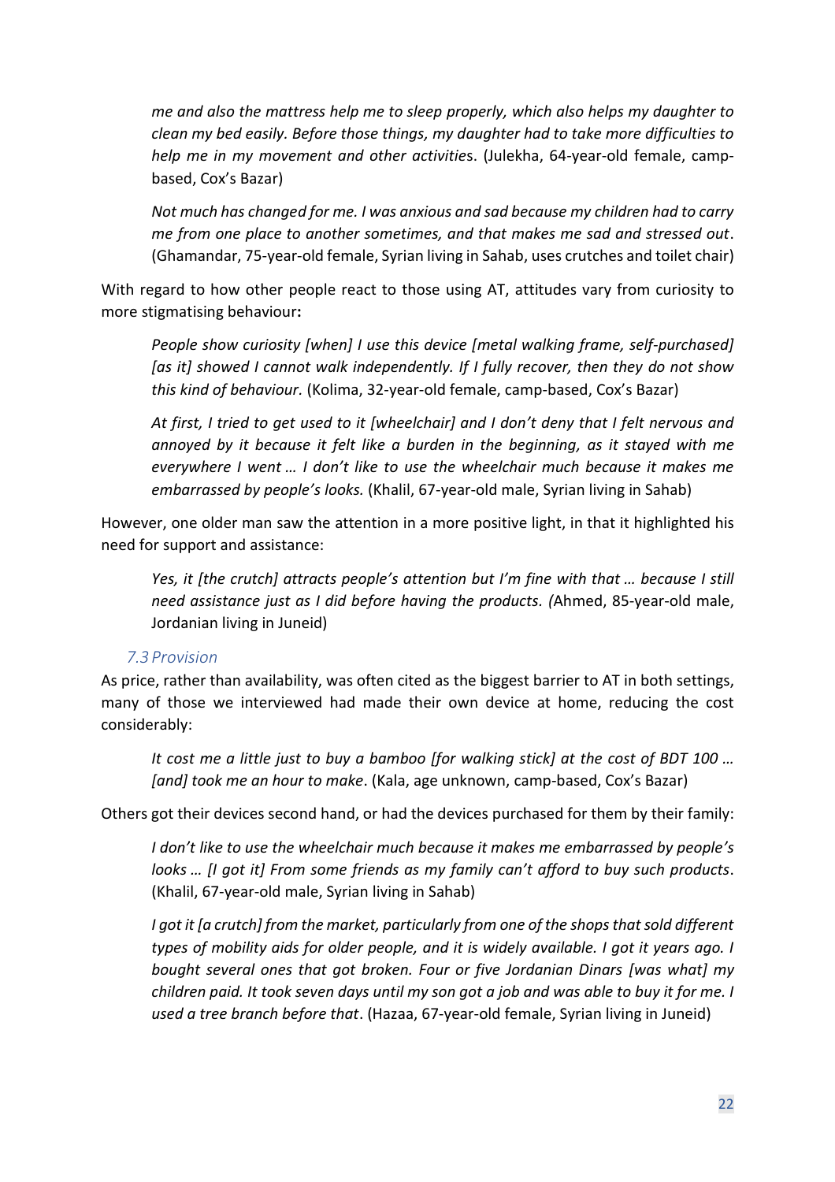*me and also the mattress help me to sleep properly, which also helps my daughter to clean my bed easily. Before those things, my daughter had to take more difficulties to help me in my movement and other activitie*s. (Julekha, 64-year-old female, camp-based, Cox's Bazar)

> *Not much has changed for me. I was anxious and sad because my children had to carry me from one place to another sometimes, and that makes me sad and stressed out*. (Ghamandar, 75-year-old female, Syrian living in Sahab, uses crutches and toilet chair)

With regard to how other people react to those using AT, attitudes vary from curiosity to more stigmatising behaviour**:**

> *People show curiosity [when] I use this device [metal walking frame, self-purchased] [as it] showed I cannot walk independently. If I fully recover, then they do not show this kind of behaviour.* (Kolima, 32-year-old female, camp-based, Cox's Bazar)

> *At first, I tried to get used to it [wheelchair] and I don't deny that I felt nervous and annoyed by it because it felt like a burden in the beginning, as it stayed with me everywhere I went … I don't like to use the wheelchair much because it makes me embarrassed by people's looks.* (Khalil, 67-year-old male, Syrian living in Sahab)

However, one older man saw the attention in a more positive light, in that it highlighted his need for support and assistance:

> *Yes, it [the crutch] attracts people's attention but I'm fine with that … because I still need assistance just as I did before having the products. (*Ahmed, 85-year-old male, Jordanian living in Juneid)

### 7.3 Provision

As price, rather than availability, was often cited as the biggest barrier to AT in both settings, many of those we interviewed had made their own device at home, reducing the cost considerably:

> *It cost me a little just to buy a bamboo [for walking stick] at the cost of BDT 100 … [and] took me an hour to make*. (Kala, age unknown, camp-based, Cox's Bazar)

Others got their devices second hand, or had the devices purchased for them by their family:

> *I don't like to use the wheelchair much because it makes me embarrassed by people's looks … [I got it] From some friends as my family can't afford to buy such products*. (Khalil, 67-year-old male, Syrian living in Sahab)

> *I got it [a crutch] from the market, particularly from one of the shops that sold different types of mobility aids for older people, and it is widely available. I got it years ago. I bought several ones that got broken. Four or five Jordanian Dinars [was what] my children paid. It took seven days until my son got a job and was able to buy it for me. I used a tree branch before that*. (Hazaa, 67-year-old female, Syrian living in Juneid)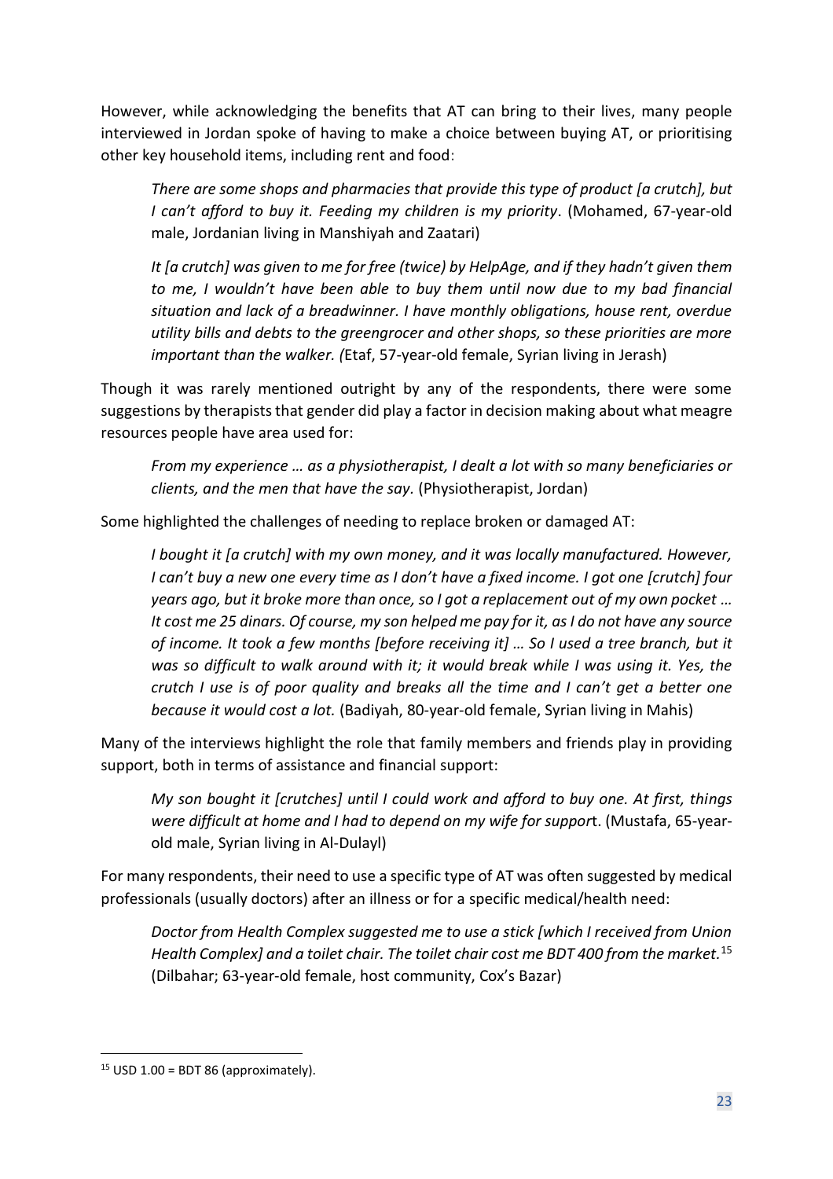However, while acknowledging the benefits that AT can bring to their lives, many people interviewed in Jordan spoke of having to make a choice between buying AT, or prioritising other key household items, including rent and food:

> *There are some shops and pharmacies that provide this type of product [a crutch], but I can't afford to buy it. Feeding my children is my priority*. (Mohamed, 67-year-old male, Jordanian living in Manshiyah and Zaatari)

> *It [a crutch] was given to me for free (twice) by HelpAge, and if they hadn't given them to me, I wouldn't have been able to buy them until now due to my bad financial situation and lack of a breadwinner. I have monthly obligations, house rent, overdue utility bills and debts to the greengrocer and other shops, so these priorities are more important than the walker. (*Etaf, 57-year-old female, Syrian living in Jerash)

Though it was rarely mentioned outright by any of the respondents, there were some suggestions by therapists that gender did play a factor in decision making about what meagre resources people have area used for:

> *From my experience … as a physiotherapist, I dealt a lot with so many beneficiaries or clients, and the men that have the say.* (Physiotherapist, Jordan)

Some highlighted the challenges of needing to replace broken or damaged AT:

> *I bought it [a crutch] with my own money, and it was locally manufactured. However, I can't buy a new one every time as I don't have a fixed income. I got one [crutch] four years ago, but it broke more than once, so I got a replacement out of my own pocket … It cost me 25 dinars. Of course, my son helped me pay for it, as I do not have any source of income. It took a few months [before receiving it] … So I used a tree branch, but it was so difficult to walk around with it; it would break while I was using it. Yes, the crutch I use is of poor quality and breaks all the time and I can't get a better one because it would cost a lot.* (Badiyah, 80-year-old female, Syrian living in Mahis)

Many of the interviews highlight the role that family members and friends play in providing support, both in terms of assistance and financial support:

> *My son bought it [crutches] until I could work and afford to buy one. At first, things were difficult at home and I had to depend on my wife for suppor*t. (Mustafa, 65-year-old male, Syrian living in Al-Dulayl)

For many respondents, their need to use a specific type of AT was often suggested by medical professionals (usually doctors) after an illness or for a specific medical/health need:

> *Doctor from Health Complex suggested me to use a stick [which I received from Union Health Complex] and a toilet chair. The toilet chair cost me BDT 400 from the market.*[15] (Dilbahar; 63-year-old female, host community, Cox's Bazar)

---

[15] USD 1.00 = BDT 86 (approximately).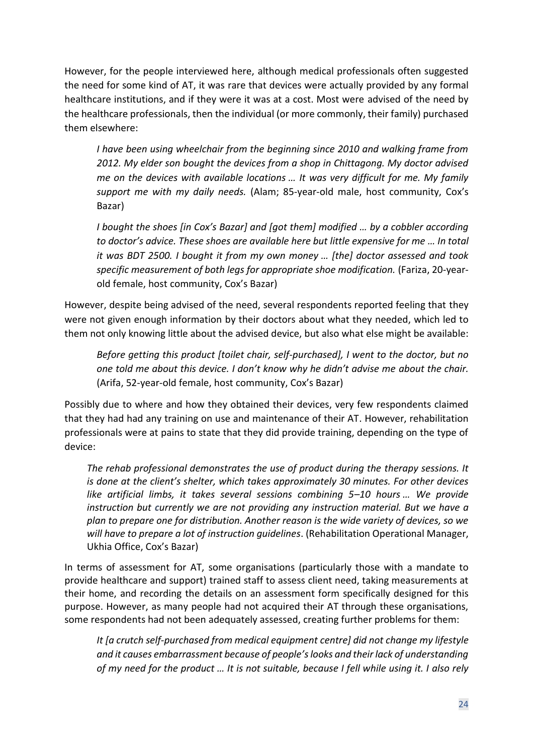However, for the people interviewed here, although medical professionals often suggested the need for some kind of AT, it was rare that devices were actually provided by any formal healthcare institutions, and if they were it was at a cost. Most were advised of the need by the healthcare professionals, then the individual (or more commonly, their family) purchased them elsewhere:

> *I have been using wheelchair from the beginning since 2010 and walking frame from 2012. My elder son bought the devices from a shop in Chittagong. My doctor advised me on the devices with available locations … It was very difficult for me. My family support me with my daily needs.* (Alam; 85-year-old male, host community, Cox's Bazar)

> *I bought the shoes [in Cox's Bazar] and [got them] modified … by a cobbler according to doctor's advice. These shoes are available here but little expensive for me … In total it was BDT 2500. I bought it from my own money … [the] doctor assessed and took specific measurement of both legs for appropriate shoe modification.* (Fariza, 20-year-old female, host community, Cox's Bazar)

However, despite being advised of the need, several respondents reported feeling that they were not given enough information by their doctors about what they needed, which led to them not only knowing little about the advised device, but also what else might be available:

> *Before getting this product [toilet chair, self-purchased], I went to the doctor, but no one told me about this device. I don't know why he didn't advise me about the chair.* (Arifa, 52-year-old female, host community, Cox's Bazar)

Possibly due to where and how they obtained their devices, very few respondents claimed that they had had any training on use and maintenance of their AT. However, rehabilitation professionals were at pains to state that they did provide training, depending on the type of device:

> *The rehab professional demonstrates the use of product during the therapy sessions. It is done at the client's shelter, which takes approximately 30 minutes. For other devices like artificial limbs, it takes several sessions combining 5–10 hours … We provide instruction but currently we are not providing any instruction material. But we have a plan to prepare one for distribution. Another reason is the wide variety of devices, so we will have to prepare a lot of instruction guidelines*. (Rehabilitation Operational Manager, Ukhia Office, Cox's Bazar)

In terms of assessment for AT, some organisations (particularly those with a mandate to provide healthcare and support) trained staff to assess client need, taking measurements at their home, and recording the details on an assessment form specifically designed for this purpose. However, as many people had not acquired their AT through these organisations, some respondents had not been adequately assessed, creating further problems for them:

> *It [a crutch self-purchased from medical equipment centre] did not change my lifestyle and it causes embarrassment because of people's looks and their lack of understanding of my need for the product … It is not suitable, because I fell while using it. I also rely*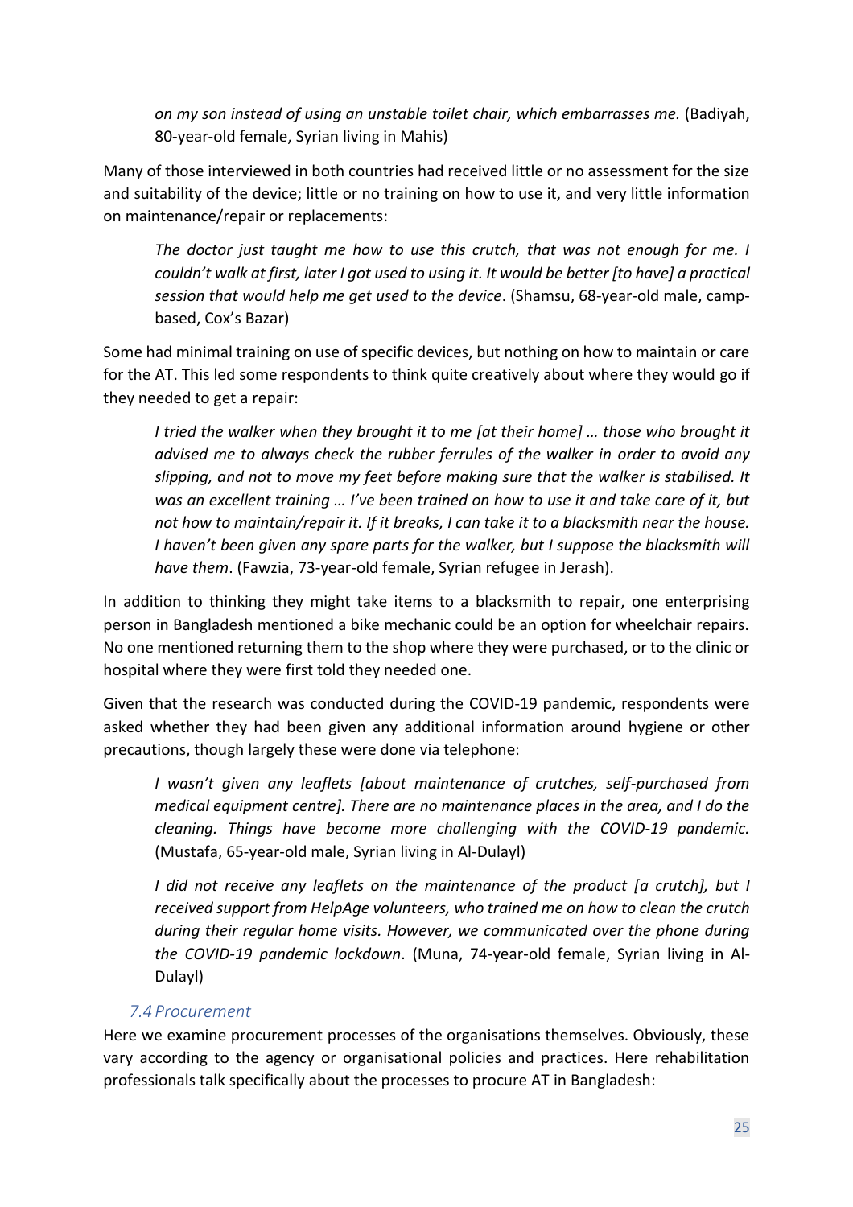*on my son instead of using an unstable toilet chair, which embarrasses me.* (Badiyah, 80-year-old female, Syrian living in Mahis)

Many of those interviewed in both countries had received little or no assessment for the size and suitability of the device; little or no training on how to use it, and very little information on maintenance/repair or replacements:

> *The doctor just taught me how to use this crutch, that was not enough for me. I couldn't walk at first, later I got used to using it. It would be better [to have] a practical session that would help me get used to the device*. (Shamsu, 68-year-old male, camp-based, Cox's Bazar)

Some had minimal training on use of specific devices, but nothing on how to maintain or care for the AT. This led some respondents to think quite creatively about where they would go if they needed to get a repair:

> *I tried the walker when they brought it to me [at their home] … those who brought it advised me to always check the rubber ferrules of the walker in order to avoid any slipping, and not to move my feet before making sure that the walker is stabilised. It was an excellent training … I've been trained on how to use it and take care of it, but not how to maintain/repair it. If it breaks, I can take it to a blacksmith near the house. I haven't been given any spare parts for the walker, but I suppose the blacksmith will have them*. (Fawzia, 73-year-old female, Syrian refugee in Jerash).

In addition to thinking they might take items to a blacksmith to repair, one enterprising person in Bangladesh mentioned a bike mechanic could be an option for wheelchair repairs. No one mentioned returning them to the shop where they were purchased, or to the clinic or hospital where they were first told they needed one.

Given that the research was conducted during the COVID-19 pandemic, respondents were asked whether they had been given any additional information around hygiene or other precautions, though largely these were done via telephone:

> *I wasn't given any leaflets [about maintenance of crutches, self-purchased from medical equipment centre]. There are no maintenance places in the area, and I do the cleaning. Things have become more challenging with the COVID-19 pandemic.* (Mustafa, 65-year-old male, Syrian living in Al-Dulayl)

> *I did not receive any leaflets on the maintenance of the product [a crutch], but I received support from HelpAge volunteers, who trained me on how to clean the crutch during their regular home visits. However, we communicated over the phone during the COVID-19 pandemic lockdown*. (Muna, 74-year-old female, Syrian living in Al-Dulayl)

### 7.4 Procurement

Here we examine procurement processes of the organisations themselves. Obviously, these vary according to the agency or organisational policies and practices. Here rehabilitation professionals talk specifically about the processes to procure AT in Bangladesh: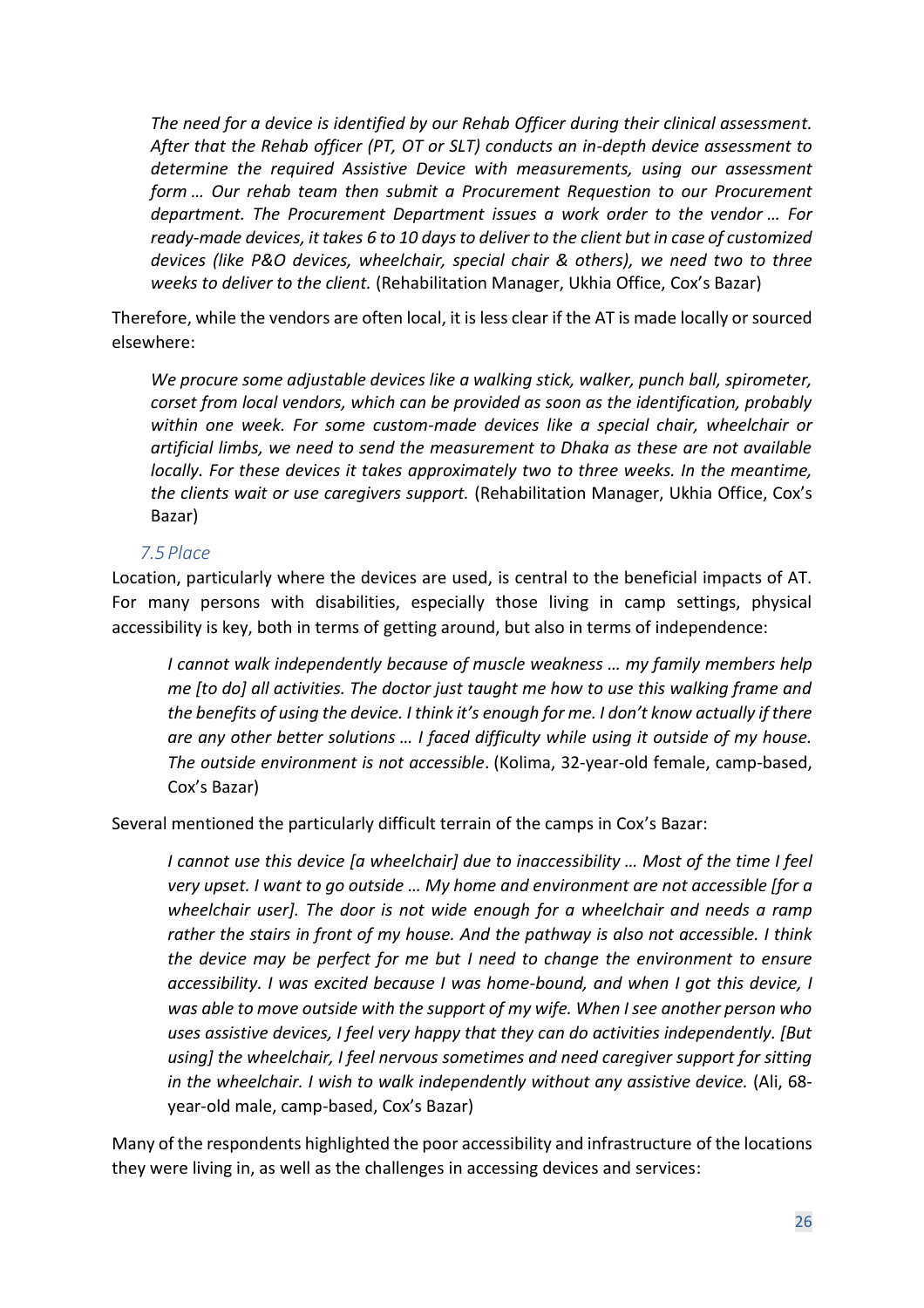> *The need for a device is identified by our Rehab Officer during their clinical assessment. After that the Rehab officer (PT, OT or SLT) conducts an in-depth device assessment to determine the required Assistive Device with measurements, using our assessment form … Our rehab team then submit a Procurement Requestion to our Procurement department. The Procurement Department issues a work order to the vendor … For ready-made devices, it takes 6 to 10 days to deliver to the client but in case of customized devices (like P&O devices, wheelchair, special chair & others), we need two to three weeks to deliver to the client.* (Rehabilitation Manager, Ukhia Office, Cox's Bazar)

Therefore, while the vendors are often local, it is less clear if the AT is made locally or sourced elsewhere:

> *We procure some adjustable devices like a walking stick, walker, punch ball, spirometer, corset from local vendors, which can be provided as soon as the identification, probably within one week. For some custom-made devices like a special chair, wheelchair or artificial limbs, we need to send the measurement to Dhaka as these are not available locally. For these devices it takes approximately two to three weeks. In the meantime, the clients wait or use caregivers support.* (Rehabilitation Manager, Ukhia Office, Cox's Bazar)

### *7.5 Place*

Location, particularly where the devices are used, is central to the beneficial impacts of AT. For many persons with disabilities, especially those living in camp settings, physical accessibility is key, both in terms of getting around, but also in terms of independence:

> *I cannot walk independently because of muscle weakness … my family members help me [to do] all activities. The doctor just taught me how to use this walking frame and the benefits of using the device. I think it's enough for me. I don't know actually if there are any other better solutions … I faced difficulty while using it outside of my house. The outside environment is not accessible*. (Kolima, 32-year-old female, camp-based, Cox's Bazar)

Several mentioned the particularly difficult terrain of the camps in Cox's Bazar:

> *I cannot use this device [a wheelchair] due to inaccessibility … Most of the time I feel very upset. I want to go outside … My home and environment are not accessible [for a wheelchair user]. The door is not wide enough for a wheelchair and needs a ramp rather the stairs in front of my house. And the pathway is also not accessible. I think the device may be perfect for me but I need to change the environment to ensure accessibility. I was excited because I was home-bound, and when I got this device, I was able to move outside with the support of my wife. When I see another person who uses assistive devices, I feel very happy that they can do activities independently. [But using] the wheelchair, I feel nervous sometimes and need caregiver support for sitting in the wheelchair. I wish to walk independently without any assistive device.* (Ali, 68-year-old male, camp-based, Cox's Bazar)

Many of the respondents highlighted the poor accessibility and infrastructure of the locations they were living in, as well as the challenges in accessing devices and services: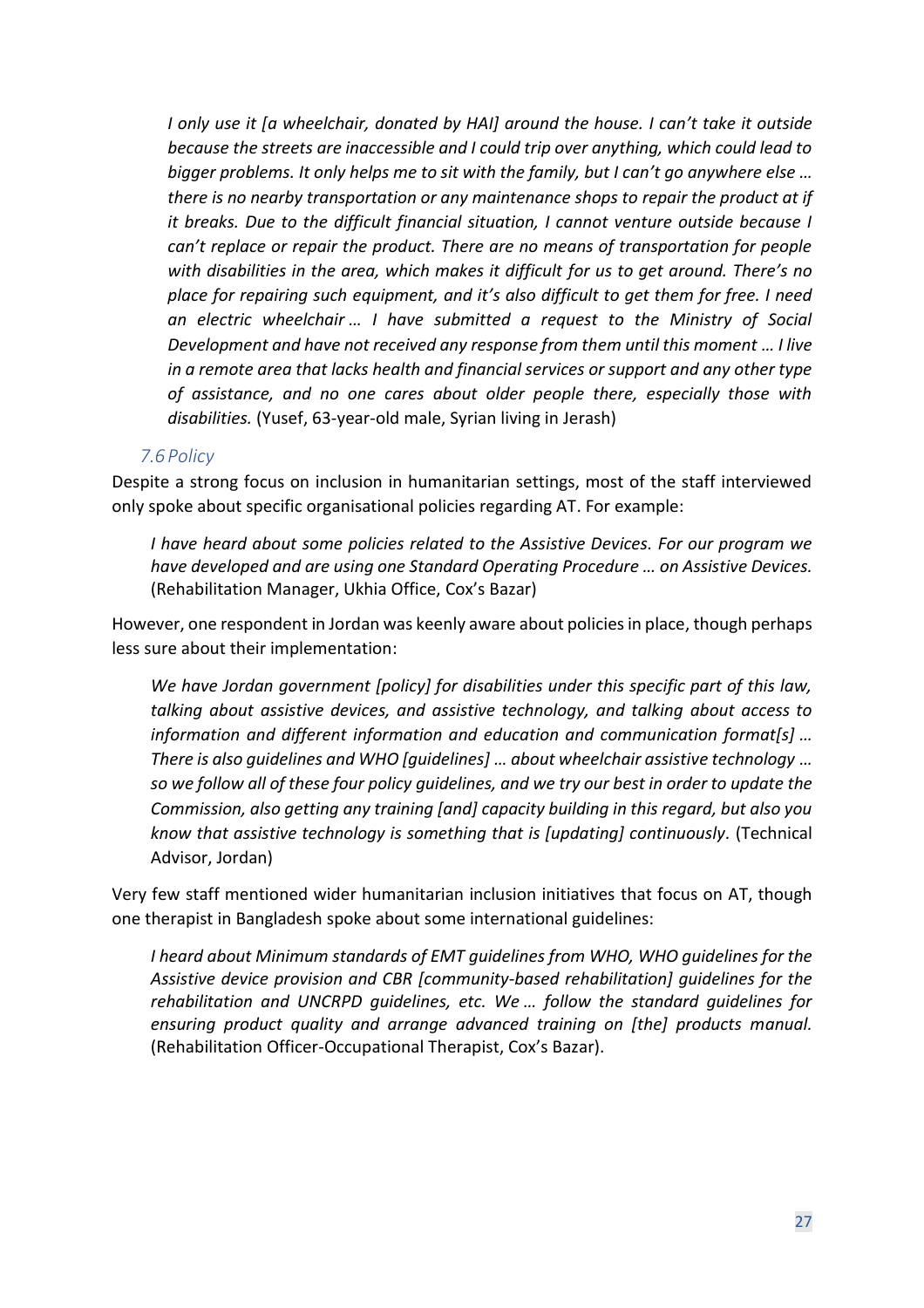> *I only use it [a wheelchair, donated by HAI] around the house. I can't take it outside because the streets are inaccessible and I could trip over anything, which could lead to bigger problems. It only helps me to sit with the family, but I can't go anywhere else … there is no nearby transportation or any maintenance shops to repair the product at if it breaks. Due to the difficult financial situation, I cannot venture outside because I can't replace or repair the product. There are no means of transportation for people with disabilities in the area, which makes it difficult for us to get around. There's no place for repairing such equipment, and it's also difficult to get them for free. I need an electric wheelchair … I have submitted a request to the Ministry of Social Development and have not received any response from them until this moment … I live in a remote area that lacks health and financial services or support and any other type of assistance, and no one cares about older people there, especially those with disabilities.* (Yusef, 63-year-old male, Syrian living in Jerash)

### 7.6 Policy

Despite a strong focus on inclusion in humanitarian settings, most of the staff interviewed only spoke about specific organisational policies regarding AT. For example:

> *I have heard about some policies related to the Assistive Devices. For our program we have developed and are using one Standard Operating Procedure … on Assistive Devices.* (Rehabilitation Manager, Ukhia Office, Cox's Bazar)

However, one respondent in Jordan was keenly aware about policies in place, though perhaps less sure about their implementation:

> *We have Jordan government [policy] for disabilities under this specific part of this law, talking about assistive devices, and assistive technology, and talking about access to information and different information and education and communication format[s] … There is also guidelines and WHO [guidelines] … about wheelchair assistive technology … so we follow all of these four policy guidelines, and we try our best in order to update the Commission, also getting any training [and] capacity building in this regard, but also you know that assistive technology is something that is [updating] continuously*. (Technical Advisor, Jordan)

Very few staff mentioned wider humanitarian inclusion initiatives that focus on AT, though one therapist in Bangladesh spoke about some international guidelines:

> *I heard about Minimum standards of EMT guidelines from WHO, WHO guidelines for the Assistive device provision and CBR [community-based rehabilitation] guidelines for the rehabilitation and UNCRPD guidelines, etc. We … follow the standard guidelines for ensuring product quality and arrange advanced training on [the] products manual.* (Rehabilitation Officer-Occupational Therapist, Cox's Bazar).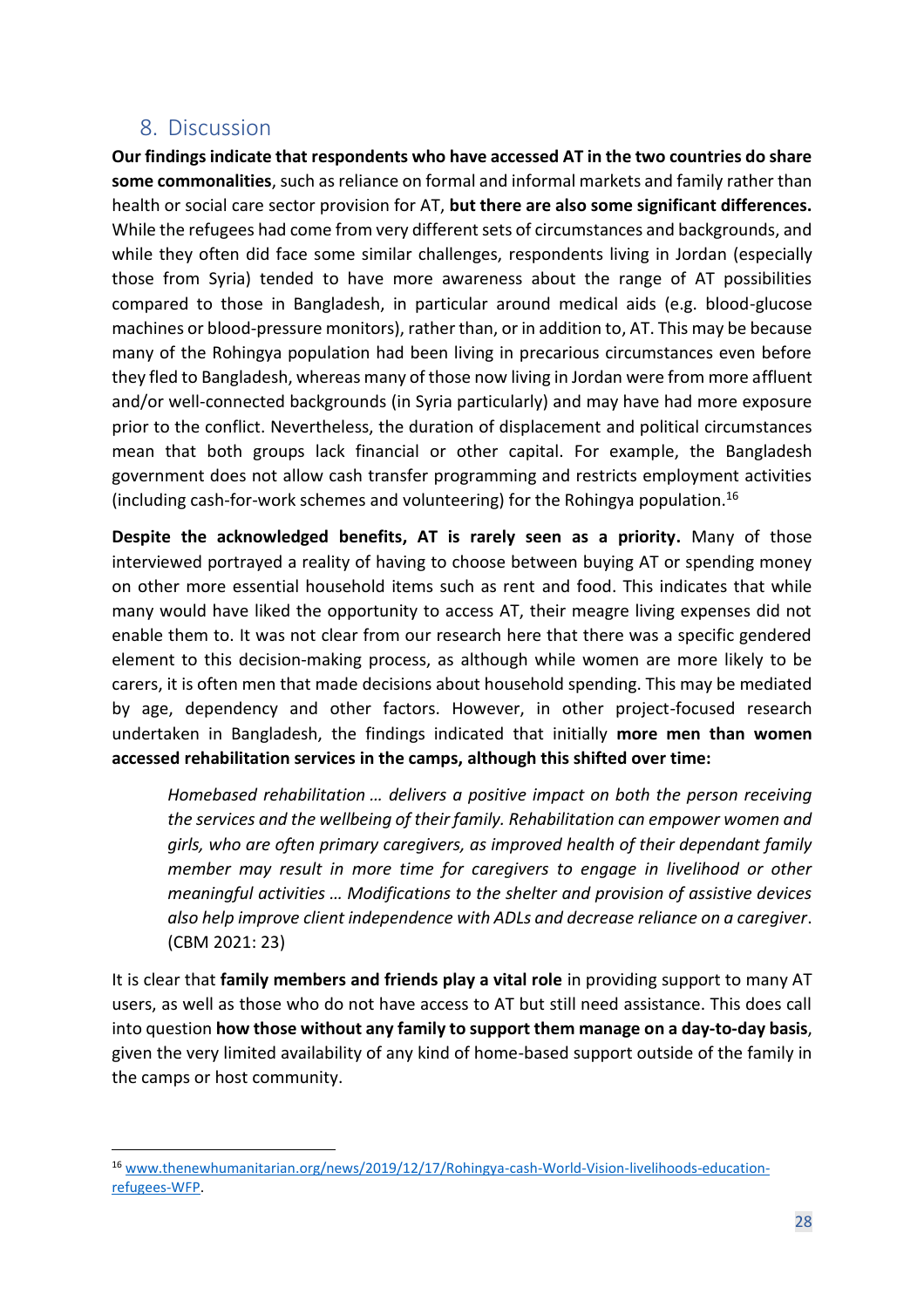## 8. Discussion

**Our findings indicate that respondents who have accessed AT in the two countries do share some commonalities**, such as reliance on formal and informal markets and family rather than health or social care sector provision for AT, **but there are also some significant differences.** While the refugees had come from very different sets of circumstances and backgrounds, and while they often did face some similar challenges, respondents living in Jordan (especially those from Syria) tended to have more awareness about the range of AT possibilities compared to those in Bangladesh, in particular around medical aids (e.g. blood-glucose machines or blood-pressure monitors), rather than, or in addition to, AT. This may be because many of the Rohingya population had been living in precarious circumstances even before they fled to Bangladesh, whereas many of those now living in Jordan were from more affluent and/or well-connected backgrounds (in Syria particularly) and may have had more exposure prior to the conflict. Nevertheless, the duration of displacement and political circumstances mean that both groups lack financial or other capital. For example, the Bangladesh government does not allow cash transfer programming and restricts employment activities (including cash-for-work schemes and volunteering) for the Rohingya population.[16]

**Despite the acknowledged benefits, AT is rarely seen as a priority.** Many of those interviewed portrayed a reality of having to choose between buying AT or spending money on other more essential household items such as rent and food. This indicates that while many would have liked the opportunity to access AT, their meagre living expenses did not enable them to. It was not clear from our research here that there was a specific gendered element to this decision-making process, as although while women are more likely to be carers, it is often men that made decisions about household spending. This may be mediated by age, dependency and other factors. However, in other project-focused research undertaken in Bangladesh, the findings indicated that initially **more men than women accessed rehabilitation services in the camps, although this shifted over time:**

> *Homebased rehabilitation … delivers a positive impact on both the person receiving the services and the wellbeing of their family. Rehabilitation can empower women and girls, who are often primary caregivers, as improved health of their dependant family member may result in more time for caregivers to engage in livelihood or other meaningful activities … Modifications to the shelter and provision of assistive devices also help improve client independence with ADLs and decrease reliance on a caregiver*. (CBM 2021: 23)

It is clear that **family members and friends play a vital role** in providing support to many AT users, as well as those who do not have access to AT but still need assistance. This does call into question **how those without any family to support them manage on a day-to-day basis**, given the very limited availability of any kind of home-based support outside of the family in the camps or host community.

[16] www.thenewhumanitarian.org/news/2019/12/17/Rohingya-cash-World-Vision-livelihoods-education-refugees-WFP.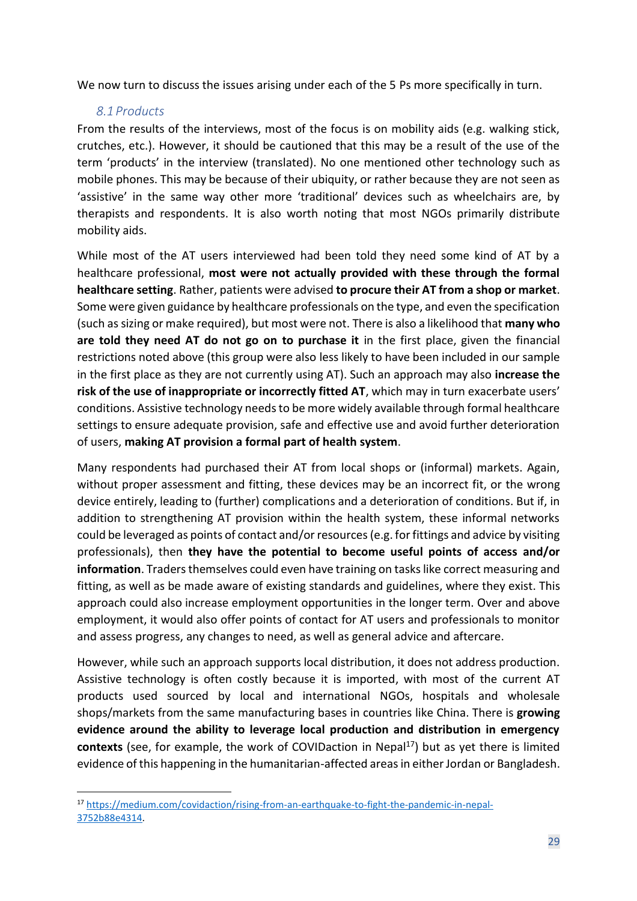We now turn to discuss the issues arising under each of the 5 Ps more specifically in turn.

### *8.1 Products*

From the results of the interviews, most of the focus is on mobility aids (e.g. walking stick, crutches, etc.). However, it should be cautioned that this may be a result of the use of the term 'products' in the interview (translated). No one mentioned other technology such as mobile phones. This may be because of their ubiquity, or rather because they are not seen as 'assistive' in the same way other more 'traditional' devices such as wheelchairs are, by therapists and respondents. It is also worth noting that most NGOs primarily distribute mobility aids.

While most of the AT users interviewed had been told they need some kind of AT by a healthcare professional, **most were not actually provided with these through the formal healthcare setting**. Rather, patients were advised **to procure their AT from a shop or market**. Some were given guidance by healthcare professionals on the type, and even the specification (such as sizing or make required), but most were not. There is also a likelihood that **many who are told they need AT do not go on to purchase it** in the first place, given the financial restrictions noted above (this group were also less likely to have been included in our sample in the first place as they are not currently using AT). Such an approach may also **increase the risk of the use of inappropriate or incorrectly fitted AT**, which may in turn exacerbate users' conditions. Assistive technology needs to be more widely available through formal healthcare settings to ensure adequate provision, safe and effective use and avoid further deterioration of users, **making AT provision a formal part of health system**.

Many respondents had purchased their AT from local shops or (informal) markets. Again, without proper assessment and fitting, these devices may be an incorrect fit, or the wrong device entirely, leading to (further) complications and a deterioration of conditions. But if, in addition to strengthening AT provision within the health system, these informal networks could be leveraged as points of contact and/or resources (e.g. for fittings and advice by visiting professionals), then **they have the potential to become useful points of access and/or information**. Traders themselves could even have training on tasks like correct measuring and fitting, as well as be made aware of existing standards and guidelines, where they exist. This approach could also increase employment opportunities in the longer term. Over and above employment, it would also offer points of contact for AT users and professionals to monitor and assess progress, any changes to need, as well as general advice and aftercare.

However, while such an approach supports local distribution, it does not address production. Assistive technology is often costly because it is imported, with most of the current AT products used sourced by local and international NGOs, hospitals and wholesale shops/markets from the same manufacturing bases in countries like China. There is **growing evidence around the ability to leverage local production and distribution in emergency contexts** (see, for example, the work of COVIDaction in Nepal[17]) but as yet there is limited evidence of this happening in the humanitarian-affected areas in either Jordan or Bangladesh.

[17] https://medium.com/covidaction/rising-from-an-earthquake-to-fight-the-pandemic-in-nepal-3752b88e4314.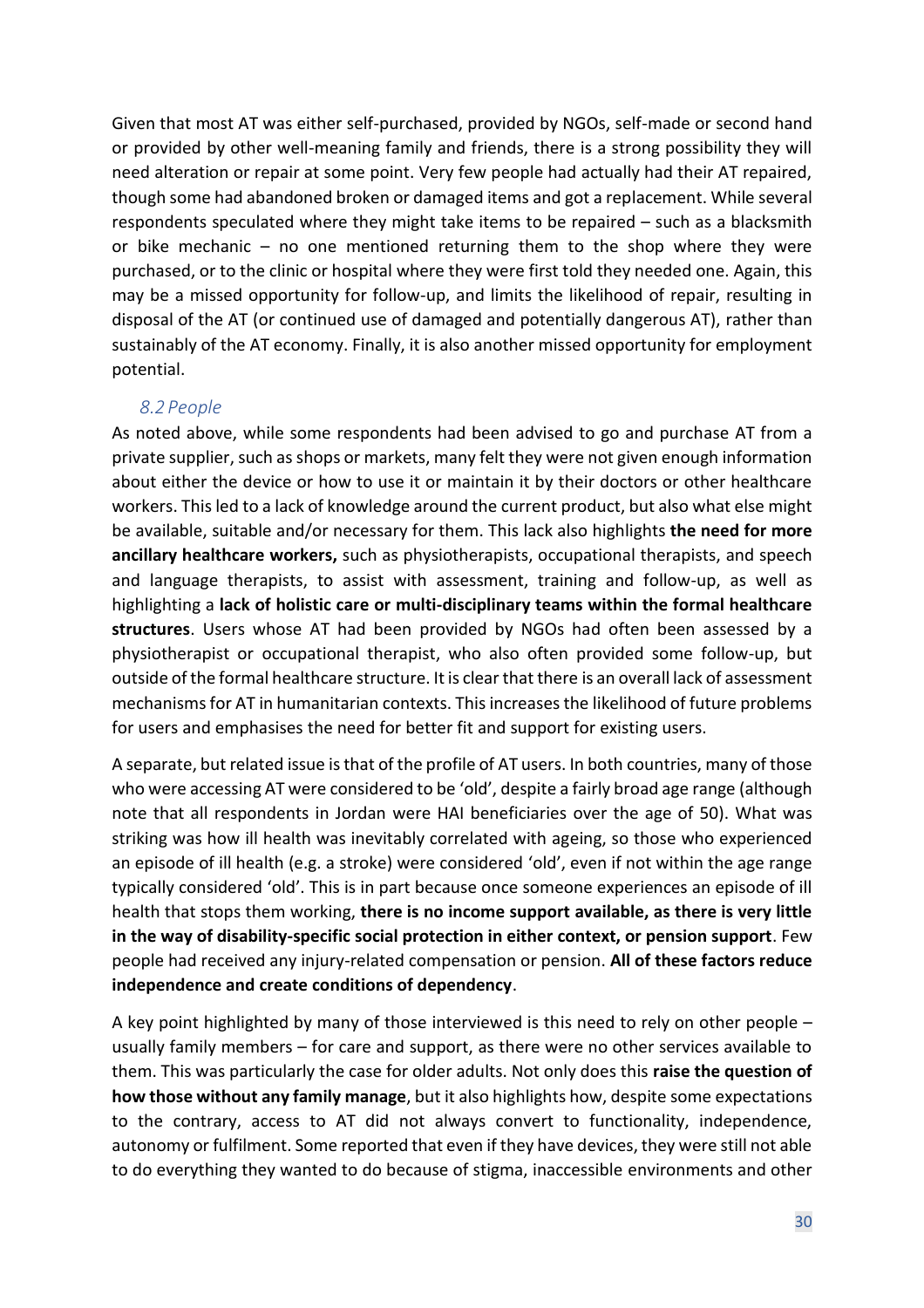Given that most AT was either self-purchased, provided by NGOs, self-made or second hand or provided by other well-meaning family and friends, there is a strong possibility they will need alteration or repair at some point. Very few people had actually had their AT repaired, though some had abandoned broken or damaged items and got a replacement. While several respondents speculated where they might take items to be repaired – such as a blacksmith or bike mechanic – no one mentioned returning them to the shop where they were purchased, or to the clinic or hospital where they were first told they needed one. Again, this may be a missed opportunity for follow-up, and limits the likelihood of repair, resulting in disposal of the AT (or continued use of damaged and potentially dangerous AT), rather than sustainably of the AT economy. Finally, it is also another missed opportunity for employment potential.

### *8.2 People*

As noted above, while some respondents had been advised to go and purchase AT from a private supplier, such as shops or markets, many felt they were not given enough information about either the device or how to use it or maintain it by their doctors or other healthcare workers. This led to a lack of knowledge around the current product, but also what else might be available, suitable and/or necessary for them. This lack also highlights **the need for more ancillary healthcare workers,** such as physiotherapists, occupational therapists, and speech and language therapists, to assist with assessment, training and follow-up, as well as highlighting a **lack of holistic care or multi-disciplinary teams within the formal healthcare structures**. Users whose AT had been provided by NGOs had often been assessed by a physiotherapist or occupational therapist, who also often provided some follow-up, but outside of the formal healthcare structure. It is clear that there is an overall lack of assessment mechanisms for AT in humanitarian contexts. This increases the likelihood of future problems for users and emphasises the need for better fit and support for existing users.

A separate, but related issue is that of the profile of AT users. In both countries, many of those who were accessing AT were considered to be 'old', despite a fairly broad age range (although note that all respondents in Jordan were HAI beneficiaries over the age of 50). What was striking was how ill health was inevitably correlated with ageing, so those who experienced an episode of ill health (e.g. a stroke) were considered 'old', even if not within the age range typically considered 'old'. This is in part because once someone experiences an episode of ill health that stops them working, **there is no income support available, as there is very little in the way of disability-specific social protection in either context, or pension support**. Few people had received any injury-related compensation or pension. **All of these factors reduce independence and create conditions of dependency**.

A key point highlighted by many of those interviewed is this need to rely on other people – usually family members – for care and support, as there were no other services available to them. This was particularly the case for older adults. Not only does this **raise the question of how those without any family manage**, but it also highlights how, despite some expectations to the contrary, access to AT did not always convert to functionality, independence, autonomy or fulfilment. Some reported that even if they have devices, they were still not able to do everything they wanted to do because of stigma, inaccessible environments and other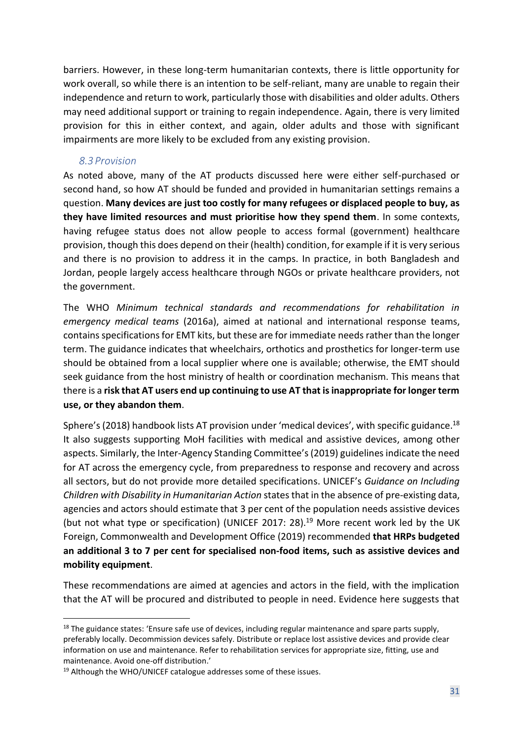barriers. However, in these long-term humanitarian contexts, there is little opportunity for work overall, so while there is an intention to be self-reliant, many are unable to regain their independence and return to work, particularly those with disabilities and older adults. Others may need additional support or training to regain independence. Again, there is very limited provision for this in either context, and again, older adults and those with significant impairments are more likely to be excluded from any existing provision.

### *8.3 Provision*

As noted above, many of the AT products discussed here were either self-purchased or second hand, so how AT should be funded and provided in humanitarian settings remains a question. **Many devices are just too costly for many refugees or displaced people to buy, as they have limited resources and must prioritise how they spend them**. In some contexts, having refugee status does not allow people to access formal (government) healthcare provision, though this does depend on their (health) condition, for example if it is very serious and there is no provision to address it in the camps. In practice, in both Bangladesh and Jordan, people largely access healthcare through NGOs or private healthcare providers, not the government.

The WHO *Minimum technical standards and recommendations for rehabilitation in emergency medical teams* (2016a), aimed at national and international response teams, contains specifications for EMT kits, but these are for immediate needs rather than the longer term. The guidance indicates that wheelchairs, orthotics and prosthetics for longer-term use should be obtained from a local supplier where one is available; otherwise, the EMT should seek guidance from the host ministry of health or coordination mechanism. This means that there is a **risk that AT users end up continuing to use AT that is inappropriate for longer term use, or they abandon them**.

Sphere's (2018) handbook lists AT provision under 'medical devices', with specific guidance.[18] It also suggests supporting MoH facilities with medical and assistive devices, among other aspects. Similarly, the Inter-Agency Standing Committee's (2019) guidelines indicate the need for AT across the emergency cycle, from preparedness to response and recovery and across all sectors, but do not provide more detailed specifications. UNICEF's *Guidance on Including Children with Disability in Humanitarian Action* states that in the absence of pre-existing data, agencies and actors should estimate that 3 per cent of the population needs assistive devices (but not what type or specification) (UNICEF 2017: 28).[19] More recent work led by the UK Foreign, Commonwealth and Development Office (2019) recommended **that HRPs budgeted an additional 3 to 7 per cent for specialised non-food items, such as assistive devices and mobility equipment**.

These recommendations are aimed at agencies and actors in the field, with the implication that the AT will be procured and distributed to people in need. Evidence here suggests that

---

[18] The guidance states: 'Ensure safe use of devices, including regular maintenance and spare parts supply, preferably locally. Decommission devices safely. Distribute or replace lost assistive devices and provide clear information on use and maintenance. Refer to rehabilitation services for appropriate size, fitting, use and maintenance. Avoid one-off distribution.'

[19] Although the WHO/UNICEF catalogue addresses some of these issues.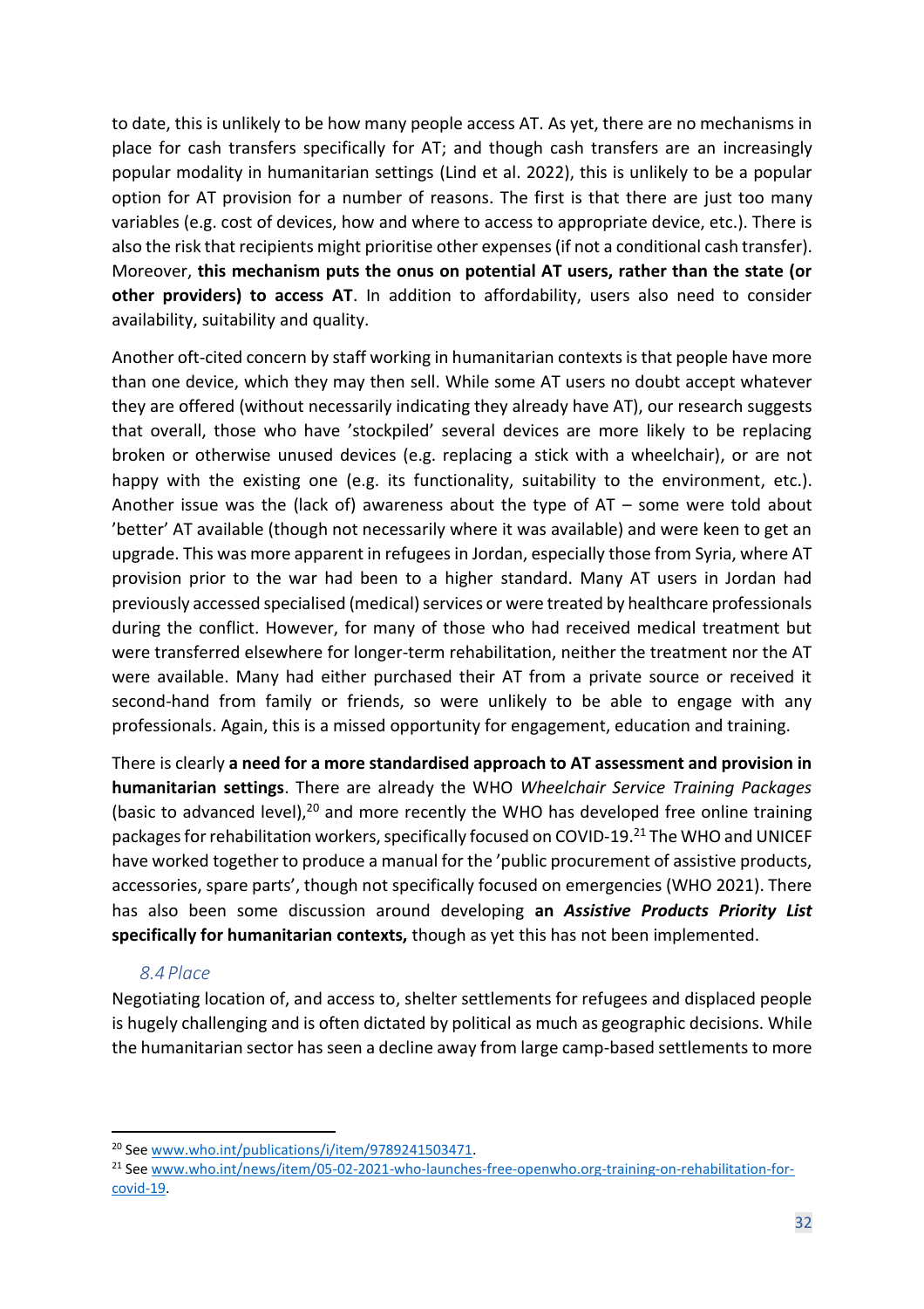to date, this is unlikely to be how many people access AT. As yet, there are no mechanisms in place for cash transfers specifically for AT; and though cash transfers are an increasingly popular modality in humanitarian settings (Lind et al. 2022), this is unlikely to be a popular option for AT provision for a number of reasons. The first is that there are just too many variables (e.g. cost of devices, how and where to access to appropriate device, etc.). There is also the risk that recipients might prioritise other expenses (if not a conditional cash transfer). Moreover, **this mechanism puts the onus on potential AT users, rather than the state (or other providers) to access AT**. In addition to affordability, users also need to consider availability, suitability and quality.

Another oft-cited concern by staff working in humanitarian contexts is that people have more than one device, which they may then sell. While some AT users no doubt accept whatever they are offered (without necessarily indicating they already have AT), our research suggests that overall, those who have 'stockpiled' several devices are more likely to be replacing broken or otherwise unused devices (e.g. replacing a stick with a wheelchair), or are not happy with the existing one (e.g. its functionality, suitability to the environment, etc.). Another issue was the (lack of) awareness about the type of AT – some were told about 'better' AT available (though not necessarily where it was available) and were keen to get an upgrade. This was more apparent in refugees in Jordan, especially those from Syria, where AT provision prior to the war had been to a higher standard. Many AT users in Jordan had previously accessed specialised (medical) services or were treated by healthcare professionals during the conflict. However, for many of those who had received medical treatment but were transferred elsewhere for longer-term rehabilitation, neither the treatment nor the AT were available. Many had either purchased their AT from a private source or received it second-hand from family or friends, so were unlikely to be able to engage with any professionals. Again, this is a missed opportunity for engagement, education and training.

There is clearly **a need for a more standardised approach to AT assessment and provision in humanitarian settings**. There are already the WHO *Wheelchair Service Training Packages* (basic to advanced level),[20] and more recently the WHO has developed free online training packages for rehabilitation workers, specifically focused on COVID-19.[21] The WHO and UNICEF have worked together to produce a manual for the 'public procurement of assistive products, accessories, spare parts', though not specifically focused on emergencies (WHO 2021). There has also been some discussion around developing **an *Assistive Products Priority List* specifically for humanitarian contexts,** though as yet this has not been implemented.

### 8.4 Place

Negotiating location of, and access to, shelter settlements for refugees and displaced people is hugely challenging and is often dictated by political as much as geographic decisions. While the humanitarian sector has seen a decline away from large camp-based settlements to more

[20] See www.who.int/publications/i/item/9789241503471.

[21] See www.who.int/news/item/05-02-2021-who-launches-free-openwho.org-training-on-rehabilitation-for-covid-19.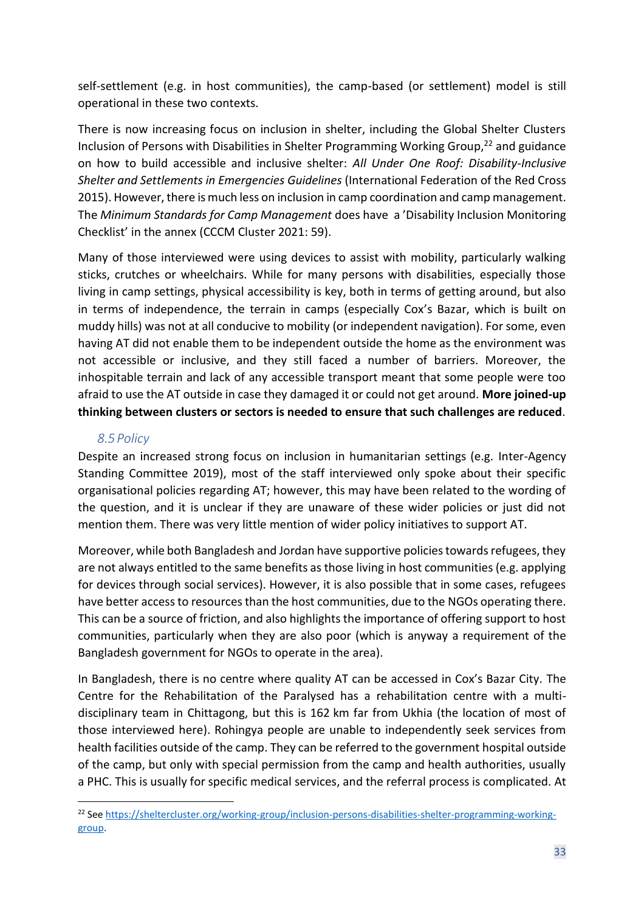self-settlement (e.g. in host communities), the camp-based (or settlement) model is still operational in these two contexts.

There is now increasing focus on inclusion in shelter, including the Global Shelter Clusters Inclusion of Persons with Disabilities in Shelter Programming Working Group,[22] and guidance on how to build accessible and inclusive shelter: *All Under One Roof: Disability-Inclusive Shelter and Settlements in Emergencies Guidelines* (International Federation of the Red Cross 2015). However, there is much less on inclusion in camp coordination and camp management. The *Minimum Standards for Camp Management* does have a 'Disability Inclusion Monitoring Checklist' in the annex (CCCM Cluster 2021: 59).

Many of those interviewed were using devices to assist with mobility, particularly walking sticks, crutches or wheelchairs. While for many persons with disabilities, especially those living in camp settings, physical accessibility is key, both in terms of getting around, but also in terms of independence, the terrain in camps (especially Cox's Bazar, which is built on muddy hills) was not at all conducive to mobility (or independent navigation). For some, even having AT did not enable them to be independent outside the home as the environment was not accessible or inclusive, and they still faced a number of barriers. Moreover, the inhospitable terrain and lack of any accessible transport meant that some people were too afraid to use the AT outside in case they damaged it or could not get around. **More joined-up thinking between clusters or sectors is needed to ensure that such challenges are reduced**.

### 8.5 Policy

Despite an increased strong focus on inclusion in humanitarian settings (e.g. Inter-Agency Standing Committee 2019), most of the staff interviewed only spoke about their specific organisational policies regarding AT; however, this may have been related to the wording of the question, and it is unclear if they are unaware of these wider policies or just did not mention them. There was very little mention of wider policy initiatives to support AT.

Moreover, while both Bangladesh and Jordan have supportive policies towards refugees, they are not always entitled to the same benefits as those living in host communities (e.g. applying for devices through social services). However, it is also possible that in some cases, refugees have better access to resources than the host communities, due to the NGOs operating there. This can be a source of friction, and also highlights the importance of offering support to host communities, particularly when they are also poor (which is anyway a requirement of the Bangladesh government for NGOs to operate in the area).

In Bangladesh, there is no centre where quality AT can be accessed in Cox's Bazar City. The Centre for the Rehabilitation of the Paralysed has a rehabilitation centre with a multi-disciplinary team in Chittagong, but this is 162 km far from Ukhia (the location of most of those interviewed here). Rohingya people are unable to independently seek services from health facilities outside of the camp. They can be referred to the government hospital outside of the camp, but only with special permission from the camp and health authorities, usually a PHC. This is usually for specific medical services, and the referral process is complicated. At

[22] See https://sheltercluster.org/working-group/inclusion-persons-disabilities-shelter-programming-working-group.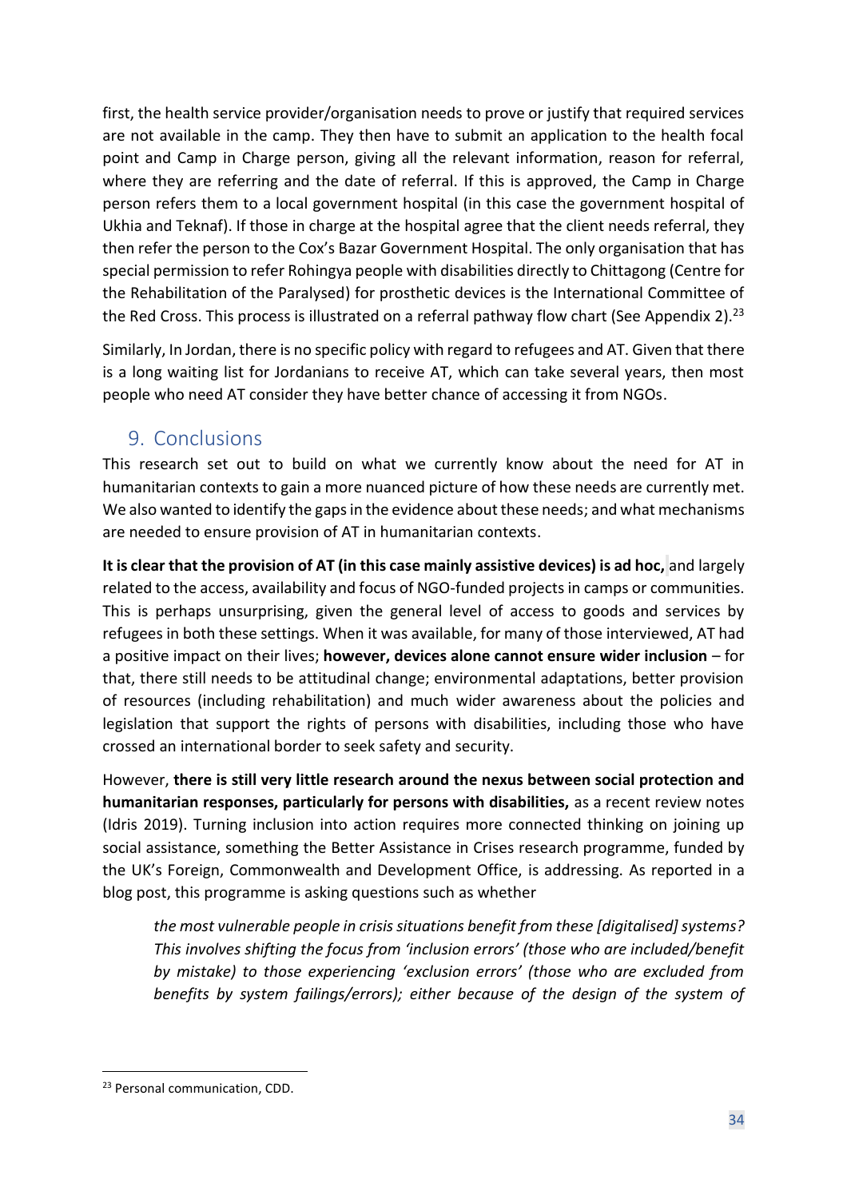first, the health service provider/organisation needs to prove or justify that required services are not available in the camp. They then have to submit an application to the health focal point and Camp in Charge person, giving all the relevant information, reason for referral, where they are referring and the date of referral. If this is approved, the Camp in Charge person refers them to a local government hospital (in this case the government hospital of Ukhia and Teknaf). If those in charge at the hospital agree that the client needs referral, they then refer the person to the Cox's Bazar Government Hospital. The only organisation that has special permission to refer Rohingya people with disabilities directly to Chittagong (Centre for the Rehabilitation of the Paralysed) for prosthetic devices is the International Committee of the Red Cross. This process is illustrated on a referral pathway flow chart (See Appendix 2).[23]

Similarly, In Jordan, there is no specific policy with regard to refugees and AT. Given that there is a long waiting list for Jordanians to receive AT, which can take several years, then most people who need AT consider they have better chance of accessing it from NGOs.

## 9. Conclusions

This research set out to build on what we currently know about the need for AT in humanitarian contexts to gain a more nuanced picture of how these needs are currently met. We also wanted to identify the gaps in the evidence about these needs; and what mechanisms are needed to ensure provision of AT in humanitarian contexts.

**It is clear that the provision of AT (in this case mainly assistive devices) is ad hoc,** and largely related to the access, availability and focus of NGO-funded projects in camps or communities. This is perhaps unsurprising, given the general level of access to goods and services by refugees in both these settings. When it was available, for many of those interviewed, AT had a positive impact on their lives; **however, devices alone cannot ensure wider inclusion** – for that, there still needs to be attitudinal change; environmental adaptations, better provision of resources (including rehabilitation) and much wider awareness about the policies and legislation that support the rights of persons with disabilities, including those who have crossed an international border to seek safety and security.

However, **there is still very little research around the nexus between social protection and humanitarian responses, particularly for persons with disabilities,** as a recent review notes (Idris 2019). Turning inclusion into action requires more connected thinking on joining up social assistance, something the Better Assistance in Crises research programme, funded by the UK's Foreign, Commonwealth and Development Office, is addressing. As reported in a blog post, this programme is asking questions such as whether

> *the most vulnerable people in crisis situations benefit from these [digitalised] systems? This involves shifting the focus from 'inclusion errors' (those who are included/benefit by mistake) to those experiencing 'exclusion errors' (those who are excluded from benefits by system failings/errors); either because of the design of the system of*

[23] Personal communication, CDD.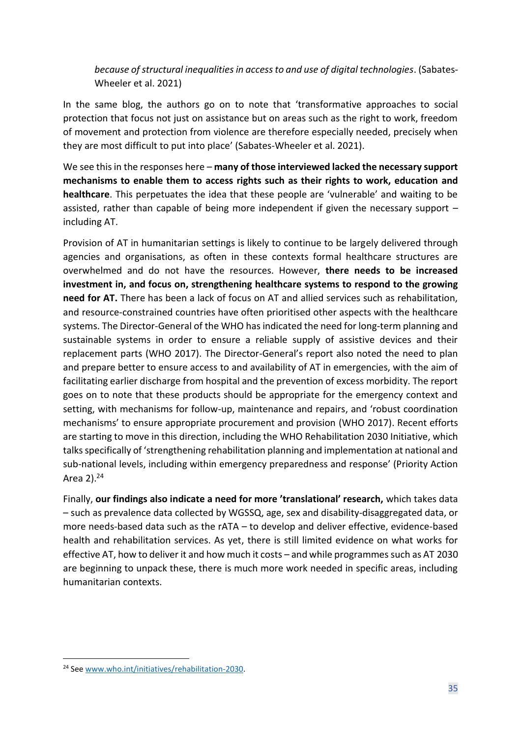*because of structural inequalities in access to and use of digital technologies*. (Sabates-Wheeler et al. 2021)

In the same blog, the authors go on to note that 'transformative approaches to social protection that focus not just on assistance but on areas such as the right to work, freedom of movement and protection from violence are therefore especially needed, precisely when they are most difficult to put into place' (Sabates-Wheeler et al. 2021).

We see this in the responses here – **many of those interviewed lacked the necessary support mechanisms to enable them to access rights such as their rights to work, education and healthcare**. This perpetuates the idea that these people are 'vulnerable' and waiting to be assisted, rather than capable of being more independent if given the necessary support – including AT.

Provision of AT in humanitarian settings is likely to continue to be largely delivered through agencies and organisations, as often in these contexts formal healthcare structures are overwhelmed and do not have the resources. However, **there needs to be increased investment in, and focus on, strengthening healthcare systems to respond to the growing need for AT.** There has been a lack of focus on AT and allied services such as rehabilitation, and resource-constrained countries have often prioritised other aspects with the healthcare systems. The Director-General of the WHO has indicated the need for long-term planning and sustainable systems in order to ensure a reliable supply of assistive devices and their replacement parts (WHO 2017). The Director-General's report also noted the need to plan and prepare better to ensure access to and availability of AT in emergencies, with the aim of facilitating earlier discharge from hospital and the prevention of excess morbidity. The report goes on to note that these products should be appropriate for the emergency context and setting, with mechanisms for follow-up, maintenance and repairs, and 'robust coordination mechanisms' to ensure appropriate procurement and provision (WHO 2017). Recent efforts are starting to move in this direction, including the WHO Rehabilitation 2030 Initiative, which talks specifically of 'strengthening rehabilitation planning and implementation at national and sub-national levels, including within emergency preparedness and response' (Priority Action Area 2).[24]

Finally, **our findings also indicate a need for more 'translational' research,** which takes data – such as prevalence data collected by WGSSQ, age, sex and disability-disaggregated data, or more needs-based data such as the rATA – to develop and deliver effective, evidence-based health and rehabilitation services. As yet, there is still limited evidence on what works for effective AT, how to deliver it and how much it costs – and while programmes such as AT 2030 are beginning to unpack these, there is much more work needed in specific areas, including humanitarian contexts.

[24] See www.who.int/initiatives/rehabilitation-2030.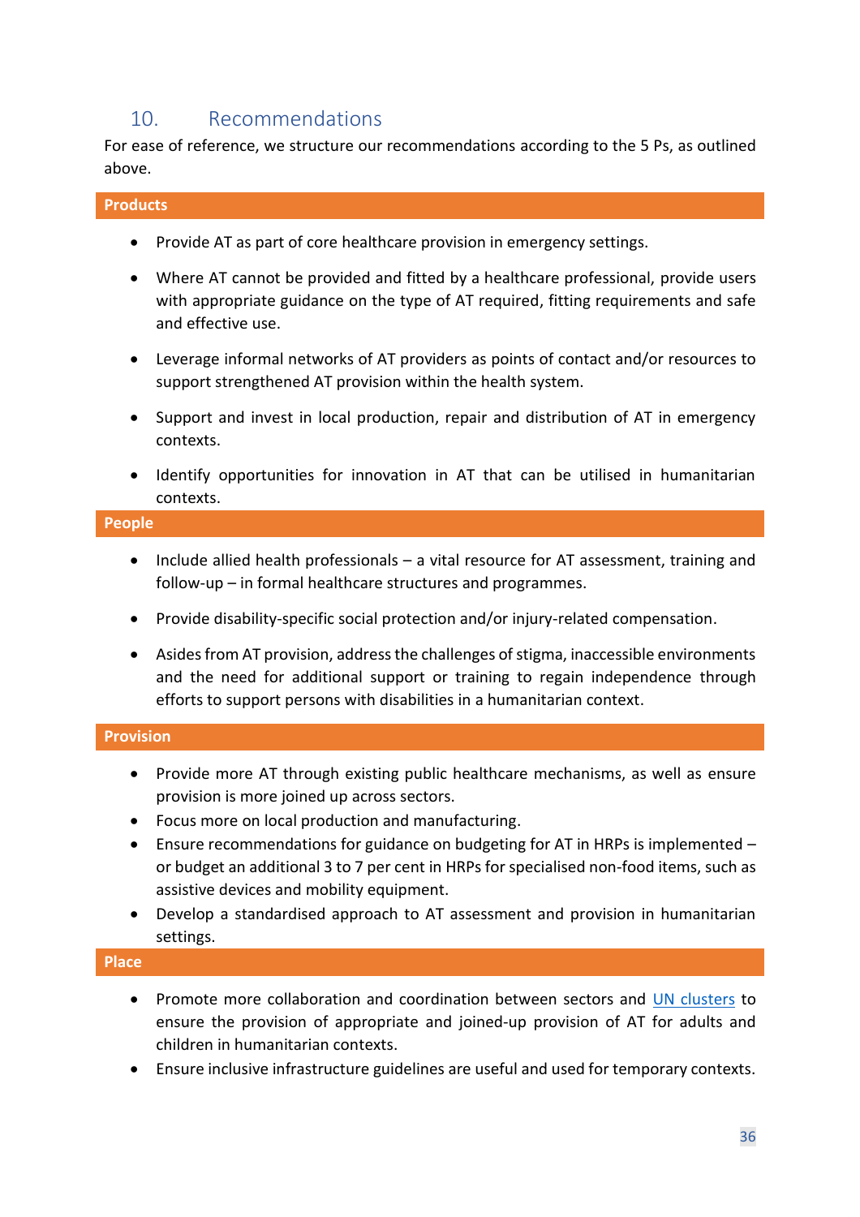## 10. Recommendations

For ease of reference, we structure our recommendations according to the 5 Ps, as outlined above.

### Products

- Provide AT as part of core healthcare provision in emergency settings.
- Where AT cannot be provided and fitted by a healthcare professional, provide users with appropriate guidance on the type of AT required, fitting requirements and safe and effective use.
- Leverage informal networks of AT providers as points of contact and/or resources to support strengthened AT provision within the health system.
- Support and invest in local production, repair and distribution of AT in emergency contexts.
- Identify opportunities for innovation in AT that can be utilised in humanitarian contexts.

### People

- Include allied health professionals – a vital resource for AT assessment, training and follow-up – in formal healthcare structures and programmes.
- Provide disability-specific social protection and/or injury-related compensation.
- Asides from AT provision, address the challenges of stigma, inaccessible environments and the need for additional support or training to regain independence through efforts to support persons with disabilities in a humanitarian context.

### Provision

- Provide more AT through existing public healthcare mechanisms, as well as ensure provision is more joined up across sectors.
- Focus more on local production and manufacturing.
- Ensure recommendations for guidance on budgeting for AT in HRPs is implemented – or budget an additional 3 to 7 per cent in HRPs for specialised non-food items, such as assistive devices and mobility equipment.
- Develop a standardised approach to AT assessment and provision in humanitarian settings.

### Place

- Promote more collaboration and coordination between sectors and UN clusters to ensure the provision of appropriate and joined-up provision of AT for adults and children in humanitarian contexts.
- Ensure inclusive infrastructure guidelines are useful and used for temporary contexts.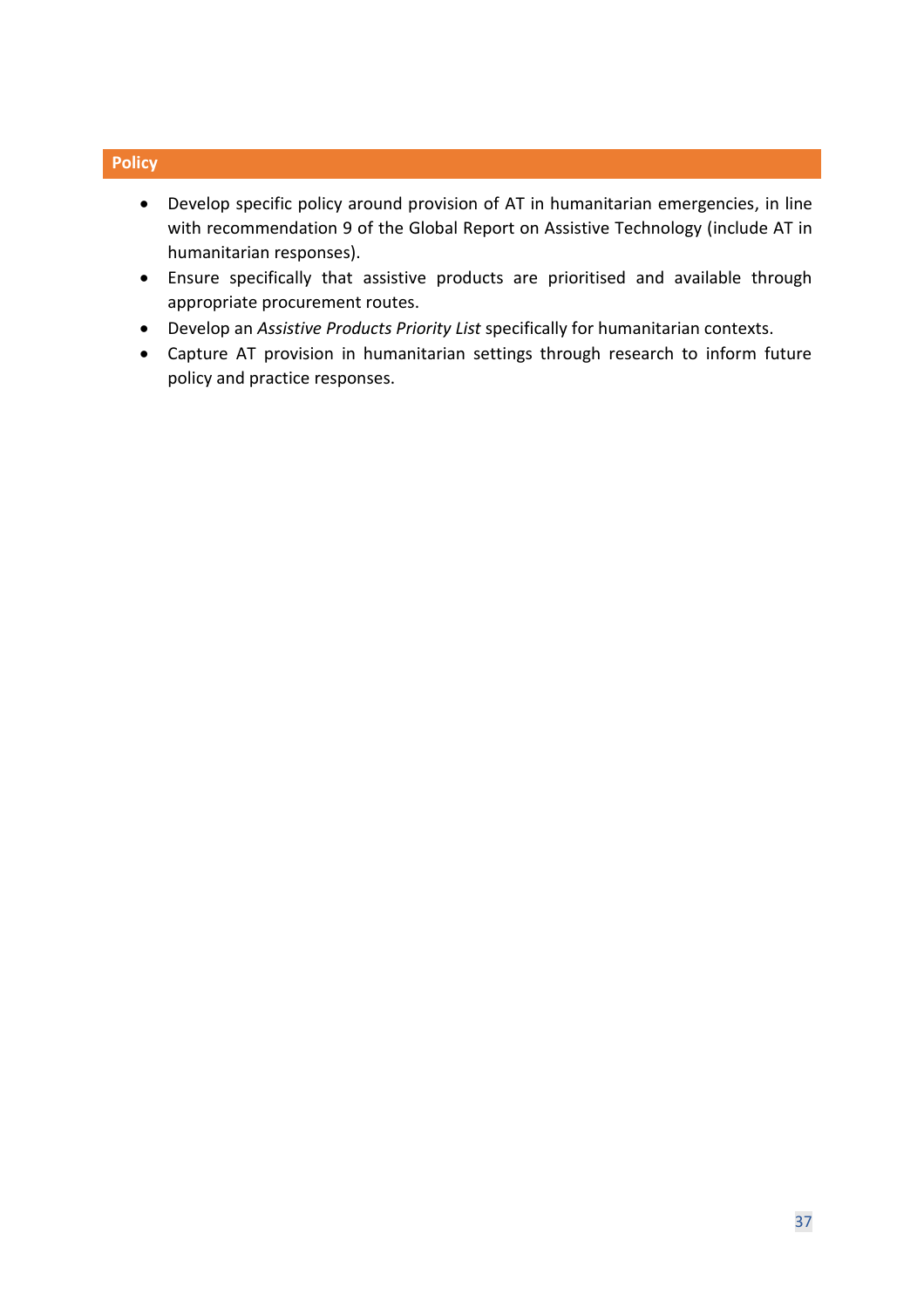## Policy

- Develop specific policy around provision of AT in humanitarian emergencies, in line with recommendation 9 of the Global Report on Assistive Technology (include AT in humanitarian responses).
- Ensure specifically that assistive products are prioritised and available through appropriate procurement routes.
- Develop an *Assistive Products Priority List* specifically for humanitarian contexts.
- Capture AT provision in humanitarian settings through research to inform future policy and practice responses.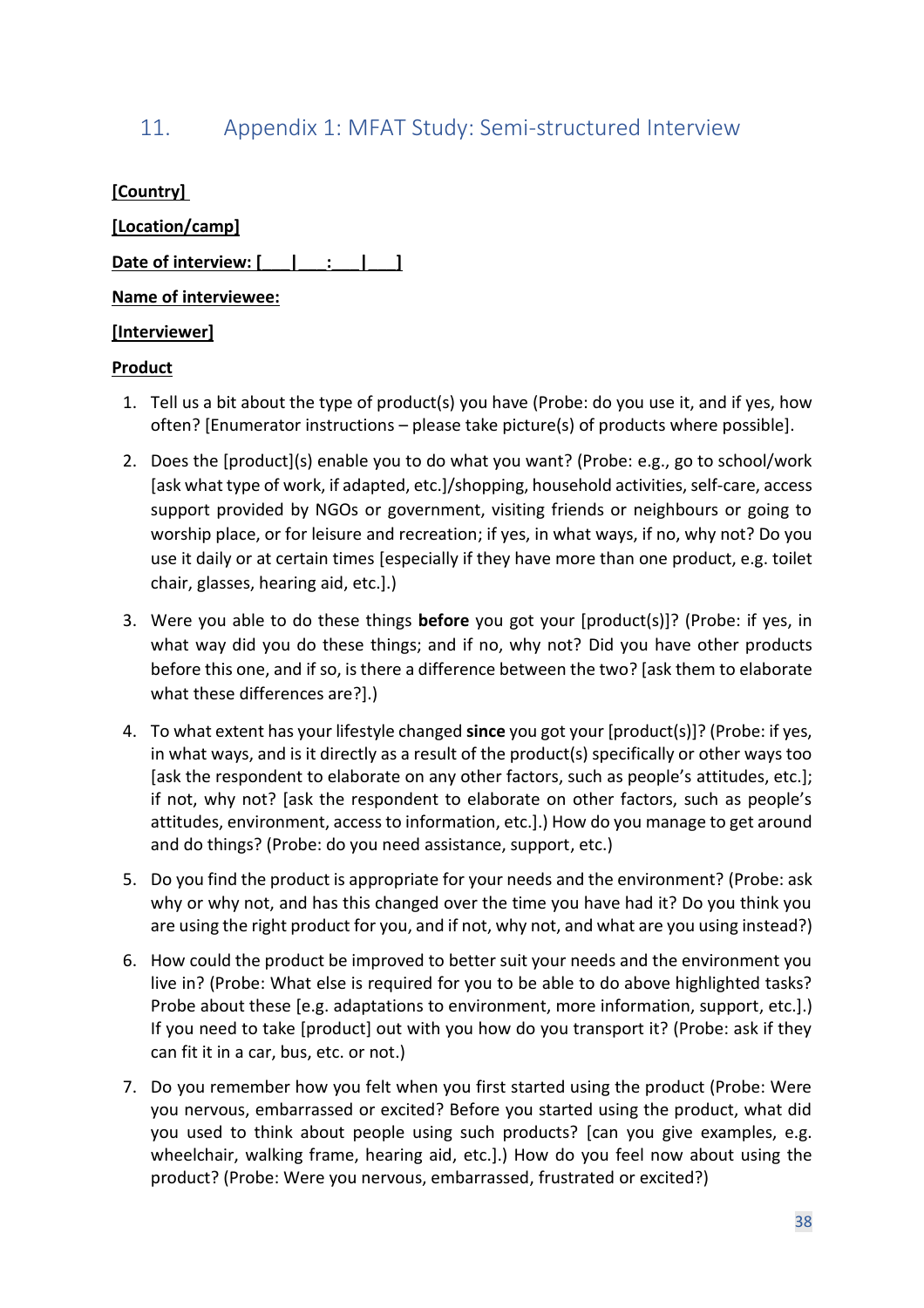## 11. Appendix 1: MFAT Study: Semi-structured Interview

**[Country]**

**[Location/camp]**

**Date of interview: [___|___:___|___]**

**Name of interviewee:**

**[Interviewer]**

**Product**

1. Tell us a bit about the type of product(s) you have (Probe: do you use it, and if yes, how often? [Enumerator instructions – please take picture(s) of products where possible].
2. Does the [product](s) enable you to do what you want? (Probe: e.g., go to school/work [ask what type of work, if adapted, etc.]/shopping, household activities, self-care, access support provided by NGOs or government, visiting friends or neighbours or going to worship place, or for leisure and recreation; if yes, in what ways, if no, why not? Do you use it daily or at certain times [especially if they have more than one product, e.g. toilet chair, glasses, hearing aid, etc.].)
3. Were you able to do these things **before** you got your [product(s)]? (Probe: if yes, in what way did you do these things; and if no, why not? Did you have other products before this one, and if so, is there a difference between the two? [ask them to elaborate what these differences are?].)
4. To what extent has your lifestyle changed **since** you got your [product(s)]? (Probe: if yes, in what ways, and is it directly as a result of the product(s) specifically or other ways too [ask the respondent to elaborate on any other factors, such as people's attitudes, etc.]; if not, why not? [ask the respondent to elaborate on other factors, such as people's attitudes, environment, access to information, etc.].) How do you manage to get around and do things? (Probe: do you need assistance, support, etc.)
5. Do you find the product is appropriate for your needs and the environment? (Probe: ask why or why not, and has this changed over the time you have had it? Do you think you are using the right product for you, and if not, why not, and what are you using instead?)
6. How could the product be improved to better suit your needs and the environment you live in? (Probe: What else is required for you to be able to do above highlighted tasks? Probe about these [e.g. adaptations to environment, more information, support, etc.].) If you need to take [product] out with you how do you transport it? (Probe: ask if they can fit it in a car, bus, etc. or not.)
7. Do you remember how you felt when you first started using the product (Probe: Were you nervous, embarrassed or excited? Before you started using the product, what did you used to think about people using such products? [can you give examples, e.g. wheelchair, walking frame, hearing aid, etc.].) How do you feel now about using the product? (Probe: Were you nervous, embarrassed, frustrated or excited?)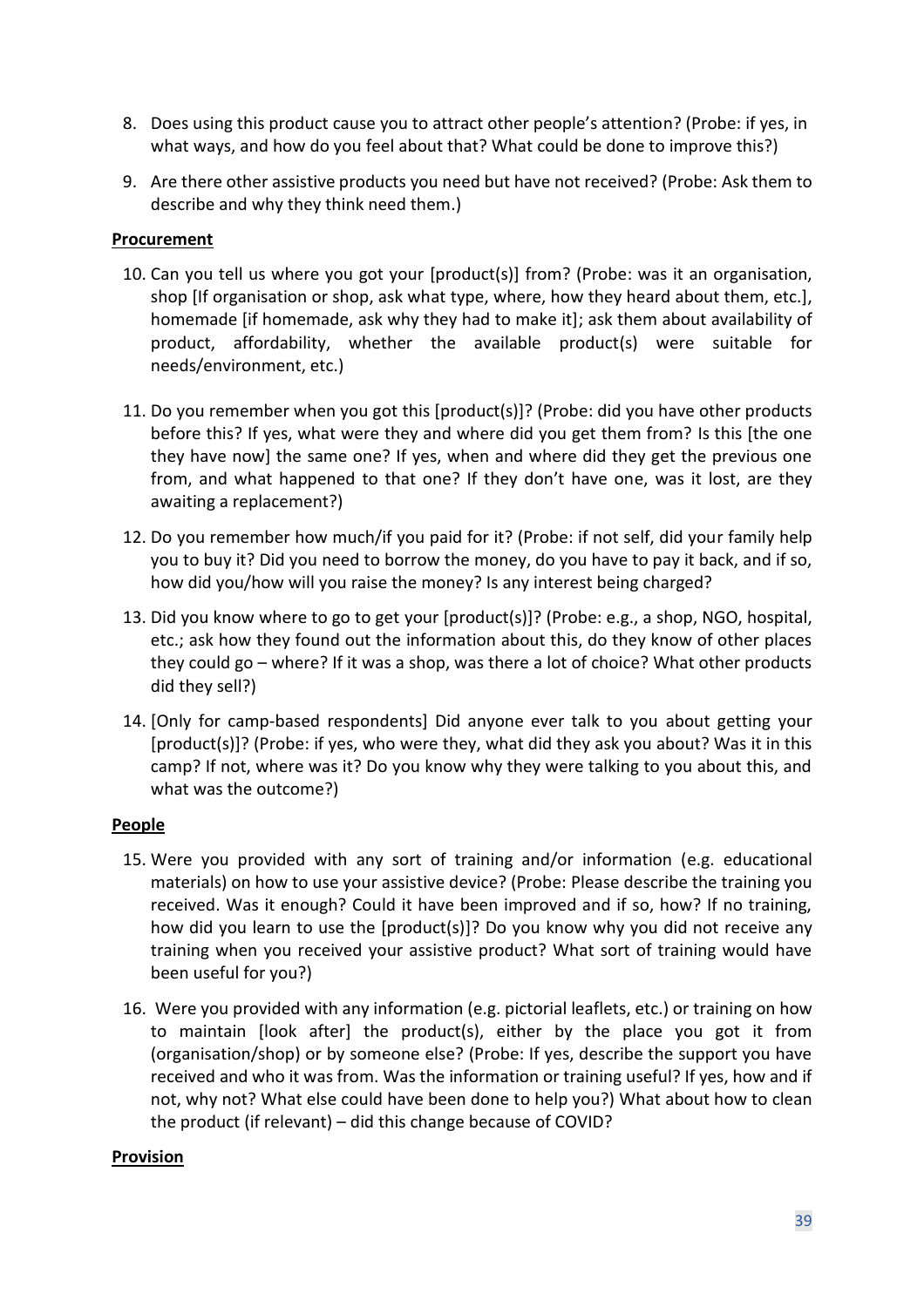8. Does using this product cause you to attract other people's attention? (Probe: if yes, in what ways, and how do you feel about that? What could be done to improve this?)

9. Are there other assistive products you need but have not received? (Probe: Ask them to describe and why they think need them.)

**Procurement**

10. Can you tell us where you got your [product(s)] from? (Probe: was it an organisation, shop [If organisation or shop, ask what type, where, how they heard about them, etc.], homemade [if homemade, ask why they had to make it]; ask them about availability of product, affordability, whether the available product(s) were suitable for needs/environment, etc.)

11. Do you remember when you got this [product(s)]? (Probe: did you have other products before this? If yes, what were they and where did you get them from? Is this [the one they have now] the same one? If yes, when and where did they get the previous one from, and what happened to that one? If they don't have one, was it lost, are they awaiting a replacement?)

12. Do you remember how much/if you paid for it? (Probe: if not self, did your family help you to buy it? Did you need to borrow the money, do you have to pay it back, and if so, how did you/how will you raise the money? Is any interest being charged?

13. Did you know where to go to get your [product(s)]? (Probe: e.g., a shop, NGO, hospital, etc.; ask how they found out the information about this, do they know of other places they could go – where? If it was a shop, was there a lot of choice? What other products did they sell?)

14. [Only for camp-based respondents] Did anyone ever talk to you about getting your [product(s)]? (Probe: if yes, who were they, what did they ask you about? Was it in this camp? If not, where was it? Do you know why they were talking to you about this, and what was the outcome?)

**People**

15. Were you provided with any sort of training and/or information (e.g. educational materials) on how to use your assistive device? (Probe: Please describe the training you received. Was it enough? Could it have been improved and if so, how? If no training, how did you learn to use the [product(s)]? Do you know why you did not receive any training when you received your assistive product? What sort of training would have been useful for you?)

16. Were you provided with any information (e.g. pictorial leaflets, etc.) or training on how to maintain [look after] the product(s), either by the place you got it from (organisation/shop) or by someone else? (Probe: If yes, describe the support you have received and who it was from. Was the information or training useful? If yes, how and if not, why not? What else could have been done to help you?) What about how to clean the product (if relevant) – did this change because of COVID?

**Provision**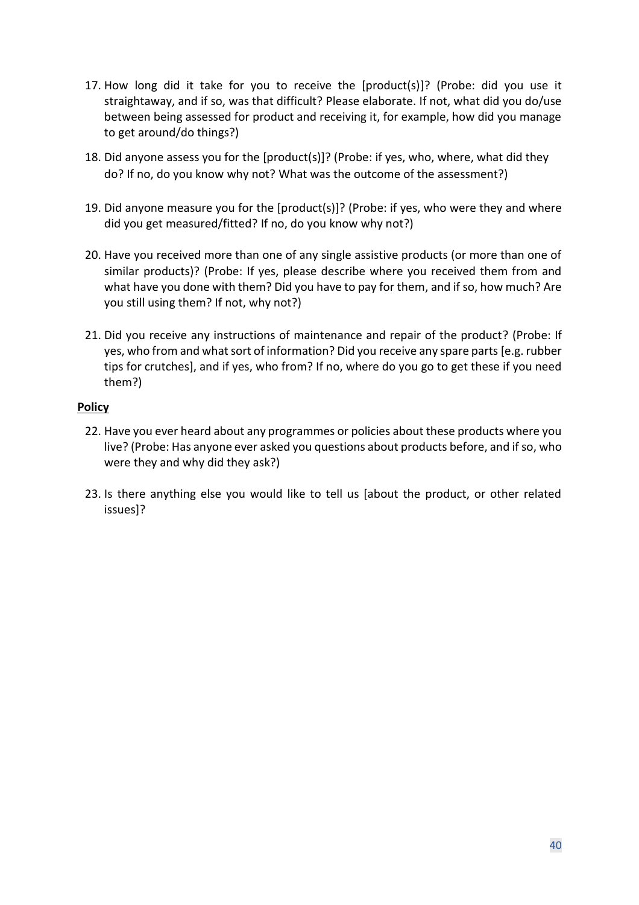17. How long did it take for you to receive the [product(s)]? (Probe: did you use it straightaway, and if so, was that difficult? Please elaborate. If not, what did you do/use between being assessed for product and receiving it, for example, how did you manage to get around/do things?)

18. Did anyone assess you for the [product(s)]? (Probe: if yes, who, where, what did they do? If no, do you know why not? What was the outcome of the assessment?)

19. Did anyone measure you for the [product(s)]? (Probe: if yes, who were they and where did you get measured/fitted? If no, do you know why not?)

20. Have you received more than one of any single assistive products (or more than one of similar products)? (Probe: If yes, please describe where you received them from and what have you done with them? Did you have to pay for them, and if so, how much? Are you still using them? If not, why not?)

21. Did you receive any instructions of maintenance and repair of the product? (Probe: If yes, who from and what sort of information? Did you receive any spare parts [e.g. rubber tips for crutches], and if yes, who from? If no, where do you go to get these if you need them?)

**Policy**

22. Have you ever heard about any programmes or policies about these products where you live? (Probe: Has anyone ever asked you questions about products before, and if so, who were they and why did they ask?)

23. Is there anything else you would like to tell us [about the product, or other related issues]?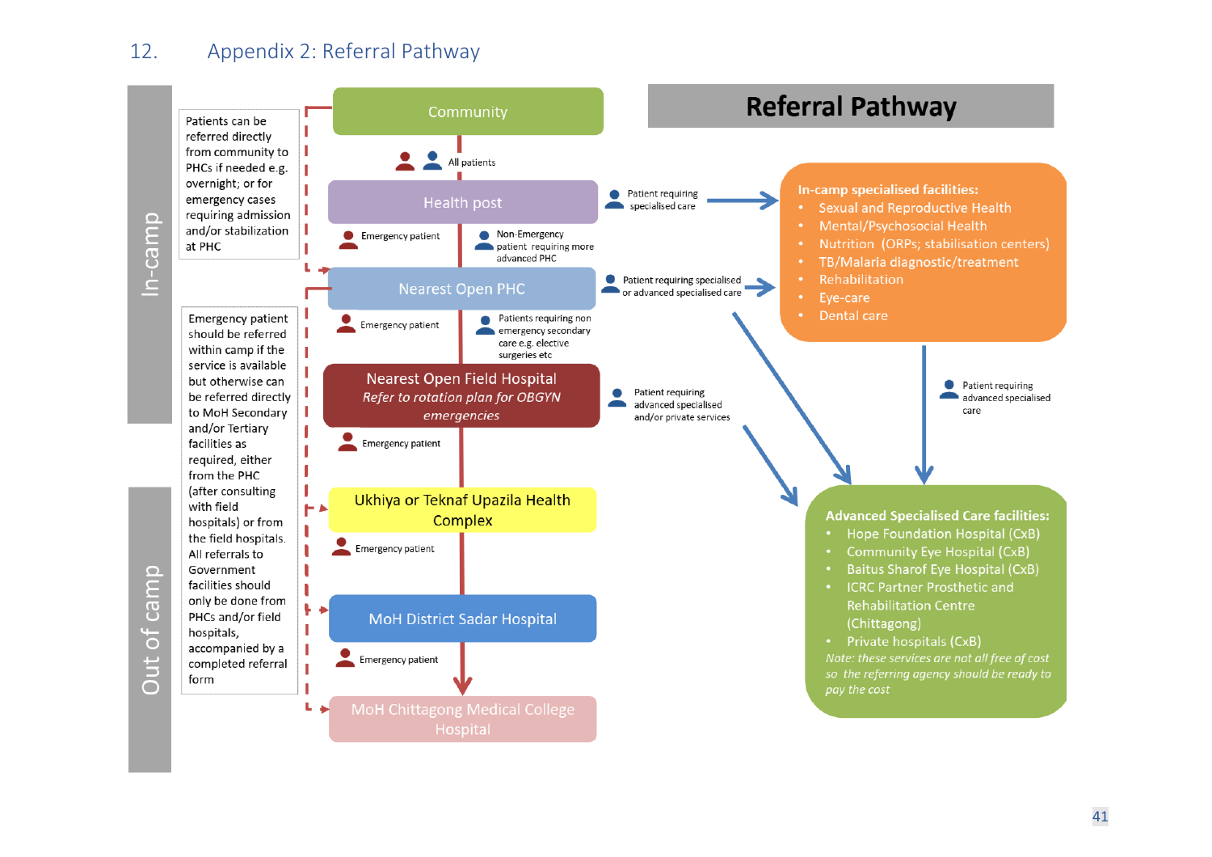## 12. Appendix 2: Referral Pathway

**Referral Pathway**

In-camp

Out of camp

Patients can be referred directly from community to PHCs if needed e.g. overnight; or for emergency cases requiring admission and/or stabilization at PHC

Emergency patient should be referred within camp if the service is available but otherwise can be referred directly to MoH Secondary and/or Tertiary facilities as required, either from the PHC (after consulting with field hospitals) or from the field hospitals. All referrals to Government facilities should only be done from PHCs and/or field hospitals, accompanied by a completed referral form

Community

All patients

Health post

Emergency patient

Non-Emergency patient requiring more advanced PHC

Patient requiring specialised care

Nearest Open PHC

Emergency patient

Patients requiring non emergency secondary care e.g. elective surgeries etc

Patient requiring specialised or advanced specialised care

Nearest Open Field Hospital
*Refer to rotation plan for OBGYN emergencies*

Emergency patient

Patient requiring advanced specialised and/or private services

Ukhiya or Teknaf Upazila Health Complex

Emergency patient

MoH District Sadar Hospital

Emergency patient

MoH Chittagong Medical College Hospital

**In-camp specialised facilities:**

- Sexual and Reproductive Health
- Mental/Psychosocial Health
- Nutrition (ORPs; stabilisation centers)
- TB/Malaria diagnostic/treatment
- Rehabilitation
- Eye-care
- Dental care

Patient requiring advanced specialised care

**Advanced Specialised Care facilities:**

- Hope Foundation Hospital (CxB)
- Community Eye Hospital (CxB)
- Baitus Sharof Eye Hospital (CxB)
- ICRC Partner Prosthetic and Rehabilitation Centre (Chittagong)
- Private hospitals (CxB)

*Note: these services are not all free of cost so the referring agency should be ready to pay the cost*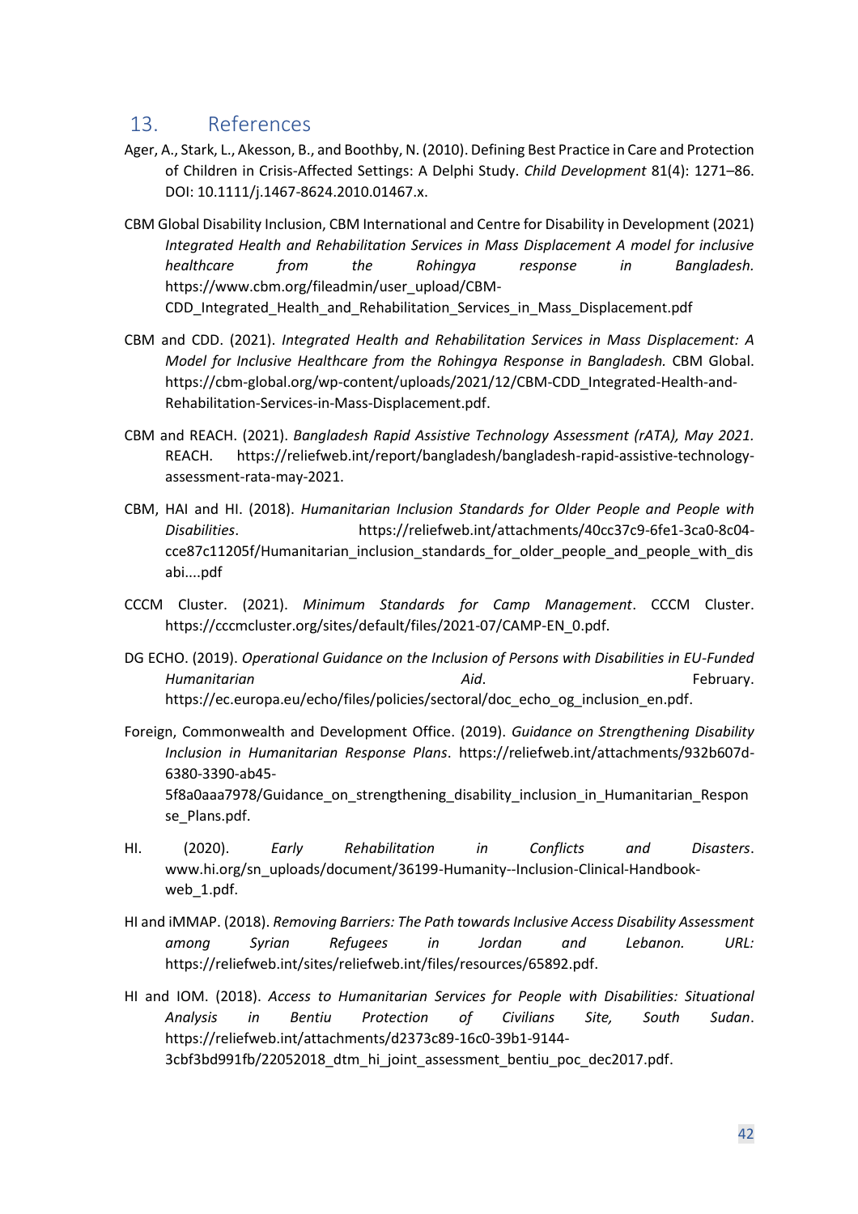## 13. References

Ager, A., Stark, L., Akesson, B., and Boothby, N. (2010). Defining Best Practice in Care and Protection of Children in Crisis-Affected Settings: A Delphi Study. *Child Development* 81(4): 1271–86. DOI: 10.1111/j.1467-8624.2010.01467.x.

CBM Global Disability Inclusion, CBM International and Centre for Disability in Development (2021) *Integrated Health and Rehabilitation Services in Mass Displacement A model for inclusive healthcare from the Rohingya response in Bangladesh.* https://www.cbm.org/fileadmin/user_upload/CBM-CDD_Integrated_Health_and_Rehabilitation_Services_in_Mass_Displacement.pdf

CBM and CDD. (2021). *Integrated Health and Rehabilitation Services in Mass Displacement: A Model for Inclusive Healthcare from the Rohingya Response in Bangladesh.* CBM Global. https://cbm-global.org/wp-content/uploads/2021/12/CBM-CDD_Integrated-Health-and-Rehabilitation-Services-in-Mass-Displacement.pdf.

CBM and REACH. (2021). *Bangladesh Rapid Assistive Technology Assessment (rATA), May 2021.* REACH. https://reliefweb.int/report/bangladesh/bangladesh-rapid-assistive-technology-assessment-rata-may-2021.

CBM, HAI and HI. (2018). *Humanitarian Inclusion Standards for Older People and People with Disabilities*. https://reliefweb.int/attachments/40cc37c9-6fe1-3ca0-8c04-cce87c11205f/Humanitarian_inclusion_standards_for_older_people_and_people_with_disabi....pdf

CCCM Cluster. (2021). *Minimum Standards for Camp Management*. CCCM Cluster. https://cccmcluster.org/sites/default/files/2021-07/CAMP-EN_0.pdf.

DG ECHO. (2019). *Operational Guidance on the Inclusion of Persons with Disabilities in EU-Funded Humanitarian Aid*. February. https://ec.europa.eu/echo/files/policies/sectoral/doc_echo_og_inclusion_en.pdf.

Foreign, Commonwealth and Development Office. (2019). *Guidance on Strengthening Disability Inclusion in Humanitarian Response Plans*. https://reliefweb.int/attachments/932b607d-6380-3390-ab45-5f8a0aaa7978/Guidance_on_strengthening_disability_inclusion_in_Humanitarian_Response_Plans.pdf.

HI. (2020). *Early Rehabilitation in Conflicts and Disasters*. www.hi.org/sn_uploads/document/36199-Humanity--Inclusion-Clinical-Handbook-web_1.pdf.

HI and iMMAP. (2018). *Removing Barriers: The Path towards Inclusive Access Disability Assessment among Syrian Refugees in Jordan and Lebanon.* URL: https://reliefweb.int/sites/reliefweb.int/files/resources/65892.pdf.

HI and IOM. (2018). *Access to Humanitarian Services for People with Disabilities: Situational Analysis in Bentiu Protection of Civilians Site, South Sudan*. https://reliefweb.int/attachments/d2373c89-16c0-39b1-9144-3cbf3bd991fb/22052018_dtm_hi_joint_assessment_bentiu_poc_dec2017.pdf.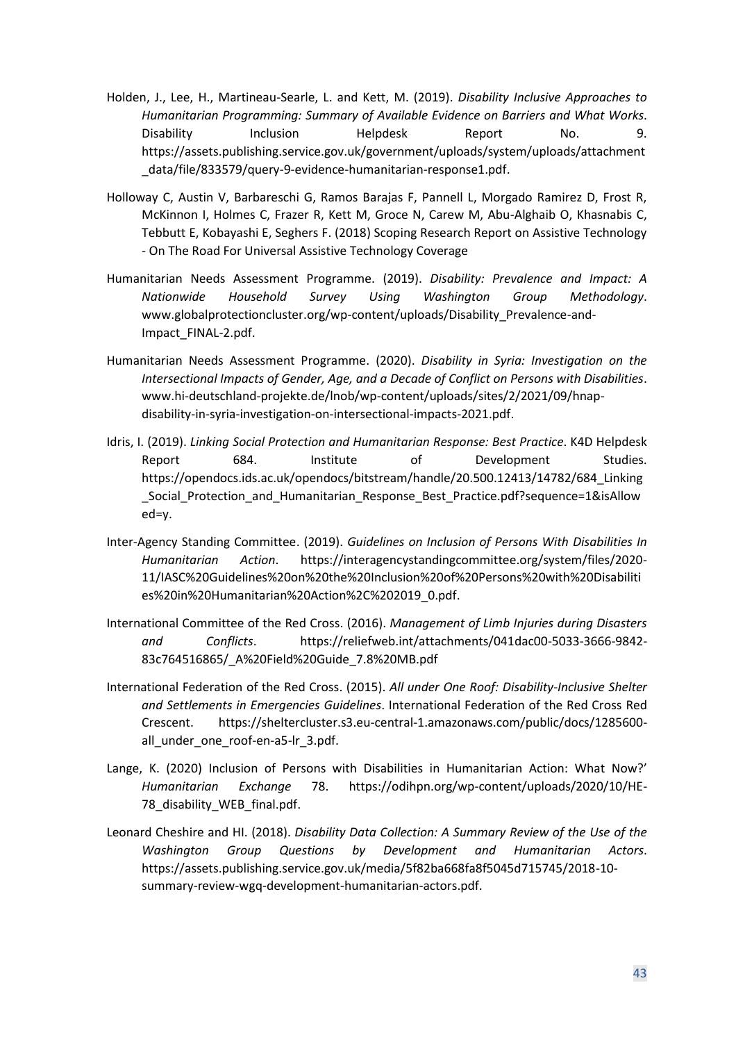Holden, J., Lee, H., Martineau-Searle, L. and Kett, M. (2019). *Disability Inclusive Approaches to Humanitarian Programming: Summary of Available Evidence on Barriers and What Works*. Disability Inclusion Helpdesk Report No. 9. https://assets.publishing.service.gov.uk/government/uploads/system/uploads/attachment_data/file/833579/query-9-evidence-humanitarian-response1.pdf.

Holloway C, Austin V, Barbareschi G, Ramos Barajas F, Pannell L, Morgado Ramirez D, Frost R, McKinnon I, Holmes C, Frazer R, Kett M, Groce N, Carew M, Abu-Alghaib O, Khasnabis C, Tebbutt E, Kobayashi E, Seghers F. (2018) Scoping Research Report on Assistive Technology - On The Road For Universal Assistive Technology Coverage

Humanitarian Needs Assessment Programme. (2019). *Disability: Prevalence and Impact: A Nationwide Household Survey Using Washington Group Methodology*. www.globalprotectioncluster.org/wp-content/uploads/Disability_Prevalence-and-Impact_FINAL-2.pdf.

Humanitarian Needs Assessment Programme. (2020). *Disability in Syria: Investigation on the Intersectional Impacts of Gender, Age, and a Decade of Conflict on Persons with Disabilities*. www.hi-deutschland-projekte.de/lnob/wp-content/uploads/sites/2/2021/09/hnap-disability-in-syria-investigation-on-intersectional-impacts-2021.pdf.

Idris, I. (2019). *Linking Social Protection and Humanitarian Response: Best Practice*. K4D Helpdesk Report 684. Institute of Development Studies. https://opendocs.ids.ac.uk/opendocs/bitstream/handle/20.500.12413/14782/684_Linking_Social_Protection_and_Humanitarian_Response_Best_Practice.pdf?sequence=1&isAllowed=y.

Inter-Agency Standing Committee. (2019). *Guidelines on Inclusion of Persons With Disabilities In Humanitarian Action*. https://interagencystandingcommittee.org/system/files/2020-11/IASC%20Guidelines%20on%20the%20Inclusion%20of%20Persons%20with%20Disabilities%20in%20Humanitarian%20Action%2C%202019_0.pdf.

International Committee of the Red Cross. (2016). *Management of Limb Injuries during Disasters and Conflicts*. https://reliefweb.int/attachments/041dac00-5033-3666-9842-83c764516865/_A%20Field%20Guide_7.8%20MB.pdf

International Federation of the Red Cross. (2015). *All under One Roof: Disability-Inclusive Shelter and Settlements in Emergencies Guidelines*. International Federation of the Red Cross Red Crescent. https://sheltercluster.s3.eu-central-1.amazonaws.com/public/docs/1285600-all_under_one_roof-en-a5-lr_3.pdf.

Lange, K. (2020) Inclusion of Persons with Disabilities in Humanitarian Action: What Now?' *Humanitarian Exchange* 78. https://odihpn.org/wp-content/uploads/2020/10/HE-78_disability_WEB_final.pdf.

Leonard Cheshire and HI. (2018). *Disability Data Collection: A Summary Review of the Use of the Washington Group Questions by Development and Humanitarian Actors*. https://assets.publishing.service.gov.uk/media/5f82ba668fa8f5045d715745/2018-10-summary-review-wgq-development-humanitarian-actors.pdf.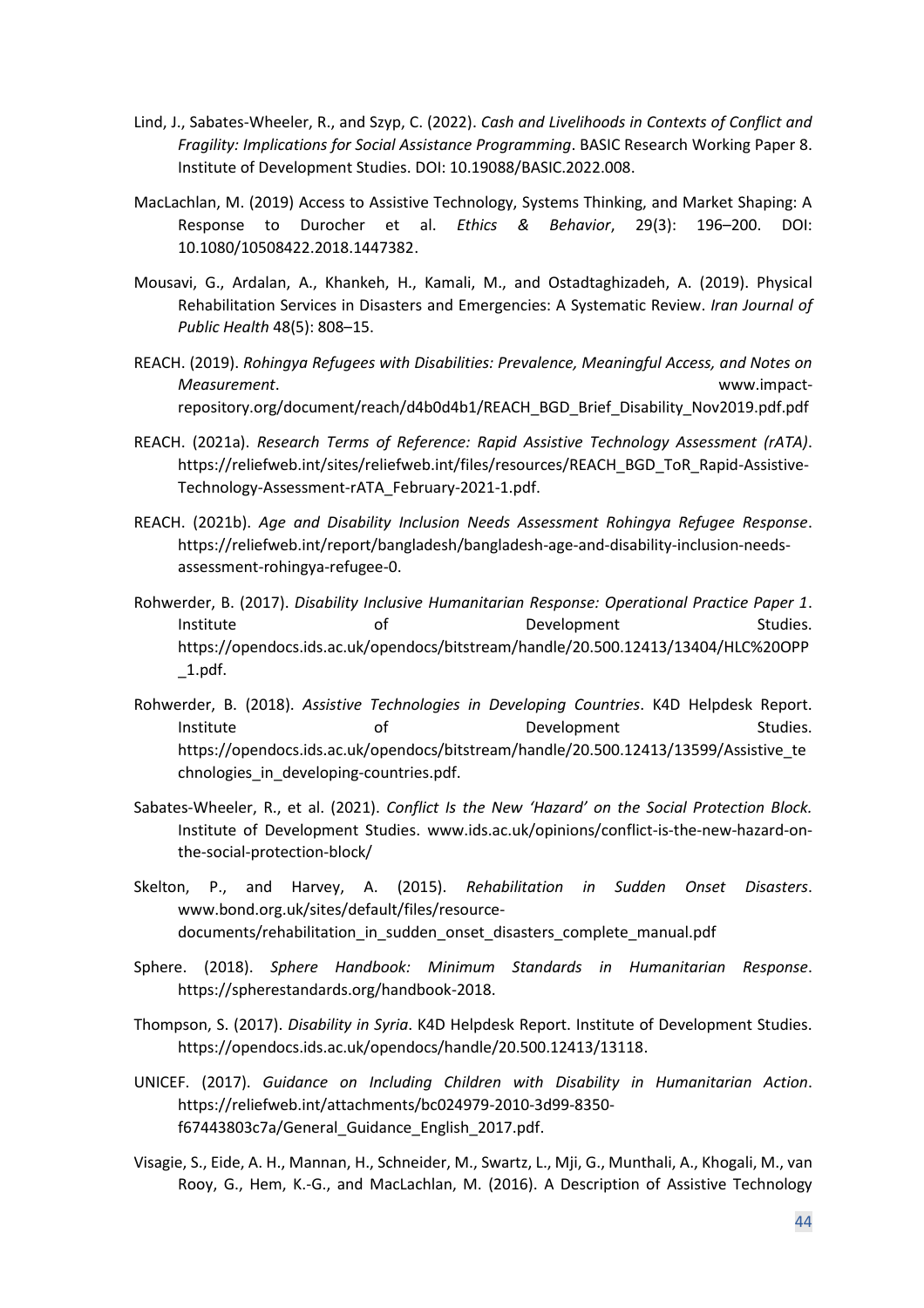Lind, J., Sabates-Wheeler, R., and Szyp, C. (2022). *Cash and Livelihoods in Contexts of Conflict and Fragility: Implications for Social Assistance Programming*. BASIC Research Working Paper 8. Institute of Development Studies. DOI: 10.19088/BASIC.2022.008.

MacLachlan, M. (2019) Access to Assistive Technology, Systems Thinking, and Market Shaping: A Response to Durocher et al. *Ethics & Behavior*, 29(3): 196–200. DOI: 10.1080/10508422.2018.1447382.

Mousavi, G., Ardalan, A., Khankeh, H., Kamali, M., and Ostadtaghizadeh, A. (2019). Physical Rehabilitation Services in Disasters and Emergencies: A Systematic Review. *Iran Journal of Public Health* 48(5): 808–15.

REACH. (2019). *Rohingya Refugees with Disabilities: Prevalence, Meaningful Access, and Notes on Measurement*. www.impact-repository.org/document/reach/d4b0d4b1/REACH_BGD_Brief_Disability_Nov2019.pdf.pdf

REACH. (2021a). *Research Terms of Reference: Rapid Assistive Technology Assessment (rATA)*. https://reliefweb.int/sites/reliefweb.int/files/resources/REACH_BGD_ToR_Rapid-Assistive-Technology-Assessment-rATA_February-2021-1.pdf.

REACH. (2021b). *Age and Disability Inclusion Needs Assessment Rohingya Refugee Response*. https://reliefweb.int/report/bangladesh/bangladesh-age-and-disability-inclusion-needs-assessment-rohingya-refugee-0.

Rohwerder, B. (2017). *Disability Inclusive Humanitarian Response: Operational Practice Paper 1*. Institute of Development Studies. https://opendocs.ids.ac.uk/opendocs/bitstream/handle/20.500.12413/13404/HLC%20OPP_1.pdf.

Rohwerder, B. (2018). *Assistive Technologies in Developing Countries*. K4D Helpdesk Report. Institute of Development Studies. https://opendocs.ids.ac.uk/opendocs/bitstream/handle/20.500.12413/13599/Assistive_technologies_in_developing-countries.pdf.

Sabates-Wheeler, R., et al. (2021). *Conflict Is the New 'Hazard' on the Social Protection Block.* Institute of Development Studies. www.ids.ac.uk/opinions/conflict-is-the-new-hazard-on-the-social-protection-block/

Skelton, P., and Harvey, A. (2015). *Rehabilitation in Sudden Onset Disasters*. www.bond.org.uk/sites/default/files/resource-documents/rehabilitation_in_sudden_onset_disasters_complete_manual.pdf

Sphere. (2018). *Sphere Handbook: Minimum Standards in Humanitarian Response*. https://spherestandards.org/handbook-2018.

Thompson, S. (2017). *Disability in Syria*. K4D Helpdesk Report. Institute of Development Studies. https://opendocs.ids.ac.uk/opendocs/handle/20.500.12413/13118.

UNICEF. (2017). *Guidance on Including Children with Disability in Humanitarian Action*. https://reliefweb.int/attachments/bc024979-2010-3d99-8350-f67443803c7a/General_Guidance_English_2017.pdf.

Visagie, S., Eide, A. H., Mannan, H., Schneider, M., Swartz, L., Mji, G., Munthali, A., Khogali, M., van Rooy, G., Hem, K.-G., and MacLachlan, M. (2016). A Description of Assistive Technology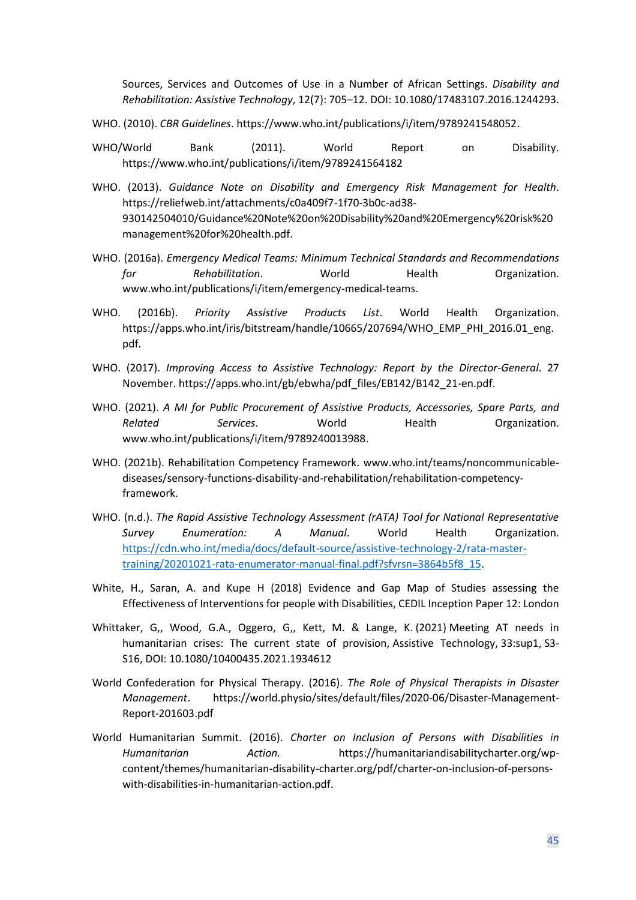Sources, Services and Outcomes of Use in a Number of African Settings. *Disability and Rehabilitation: Assistive Technology*, 12(7): 705–12. DOI: 10.1080/17483107.2016.1244293.

WHO. (2010). *CBR Guidelines*. https://www.who.int/publications/i/item/9789241548052.

WHO/World Bank (2011). World Report on Disability. https://www.who.int/publications/i/item/9789241564182

WHO. (2013). *Guidance Note on Disability and Emergency Risk Management for Health*. https://reliefweb.int/attachments/c0a409f7-1f70-3b0c-ad38-930142504010/Guidance%20Note%20on%20Disability%20and%20Emergency%20risk%20management%20for%20health.pdf.

WHO. (2016a). *Emergency Medical Teams: Minimum Technical Standards and Recommendations for Rehabilitation*. World Health Organization. www.who.int/publications/i/item/emergency-medical-teams.

WHO. (2016b). *Priority Assistive Products List*. World Health Organization. https://apps.who.int/iris/bitstream/handle/10665/207694/WHO_EMP_PHI_2016.01_eng.pdf.

WHO. (2017). *Improving Access to Assistive Technology: Report by the Director-General*. 27 November. https://apps.who.int/gb/ebwha/pdf_files/EB142/B142_21-en.pdf.

WHO. (2021). *A MI for Public Procurement of Assistive Products, Accessories, Spare Parts, and Related Services*. World Health Organization. www.who.int/publications/i/item/9789240013988.

WHO. (2021b). Rehabilitation Competency Framework. www.who.int/teams/noncommunicable-diseases/sensory-functions-disability-and-rehabilitation/rehabilitation-competency-framework.

WHO. (n.d.). *The Rapid Assistive Technology Assessment (rATA) Tool for National Representative Survey Enumeration: A Manual*. World Health Organization. https://cdn.who.int/media/docs/default-source/assistive-technology-2/rata-master-training/20201021-rata-enumerator-manual-final.pdf?sfvrsn=3864b5f8_15.

White, H., Saran, A. and Kupe H (2018) Evidence and Gap Map of Studies assessing the Effectiveness of Interventions for people with Disabilities, CEDIL Inception Paper 12: London

Whittaker, G,, Wood, G.A., Oggero, G,, Kett, M. & Lange, K. (2021) Meeting AT needs in humanitarian crises: The current state of provision, Assistive Technology, 33:sup1, S3-S16, DOI: 10.1080/10400435.2021.1934612

World Confederation for Physical Therapy. (2016). *The Role of Physical Therapists in Disaster Management*. https://world.physio/sites/default/files/2020-06/Disaster-Management-Report-201603.pdf

World Humanitarian Summit. (2016). *Charter on Inclusion of Persons with Disabilities in Humanitarian Action.* https://humanitariandisabilitycharter.org/wp-content/themes/humanitarian-disability-charter.org/pdf/charter-on-inclusion-of-persons-with-disabilities-in-humanitarian-action.pdf.